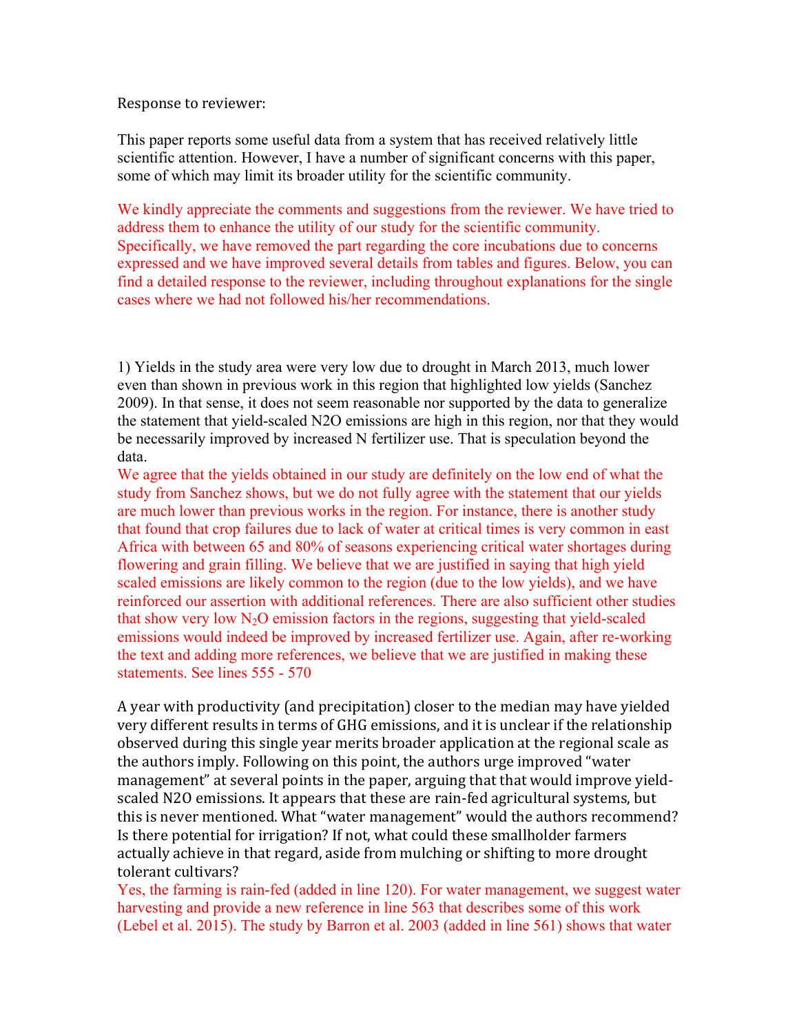Response to reviewer:

This paper reports some useful data from a system that has received relatively little scientific attention. However, I have a number of significant concerns with this paper, some of which may limit its broader utility for the scientific community.

We kindly appreciate the comments and suggestions from the reviewer. We have tried to address them to enhance the utility of our study for the scientific community. Specifically, we have removed the part regarding the core incubations due to concerns expressed and we have improved several details from tables and figures. Below, you can find a detailed response to the reviewer, including throughout explanations for the single cases where we had not followed his/her recommendations.

1) Yields in the study area were very low due to drought in March 2013, much lower even than shown in previous work in this region that highlighted low yields (Sanchez 2009). In that sense, it does not seem reasonable nor supported by the data to generalize the statement that yield-scaled N2O emissions are high in this region, nor that they would be necessarily improved by increased N fertilizer use. That is speculation beyond the data.

We agree that the yields obtained in our study are definitely on the low end of what the study from Sanchez shows, but we do not fully agree with the statement that our yields are much lower than previous works in the region. For instance, there is another study that found that crop failures due to lack of water at critical times is very common in east Africa with between 65 and 80% of seasons experiencing critical water shortages during flowering and grain filling. We believe that we are justified in saying that high yield scaled emissions are likely common to the region (due to the low yields), and we have reinforced our assertion with additional references. There are also sufficient other studies that show very low $N_2O$ emission factors in the regions, suggesting that yield-scaled emissions would indeed be improved by increased fertilizer use. Again, after re-working the text and adding more references, we believe that we are justified in making these statements. See lines 555 - 570

A year with productivity (and precipitation) closer to the median may have yielded very different results in terms of GHG emissions, and it is unclear if the relationship observed during this single year merits broader application at the regional scale as the authors imply. Following on this point, the authors urge improved "water management" at several points in the paper, arguing that that would improve yield-scaled N2O emissions. It appears that these are rain-fed agricultural systems, but this is never mentioned. What "water management" would the authors recommend? Is there potential for irrigation? If not, what could these smallholder farmers actually achieve in that regard, aside from mulching or shifting to more drought tolerant cultivars?

Yes, the farming is rain-fed (added in line 120). For water management, we suggest water harvesting and provide a new reference in line 563 that describes some of this work (Lebel et al. 2015). The study by Barron et al. 2003 (added in line 561) shows that water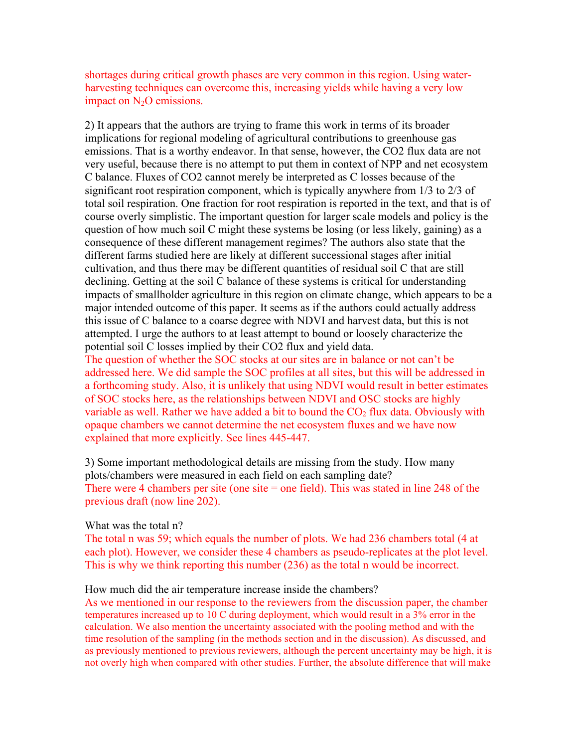shortages during critical growth phases are very common in this region. Using water-harvesting techniques can overcome this, increasing yields while having a very low impact on $N_2O$ emissions.

2) It appears that the authors are trying to frame this work in terms of its broader implications for regional modeling of agricultural contributions to greenhouse gas emissions. That is a worthy endeavor. In that sense, however, the CO2 flux data are not very useful, because there is no attempt to put them in context of NPP and net ecosystem C balance. Fluxes of CO2 cannot merely be interpreted as C losses because of the significant root respiration component, which is typically anywhere from 1/3 to 2/3 of total soil respiration. One fraction for root respiration is reported in the text, and that is of course overly simplistic. The important question for larger scale models and policy is the question of how much soil C might these systems be losing (or less likely, gaining) as a consequence of these different management regimes? The authors also state that the different farms studied here are likely at different successional stages after initial cultivation, and thus there may be different quantities of residual soil C that are still declining. Getting at the soil C balance of these systems is critical for understanding impacts of smallholder agriculture in this region on climate change, which appears to be a major intended outcome of this paper. It seems as if the authors could actually address this issue of C balance to a coarse degree with NDVI and harvest data, but this is not attempted. I urge the authors to at least attempt to bound or loosely characterize the potential soil C losses implied by their CO2 flux and yield data.
The question of whether the SOC stocks at our sites are in balance or not can't be addressed here. We did sample the SOC profiles at all sites, but this will be addressed in a forthcoming study. Also, it is unlikely that using NDVI would result in better estimates of SOC stocks here, as the relationships between NDVI and OSC stocks are highly variable as well. Rather we have added a bit to bound the $CO_2$ flux data. Obviously with opaque chambers we cannot determine the net ecosystem fluxes and we have now explained that more explicitly. See lines 445-447.

3) Some important methodological details are missing from the study. How many plots/chambers were measured in each field on each sampling date?
There were 4 chambers per site (one site = one field). This was stated in line 248 of the previous draft (now line 202).

What was the total n?
The total n was 59; which equals the number of plots. We had 236 chambers total (4 at each plot). However, we consider these 4 chambers as pseudo-replicates at the plot level. This is why we think reporting this number (236) as the total n would be incorrect.

How much did the air temperature increase inside the chambers?
As we mentioned in our response to the reviewers from the discussion paper, the chamber temperatures increased up to 10 C during deployment, which would result in a 3% error in the calculation. We also mention the uncertainty associated with the pooling method and with the time resolution of the sampling (in the methods section and in the discussion). As discussed, and as previously mentioned to previous reviewers, although the percent uncertainty may be high, it is not overly high when compared with other studies. Further, the absolute difference that will make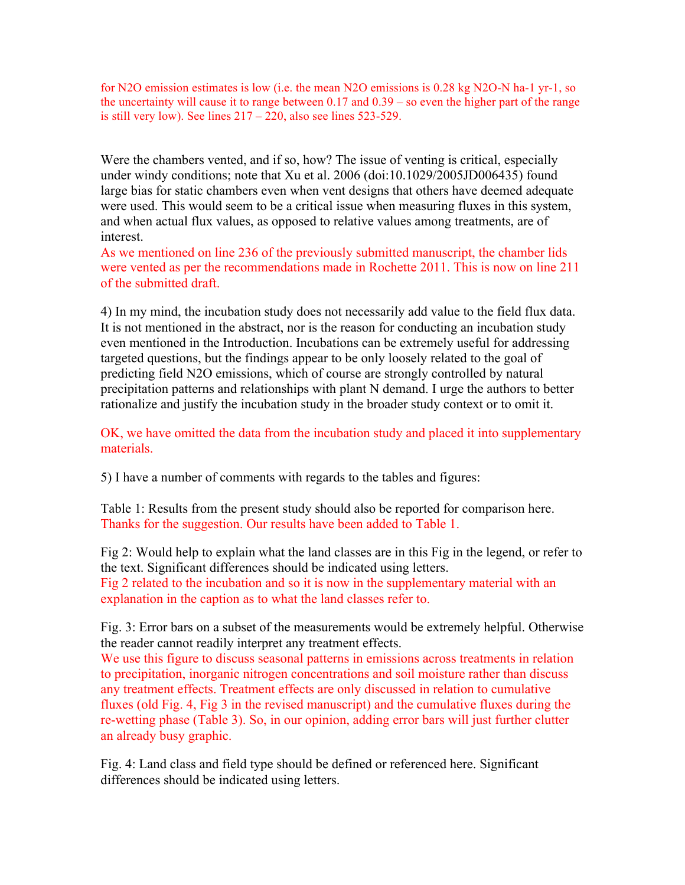for $N_2O$ emission estimates is low (i.e. the mean $N_2O$ emissions is 0.28 kg $N_2O$-N ha-1 yr-1, so the uncertainty will cause it to range between 0.17 and 0.39 – so even the higher part of the range is still very low). See lines 217 – 220, also see lines 523-529.

Were the chambers vented, and if so, how? The issue of venting is critical, especially under windy conditions; note that Xu et al. 2006 (doi:10.1029/2005JD006435) found large bias for static chambers even when vent designs that others have deemed adequate were used. This would seem to be a critical issue when measuring fluxes in this system, and when actual flux values, as opposed to relative values among treatments, are of interest.

As we mentioned on line 236 of the previously submitted manuscript, the chamber lids were vented as per the recommendations made in Rochette 2011. This is now on line 211 of the submitted draft.

4) In my mind, the incubation study does not necessarily add value to the field flux data. It is not mentioned in the abstract, nor is the reason for conducting an incubation study even mentioned in the Introduction. Incubations can be extremely useful for addressing targeted questions, but the findings appear to be only loosely related to the goal of predicting field $N_2O$ emissions, which of course are strongly controlled by natural precipitation patterns and relationships with plant N demand. I urge the authors to better rationalize and justify the incubation study in the broader study context or to omit it.

OK, we have omitted the data from the incubation study and placed it into supplementary materials.

5) I have a number of comments with regards to the tables and figures:

Table 1: Results from the present study should also be reported for comparison here.
Thanks for the suggestion. Our results have been added to Table 1.

Fig 2: Would help to explain what the land classes are in this Fig in the legend, or refer to the text. Significant differences should be indicated using letters.
Fig 2 related to the incubation and so it is now in the supplementary material with an explanation in the caption as to what the land classes refer to.

Fig. 3: Error bars on a subset of the measurements would be extremely helpful. Otherwise the reader cannot readily interpret any treatment effects.
We use this figure to discuss seasonal patterns in emissions across treatments in relation to precipitation, inorganic nitrogen concentrations and soil moisture rather than discuss any treatment effects. Treatment effects are only discussed in relation to cumulative fluxes (old Fig. 4, Fig 3 in the revised manuscript) and the cumulative fluxes during the re-wetting phase (Table 3). So, in our opinion, adding error bars will just further clutter an already busy graphic.

Fig. 4: Land class and field type should be defined or referenced here. Significant differences should be indicated using letters.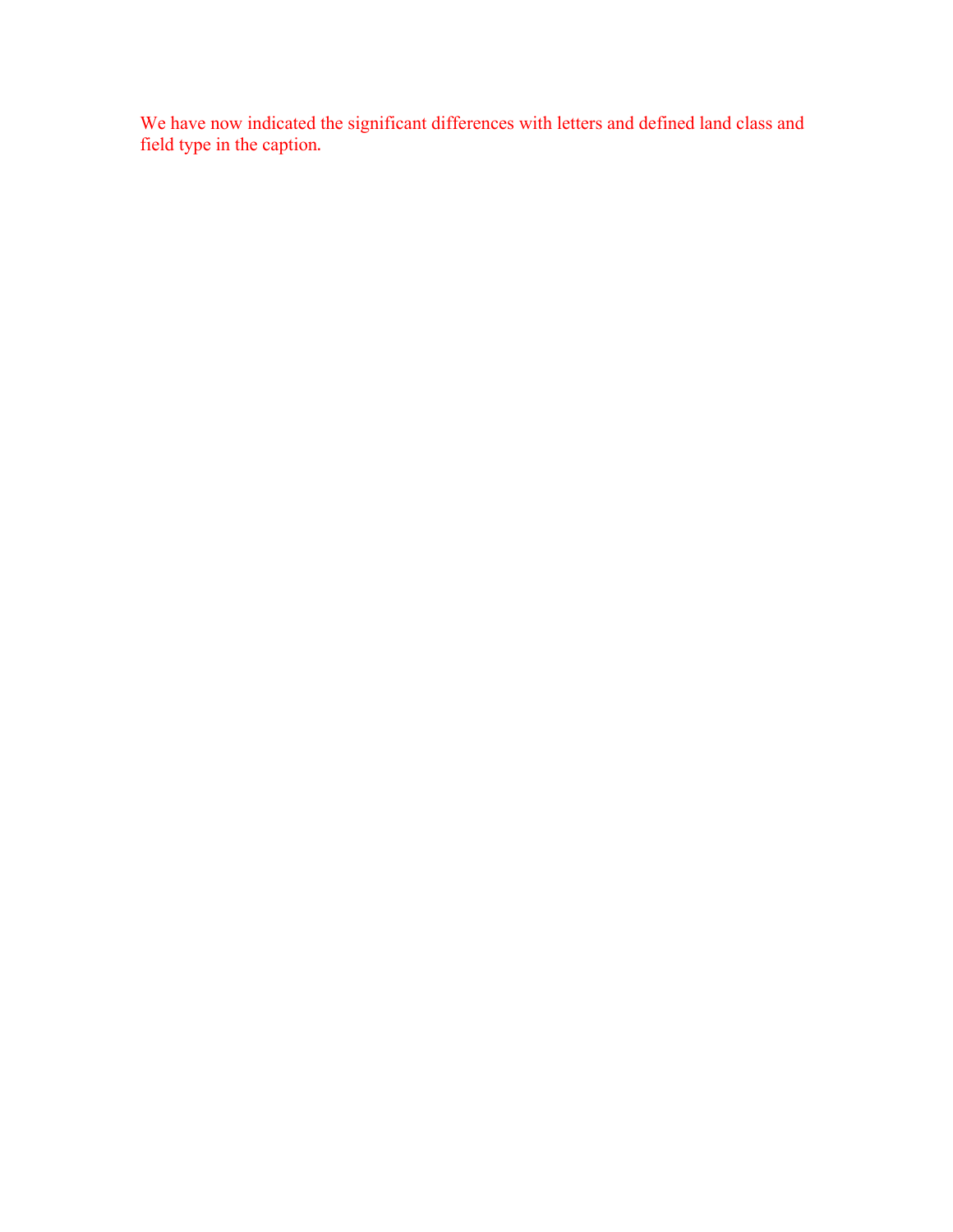We have now indicated the significant differences with letters and defined land class and field type in the caption.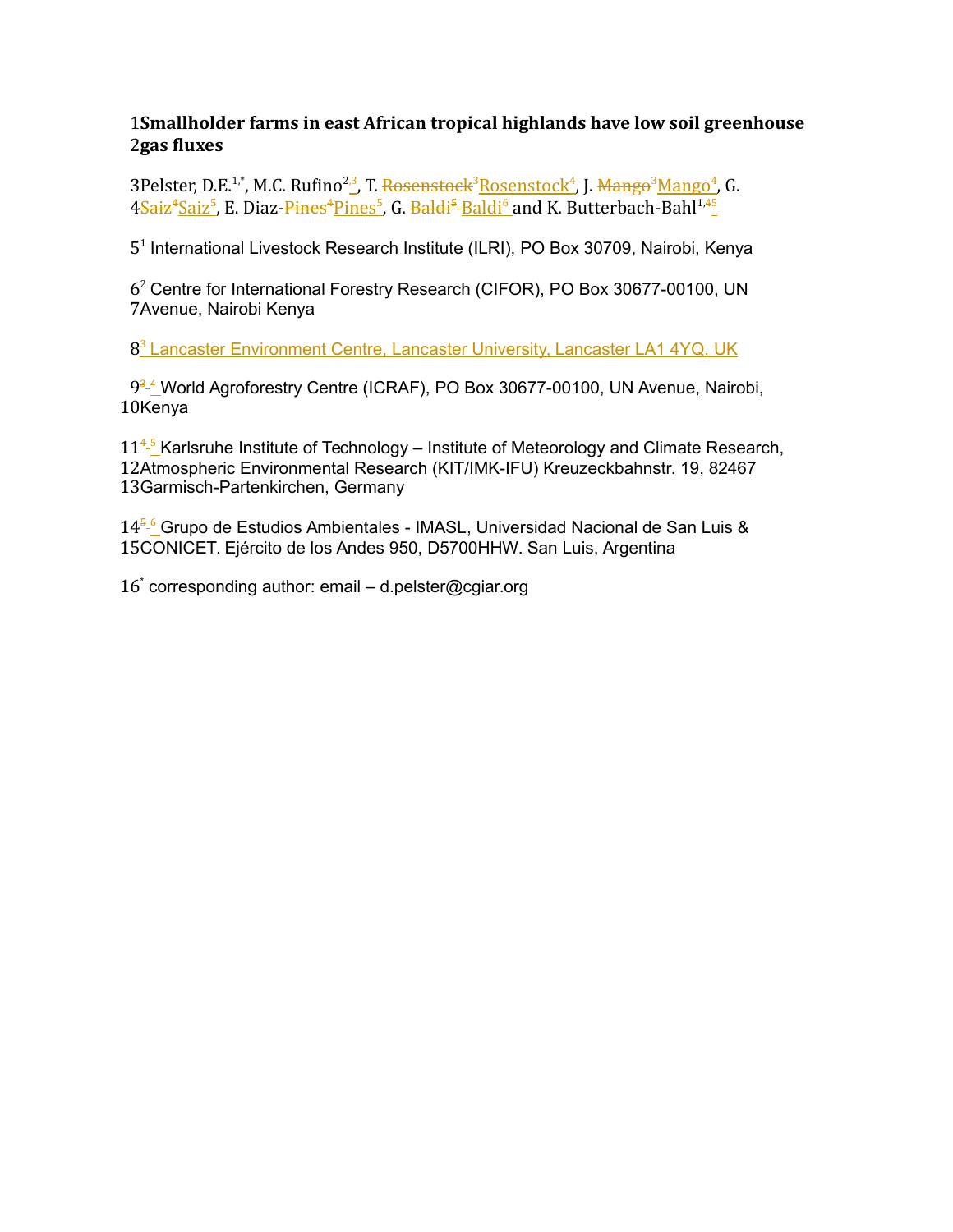# Smallholder farms in east African tropical highlands have low soil greenhouse gas fluxes

Pelster, D.E.[1,*], M.C. Rufino[2,3], T. Rosenstock[4], J. Mango[4], G. Saiz[5], E. Diaz-Pines[5], G. Baldi[6] and K. Butterbach-Bahl[1,5]

[1] International Livestock Research Institute (ILRI), PO Box 30709, Nairobi, Kenya

[2] Centre for International Forestry Research (CIFOR), PO Box 30677-00100, UN Avenue, Nairobi Kenya

[3] Lancaster Environment Centre, Lancaster University, Lancaster LA1 4YQ, UK

[4] World Agroforestry Centre (ICRAF), PO Box 30677-00100, UN Avenue, Nairobi, Kenya

[5] Karlsruhe Institute of Technology – Institute of Meteorology and Climate Research, Atmospheric Environmental Research (KIT/IMK-IFU) Kreuzeckbahnstr. 19, 82467 Garmisch-Partenkirchen, Germany

[6] Grupo de Estudios Ambientales - IMASL, Universidad Nacional de San Luis & CONICET. Ejército de los Andes 950, D5700HHW. San Luis, Argentina

[*] corresponding author: email – d.pelster@cgiar.org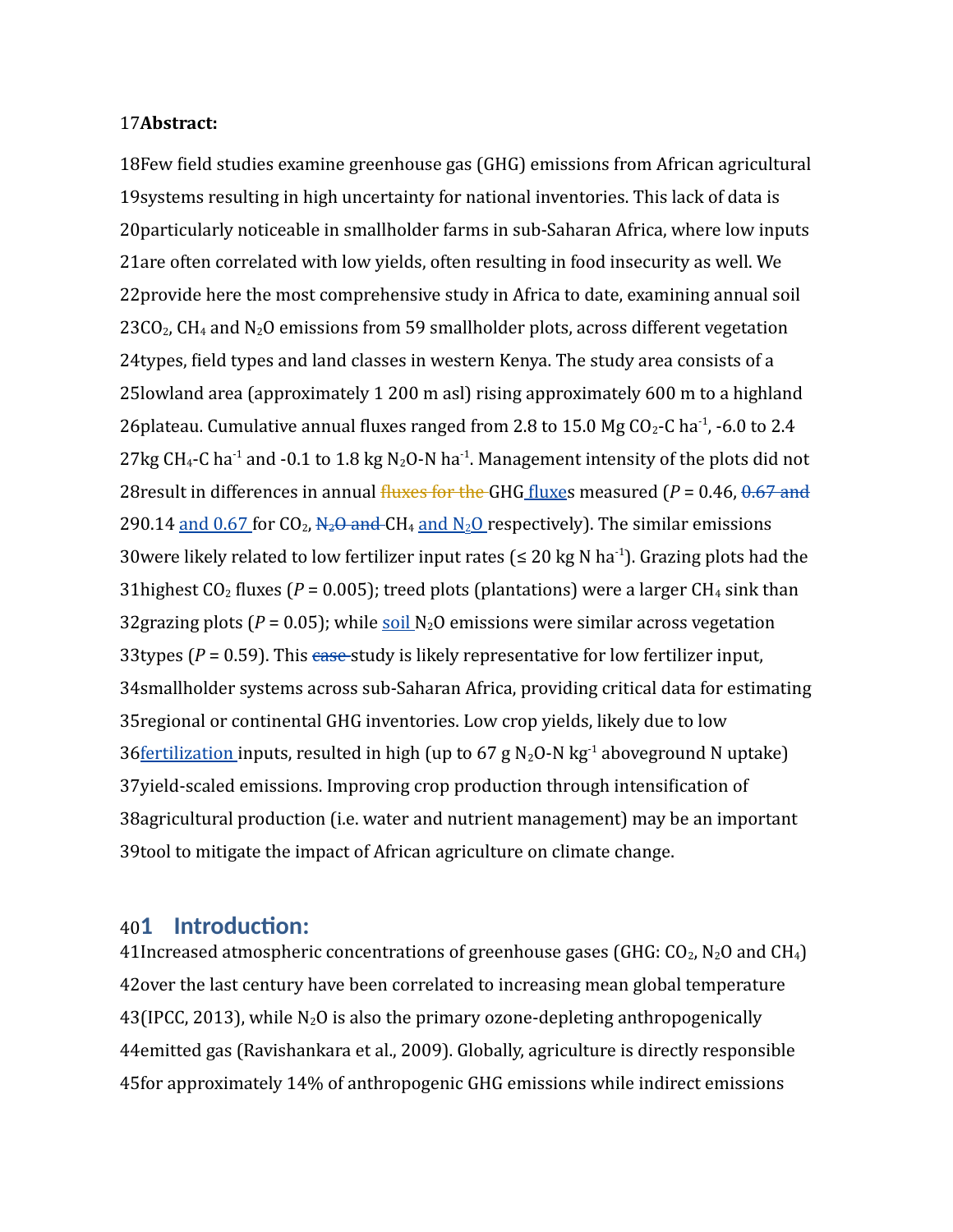**Abstract:**

Few field studies examine greenhouse gas (GHG) emissions from African agricultural systems resulting in high uncertainty for national inventories. This lack of data is particularly noticeable in smallholder farms in sub-Saharan Africa, where low inputs are often correlated with low yields, often resulting in food insecurity as well. We provide here the most comprehensive study in Africa to date, examining annual soil $CO_2$, $CH_4$ and $N_2O$ emissions from 59 smallholder plots, across different vegetation types, field types and land classes in western Kenya. The study area consists of a lowland area (approximately 1 200 m asl) rising approximately 600 m to a highland plateau. Cumulative annual fluxes ranged from 2.8 to 15.0 Mg $CO_2$-C $ha^{-1}$, -6.0 to 2.4 kg $CH_4$-C $ha^{-1}$ and -0.1 to 1.8 kg $N_2O$-N $ha^{-1}$. Management intensity of the plots did not result in differences in annual ~~fluxes for the~~ GHG fluxes measured (*P* = 0.46, ~~0.67 and~~ 0.14 and 0.67 for $CO_2$, ~~$N_2O$ and~~ $CH_4$ and $N_2O$ respectively). The similar emissions were likely related to low fertilizer input rates (≤ 20 kg N $ha^{-1}$). Grazing plots had the highest $CO_2$ fluxes (*P* = 0.005); treed plots (plantations) were a larger $CH_4$ sink than grazing plots (*P* = 0.05); while soil $N_2O$ emissions were similar across vegetation types (*P* = 0.59). This ~~case~~ study is likely representative for low fertilizer input, smallholder systems across sub-Saharan Africa, providing critical data for estimating regional or continental GHG inventories. Low crop yields, likely due to low fertilization inputs, resulted in high (up to 67 g $N_2O$-N $kg^{-1}$ aboveground N uptake) yield-scaled emissions. Improving crop production through intensification of agricultural production (i.e. water and nutrient management) may be an important tool to mitigate the impact of African agriculture on climate change.

# 1 Introduction:

Increased atmospheric concentrations of greenhouse gases (GHG: $CO_2$, $N_2O$ and $CH_4$) over the last century have been correlated to increasing mean global temperature (IPCC, 2013), while $N_2O$ is also the primary ozone-depleting anthropogenically emitted gas (Ravishankara et al., 2009). Globally, agriculture is directly responsible for approximately 14% of anthropogenic GHG emissions while indirect emissions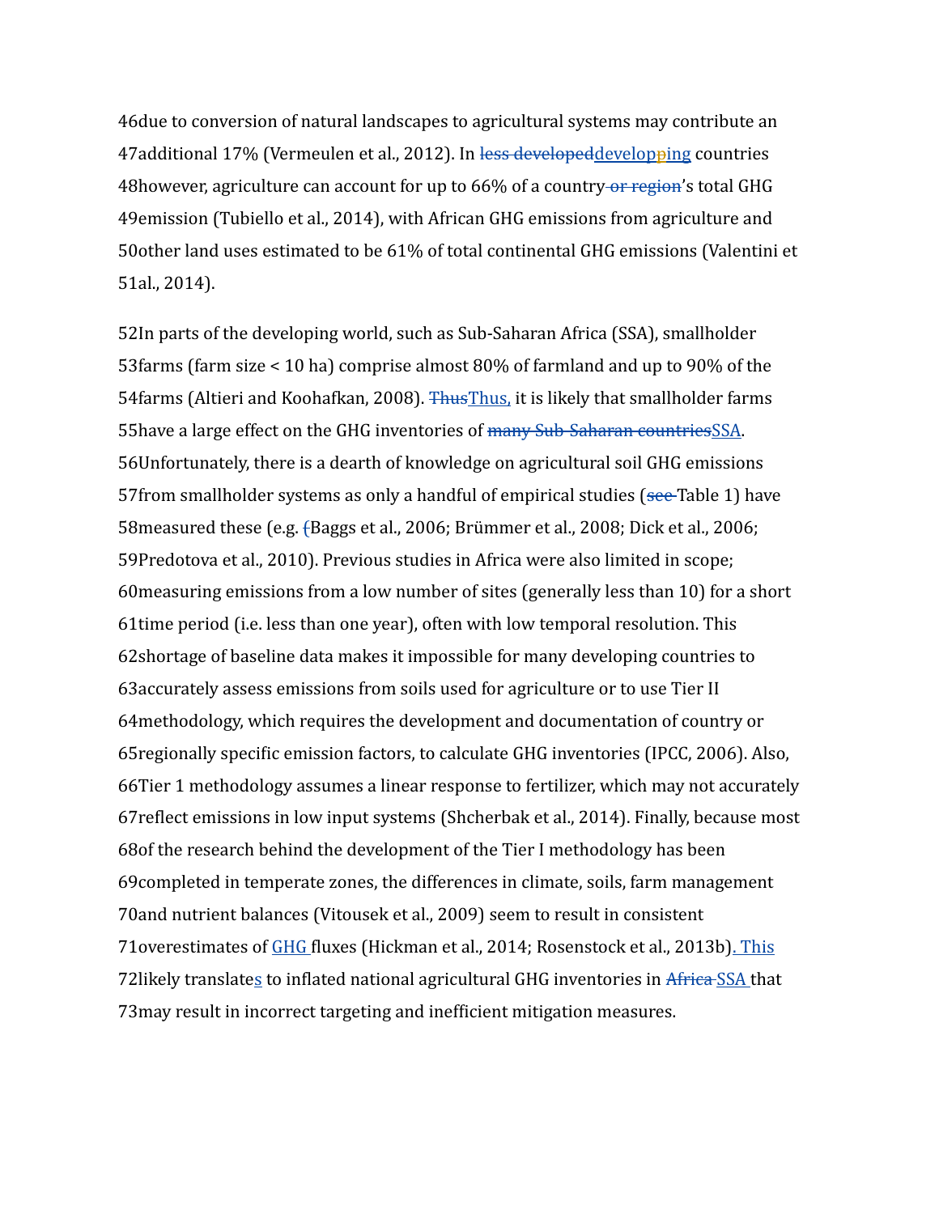46due to conversion of natural landscapes to agricultural systems may contribute an 47additional 17% (Vermeulen et al., 2012). In ~~less developed~~developping countries 48however, agriculture can account for up to 66% of a country ~~or region~~'s total GHG 49emission (Tubiello et al., 2014), with African GHG emissions from agriculture and 50other land uses estimated to be 61% of total continental GHG emissions (Valentini et 51al., 2014).

52In parts of the developing world, such as Sub-Saharan Africa (SSA), smallholder 53farms (farm size < 10 ha) comprise almost 80% of farmland and up to 90% of the 54farms (Altieri and Koohafkan, 2008). ~~Thus~~Thus, it is likely that smallholder farms 55have a large effect on the GHG inventories of ~~many Sub-Saharan countries~~SSA. 56Unfortunately, there is a dearth of knowledge on agricultural soil GHG emissions 57from smallholder systems as only a handful of empirical studies (~~see~~ Table 1) have 58measured these (e.g. ~~(~~Baggs et al., 2006; Brümmer et al., 2008; Dick et al., 2006; 59Predotova et al., 2010). Previous studies in Africa were also limited in scope; 60measuring emissions from a low number of sites (generally less than 10) for a short 61time period (i.e. less than one year), often with low temporal resolution. This 62shortage of baseline data makes it impossible for many developing countries to 63accurately assess emissions from soils used for agriculture or to use Tier II 64methodology, which requires the development and documentation of country or 65regionally specific emission factors, to calculate GHG inventories (IPCC, 2006). Also, 66Tier 1 methodology assumes a linear response to fertilizer, which may not accurately 67reflect emissions in low input systems (Shcherbak et al., 2014). Finally, because most 68of the research behind the development of the Tier I methodology has been 69completed in temperate zones, the differences in climate, soils, farm management 70and nutrient balances (Vitousek et al., 2009) seem to result in consistent 71overestimates of GHG fluxes (Hickman et al., 2014; Rosenstock et al., 2013b). This 72likely translates to inflated national agricultural GHG inventories in ~~Africa~~ SSA that 73may result in incorrect targeting and inefficient mitigation measures.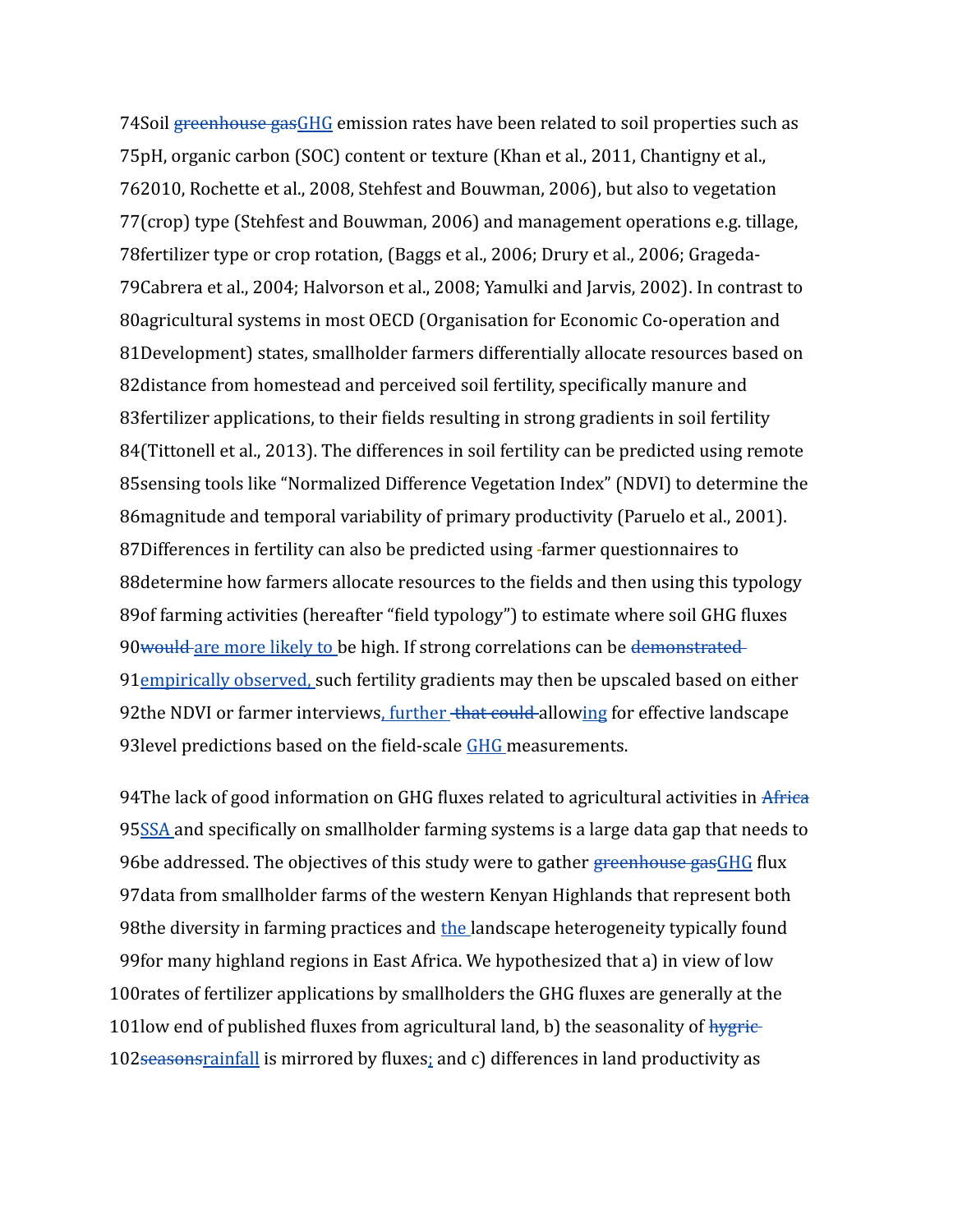Soil ~~greenhouse gas~~GHG emission rates have been related to soil properties such as pH, organic carbon (SOC) content or texture (Khan et al., 2011, Chantigny et al., 2010, Rochette et al., 2008, Stehfest and Bouwman, 2006), but also to vegetation (crop) type (Stehfest and Bouwman, 2006) and management operations e.g. tillage, fertilizer type or crop rotation, (Baggs et al., 2006; Drury et al., 2006; Grageda-Cabrera et al., 2004; Halvorson et al., 2008; Yamulki and Jarvis, 2002). In contrast to agricultural systems in most OECD (Organisation for Economic Co-operation and Development) states, smallholder farmers differentially allocate resources based on distance from homestead and perceived soil fertility, specifically manure and fertilizer applications, to their fields resulting in strong gradients in soil fertility (Tittonell et al., 2013). The differences in soil fertility can be predicted using remote sensing tools like "Normalized Difference Vegetation Index" (NDVI) to determine the magnitude and temporal variability of primary productivity (Paruelo et al., 2001). Differences in fertility can also be predicted using ~~-~~farmer questionnaires to determine how farmers allocate resources to the fields and then using this typology of farming activities (hereafter "field typology") to estimate where soil GHG fluxes ~~would~~ are more likely to be high. If strong correlations can be ~~demonstrated~~ empirically observed, such fertility gradients may then be upscaled based on either the NDVI or farmer interviews, further ~~that could~~ allowing for effective landscape level predictions based on the field-scale GHG measurements.

The lack of good information on GHG fluxes related to agricultural activities in ~~Africa~~ SSA and specifically on smallholder farming systems is a large data gap that needs to be addressed. The objectives of this study were to gather ~~greenhouse gas~~GHG flux data from smallholder farms of the western Kenyan Highlands that represent both the diversity in farming practices and the landscape heterogeneity typically found for many highland regions in East Africa. We hypothesized that a) in view of low rates of fertilizer applications by smallholders the GHG fluxes are generally at the low end of published fluxes from agricultural land, b) the seasonality of ~~hygric seasons~~rainfall is mirrored by fluxes; and c) differences in land productivity as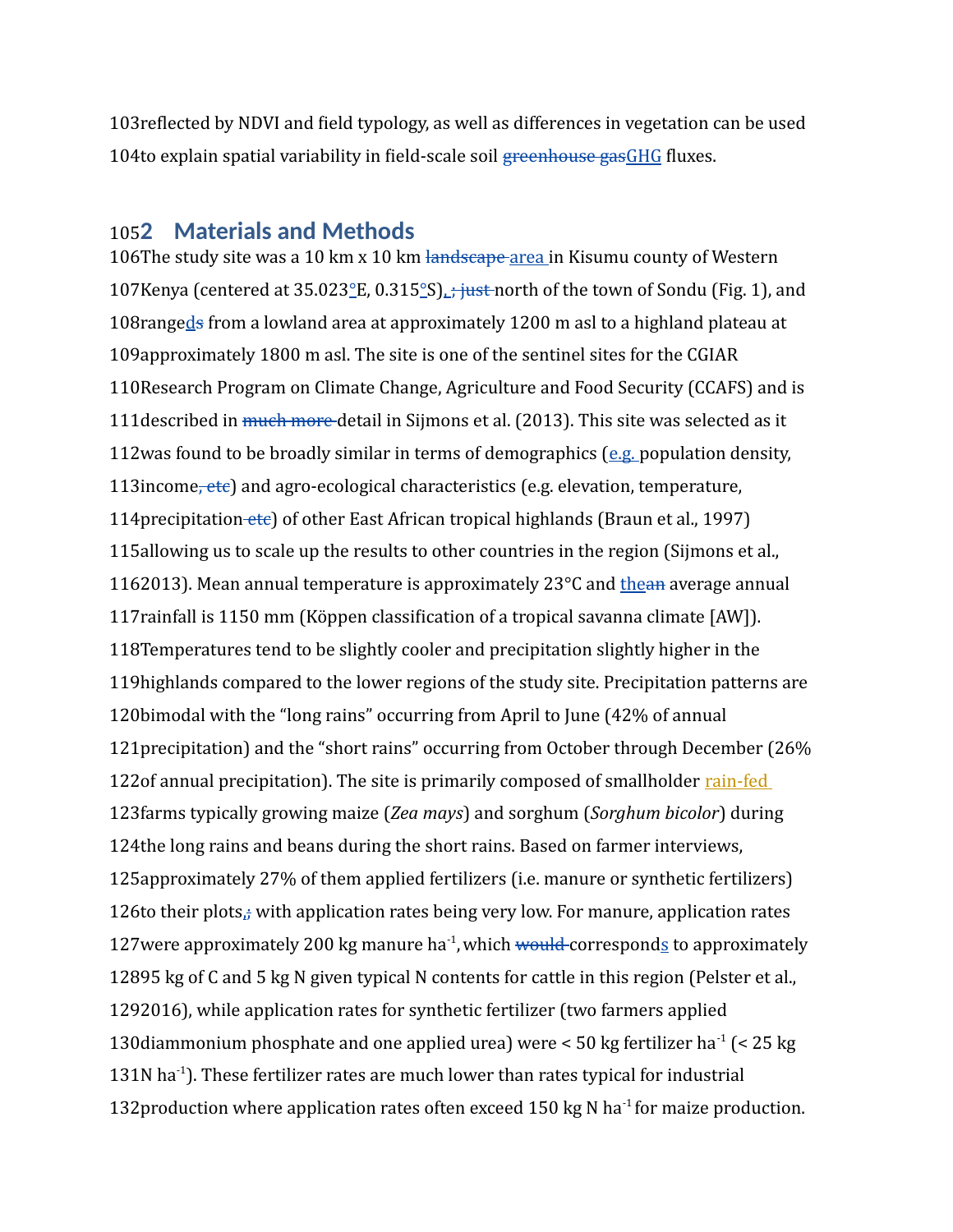reflected by NDVI and field typology, as well as differences in vegetation can be used to explain spatial variability in field-scale soil greenhouse gasGHG fluxes.

## 2 Materials and Methods

The study site was a 10 km x 10 km landscape area in Kisumu county of Western Kenya (centered at 35.023°E, 0.315°S), ; just north of the town of Sondu (Fig. 1), and rangeds from a lowland area at approximately 1200 m asl to a highland plateau at approximately 1800 m asl. The site is one of the sentinel sites for the CGIAR Research Program on Climate Change, Agriculture and Food Security (CCAFS) and is described in much more detail in Sijmons et al. (2013). This site was selected as it was found to be broadly similar in terms of demographics (e.g. population density, income, etc) and agro-ecological characteristics (e.g. elevation, temperature, precipitation etc) of other East African tropical highlands (Braun et al., 1997) allowing us to scale up the results to other countries in the region (Sijmons et al., 2013). Mean annual temperature is approximately 23°C and thean average annual rainfall is 1150 mm (Köppen classification of a tropical savanna climate [AW]). Temperatures tend to be slightly cooler and precipitation slightly higher in the highlands compared to the lower regions of the study site. Precipitation patterns are bimodal with the "long rains" occurring from April to June (42% of annual precipitation) and the "short rains" occurring from October through December (26% of annual precipitation). The site is primarily composed of smallholder rain-fed farms typically growing maize (*Zea mays*) and sorghum (*Sorghum bicolor*) during the long rains and beans during the short rains. Based on farmer interviews, approximately 27% of them applied fertilizers (i.e. manure or synthetic fertilizers) to their plots,; with application rates being very low. For manure, application rates were approximately 200 kg manure ha$^{-1}$, which would corresponds to approximately 95 kg of C and 5 kg N given typical N contents for cattle in this region (Pelster et al., 2016), while application rates for synthetic fertilizer (two farmers applied diammonium phosphate and one applied urea) were < 50 kg fertilizer ha$^{-1}$ (< 25 kg N ha$^{-1}$). These fertilizer rates are much lower than rates typical for industrial production where application rates often exceed 150 kg N ha$^{-1}$ for maize production.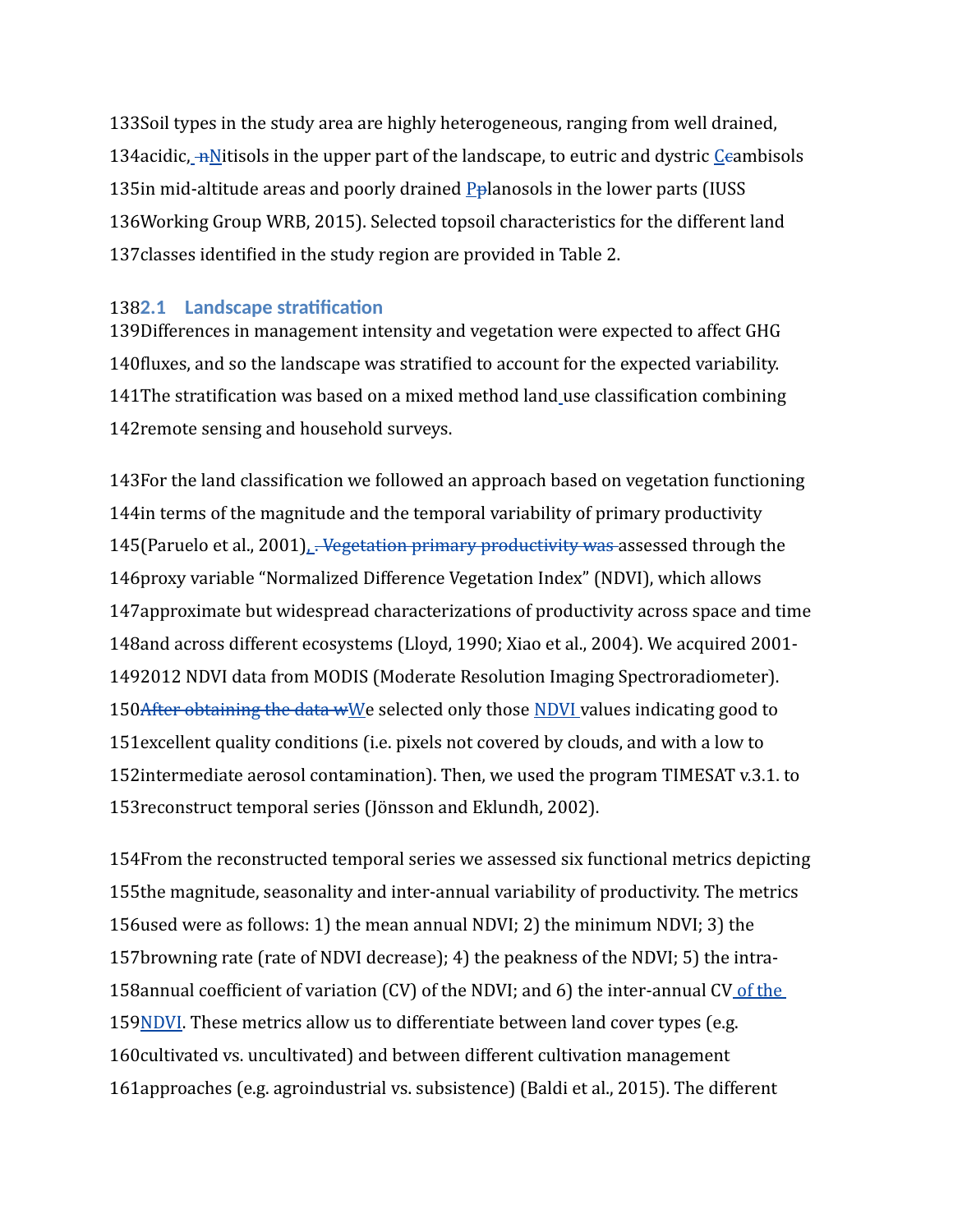Soil types in the study area are highly heterogeneous, ranging from well drained, acidic, Nitisols in the upper part of the landscape, to eutric and dystric Cambisols in mid-altitude areas and poorly drained Planosols in the lower parts (IUSS Working Group WRB, 2015). Selected topsoil characteristics for the different land classes identified in the study region are provided in Table 2.

## 2.1 Landscape stratification

Differences in management intensity and vegetation were expected to affect GHG fluxes, and so the landscape was stratified to account for the expected variability. The stratification was based on a mixed method land use classification combining remote sensing and household surveys.

For the land classification we followed an approach based on vegetation functioning in terms of the magnitude and the temporal variability of primary productivity (Paruelo et al., 2001), assessed through the proxy variable "Normalized Difference Vegetation Index" (NDVI), which allows approximate but widespread characterizations of productivity across space and time and across different ecosystems (Lloyd, 1990; Xiao et al., 2004). We acquired 2001-2012 NDVI data from MODIS (Moderate Resolution Imaging Spectroradiometer). We selected only those NDVI values indicating good to excellent quality conditions (i.e. pixels not covered by clouds, and with a low to intermediate aerosol contamination). Then, we used the program TIMESAT v.3.1. to reconstruct temporal series (Jönsson and Eklundh, 2002).

From the reconstructed temporal series we assessed six functional metrics depicting the magnitude, seasonality and inter-annual variability of productivity. The metrics used were as follows: 1) the mean annual NDVI; 2) the minimum NDVI; 3) the browning rate (rate of NDVI decrease); 4) the peakness of the NDVI; 5) the intra-annual coefficient of variation (CV) of the NDVI; and 6) the inter-annual CV of the NDVI. These metrics allow us to differentiate between land cover types (e.g. cultivated vs. uncultivated) and between different cultivation management approaches (e.g. agroindustrial vs. subsistence) (Baldi et al., 2015). The different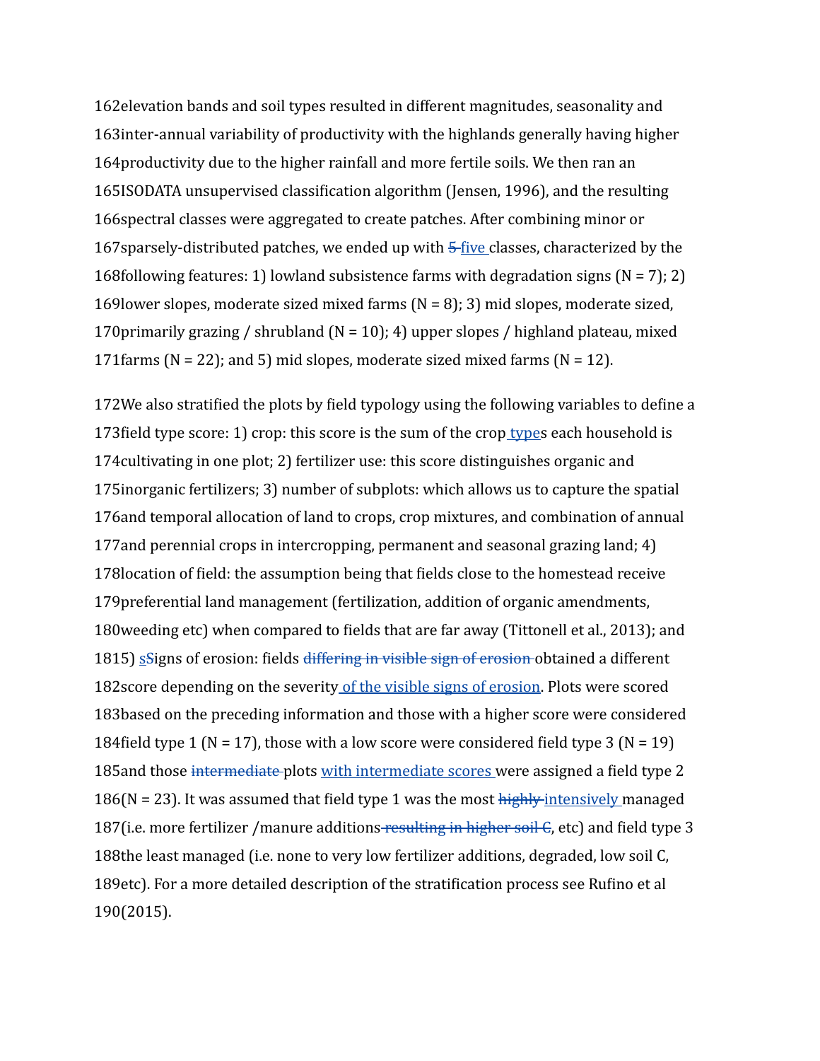elevation bands and soil types resulted in different magnitudes, seasonality and inter-annual variability of productivity with the highlands generally having higher productivity due to the higher rainfall and more fertile soils. We then ran an ISODATA unsupervised classification algorithm (Jensen, 1996), and the resulting spectral classes were aggregated to create patches. After combining minor or sparsely-distributed patches, we ended up with ~~5~~ five classes, characterized by the following features: 1) lowland subsistence farms with degradation signs (N = 7); 2) lower slopes, moderate sized mixed farms (N = 8); 3) mid slopes, moderate sized, primarily grazing / shrubland (N = 10); 4) upper slopes / highland plateau, mixed farms (N = 22); and 5) mid slopes, moderate sized mixed farms (N = 12).

We also stratified the plots by field typology using the following variables to define a field type score: 1) crop: this score is the sum of the crop types each household is cultivating in one plot; 2) fertilizer use: this score distinguishes organic and inorganic fertilizers; 3) number of subplots: which allows us to capture the spatial and temporal allocation of land to crops, crop mixtures, and combination of annual and perennial crops in intercropping, permanent and seasonal grazing land; 4) location of field: the assumption being that fields close to the homestead receive preferential land management (fertilization, addition of organic amendments, weeding etc) when compared to fields that are far away (Tittonell et al., 2013); and 5) s~~S~~igns of erosion: fields ~~differing in visible sign of erosion~~ obtained a different score depending on the severity of the visible signs of erosion. Plots were scored based on the preceding information and those with a higher score were considered field type 1 (N = 17), those with a low score were considered field type 3 (N = 19) and those ~~intermediate~~ plots with intermediate scores were assigned a field type 2 (N = 23). It was assumed that field type 1 was the most ~~highly~~ intensively managed (i.e. more fertilizer /manure additions ~~resulting in higher soil C~~, etc) and field type 3 the least managed (i.e. none to very low fertilizer additions, degraded, low soil C, etc). For a more detailed description of the stratification process see Rufino et al (2015).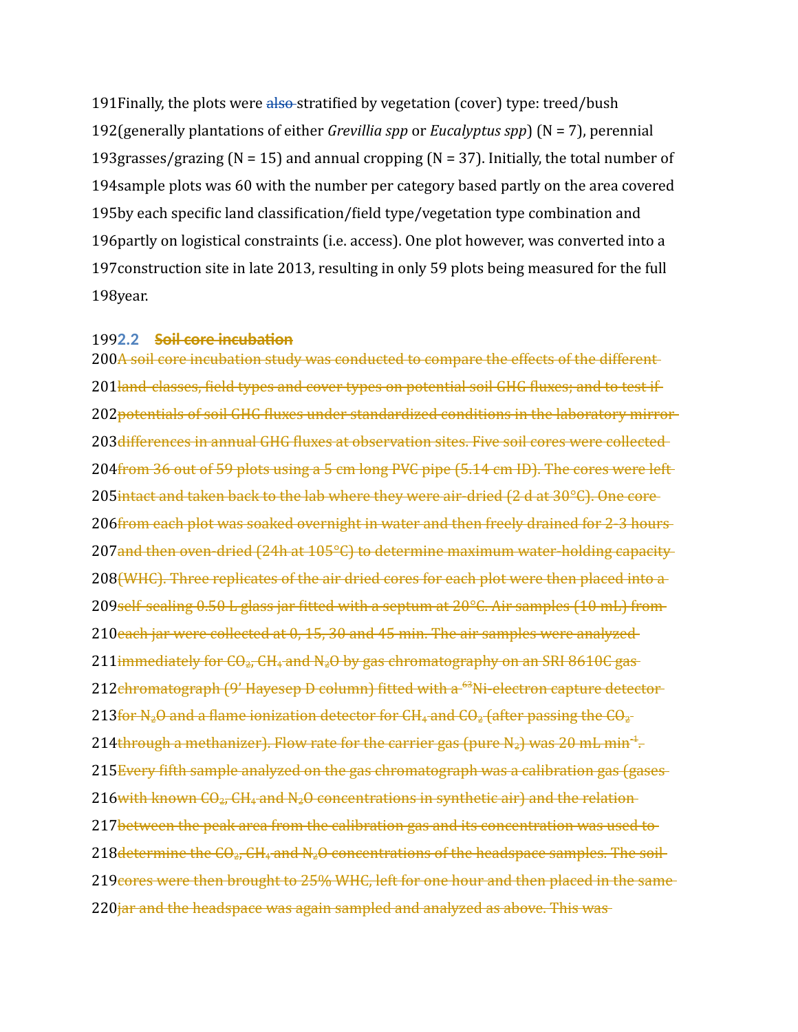Finally, the plots were also stratified by vegetation (cover) type: treed/bush (generally plantations of either *Grevillia spp* or *Eucalyptus spp*) (N = 7), perennial grasses/grazing (N = 15) and annual cropping (N = 37). Initially, the total number of sample plots was 60 with the number per category based partly on the area covered by each specific land classification/field type/vegetation type combination and partly on logistical constraints (i.e. access). One plot however, was converted into a construction site in late 2013, resulting in only 59 plots being measured for the full year.

## 2.2 Soil core incubation

A soil core incubation study was conducted to compare the effects of the different land-classes, field types and cover types on potential soil GHG fluxes; and to test if potentials of soil GHG fluxes under standardized conditions in the laboratory mirror differences in annual GHG fluxes at observation sites. Five soil cores were collected from 36 out of 59 plots using a 5 cm long PVC pipe (5.14 cm ID). The cores were left intact and taken back to the lab where they were air-dried (2 d at 30°C). One core from each plot was soaked overnight in water and then freely drained for 2-3 hours and then oven-dried (24h at 105°C) to determine maximum water-holding capacity (WHC). Three replicates of the air dried cores for each plot were then placed into a self-sealing 0.50 L glass jar fitted with a septum at 20°C. Air samples (10 mL) from each jar were collected at 0, 15, 30 and 45 min. The air samples were analyzed immediately for $CO_2$, $CH_4$ and $N_2O$ by gas chromatography on an SRI 8610C gas chromatograph (9' Hayesep D column) fitted with a $^{63}$Ni-electron capture detector for $N_2O$ and a flame ionization detector for $CH_4$ and $CO_2$ (after passing the $CO_2$ through a methanizer). Flow rate for the carrier gas (pure $N_2$) was 20 mL min$^{-1}$. Every fifth sample analyzed on the gas chromatograph was a calibration gas (gases with known $CO_2$, $CH_4$ and $N_2O$ concentrations in synthetic air) and the relation between the peak area from the calibration gas and its concentration was used to determine the $CO_2$, $CH_4$ and $N_2O$ concentrations of the headspace samples. The soil cores were then brought to 25% WHC, left for one hour and then placed in the same jar and the headspace was again sampled and analyzed as above. This was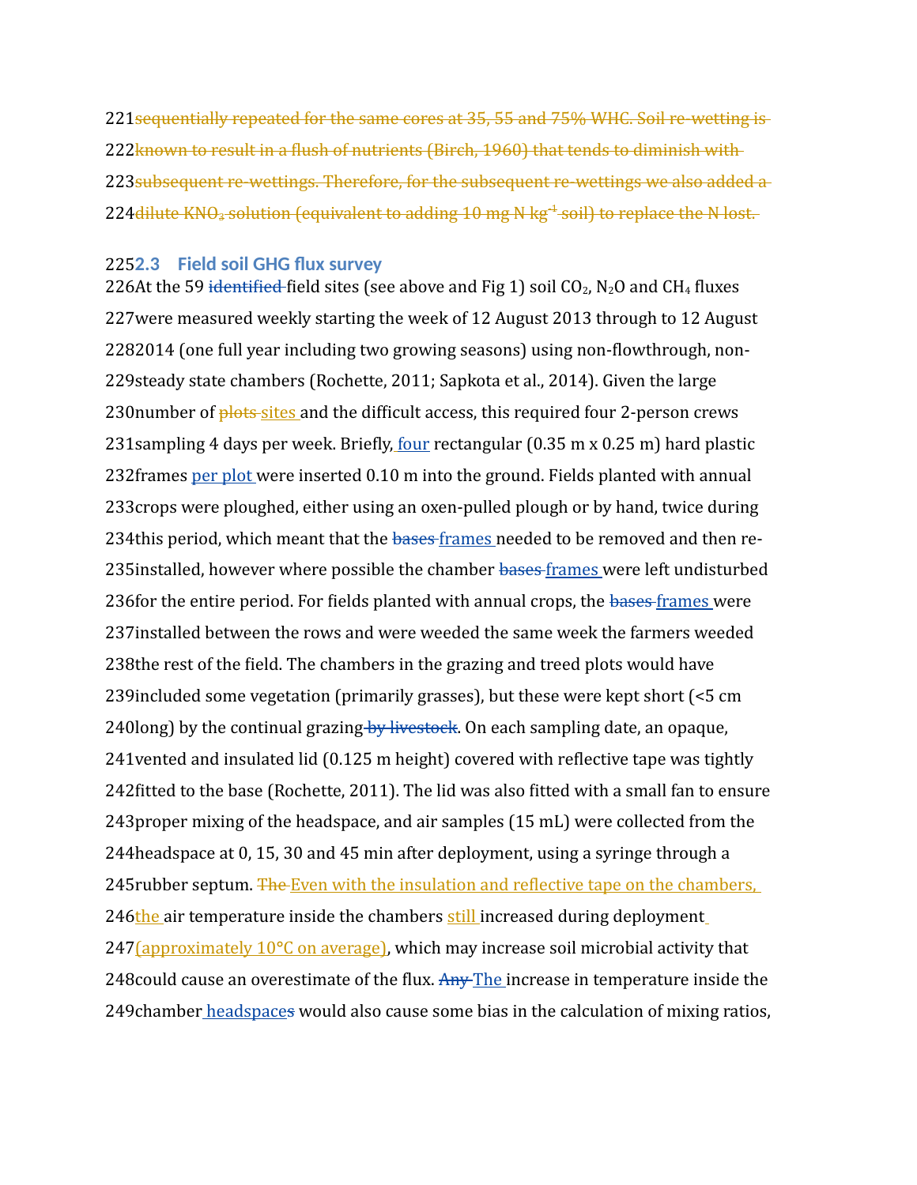sequentially repeated for the same cores at 35, 55 and 75% WHC. Soil re-wetting is known to result in a flush of nutrients (Birch, 1960) that tends to diminish with subsequent re-wettings. Therefore, for the subsequent re-wettings we also added a dilute $KNO_3$ solution (equivalent to adding 10 mg N $kg^{-1}$ soil) to replace the N lost.

## 2.3 Field soil GHG flux survey

At the 59 identified field sites (see above and Fig 1) soil $CO_2$, $N_2O$ and $CH_4$ fluxes were measured weekly starting the week of 12 August 2013 through to 12 August 2014 (one full year including two growing seasons) using non-flowthrough, non-steady state chambers (Rochette, 2011; Sapkota et al., 2014). Given the large number of plots sites and the difficult access, this required four 2-person crews sampling 4 days per week. Briefly, four rectangular (0.35 m x 0.25 m) hard plastic frames per plot were inserted 0.10 m into the ground. Fields planted with annual crops were ploughed, either using an oxen-pulled plough or by hand, twice during this period, which meant that the bases frames needed to be removed and then re-installed, however where possible the chamber bases frames were left undisturbed for the entire period. For fields planted with annual crops, the bases frames were installed between the rows and were weeded the same week the farmers weeded the rest of the field. The chambers in the grazing and treed plots would have included some vegetation (primarily grasses), but these were kept short (<5 cm long) by the continual grazing by livestock. On each sampling date, an opaque, vented and insulated lid (0.125 m height) covered with reflective tape was tightly fitted to the base (Rochette, 2011). The lid was also fitted with a small fan to ensure proper mixing of the headspace, and air samples (15 mL) were collected from the headspace at 0, 15, 30 and 45 min after deployment, using a syringe through a rubber septum. The Even with the insulation and reflective tape on the chambers, the air temperature inside the chambers still increased during deployment (approximately 10°C on average), which may increase soil microbial activity that could cause an overestimate of the flux. Any The increase in temperature inside the chamber headspaces would also cause some bias in the calculation of mixing ratios,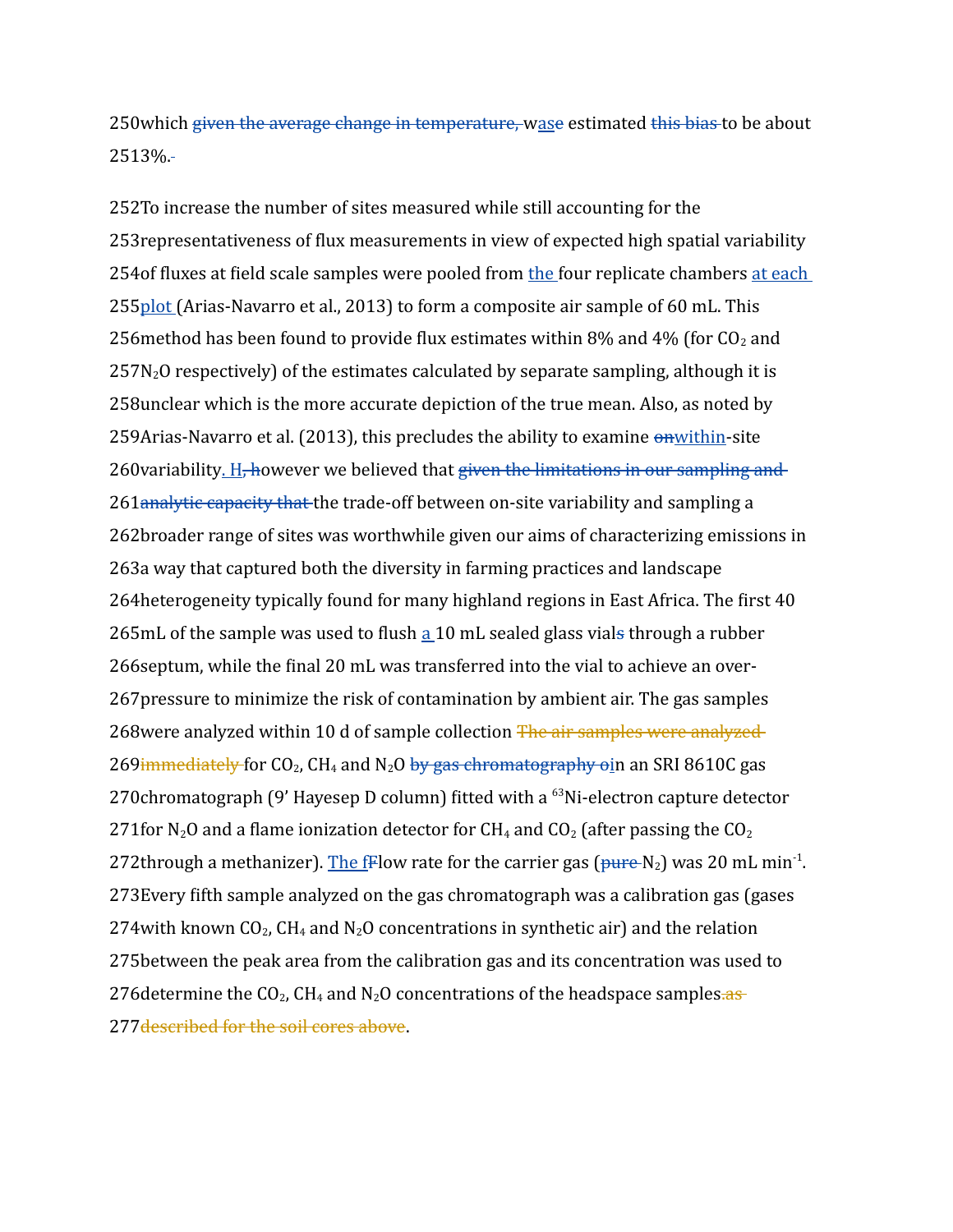250which ~~given the average change in temperature,~~ wase estimated ~~this bias~~ to be about 2513%.

252To increase the number of sites measured while still accounting for the 253representativeness of flux measurements in view of expected high spatial variability 254of fluxes at field scale samples were pooled from the four replicate chambers at each 255plot (Arias-Navarro et al., 2013) to form a composite air sample of 60 mL. This 256method has been found to provide flux estimates within 8% and 4% (for $CO_2$ and 257$N_2O$ respectively) of the estimates calculated by separate sampling, although it is 258unclear which is the more accurate depiction of the true mean. Also, as noted by 259Arias-Navarro et al. (2013), this precludes the ability to examine ~~on~~within-site 260variability. H~~, h~~owever we believed that ~~given the limitations in our sampling and~~ 261~~analytic capacity that~~ the trade-off between on-site variability and sampling a 262broader range of sites was worthwhile given our aims of characterizing emissions in 263a way that captured both the diversity in farming practices and landscape 264heterogeneity typically found for many highland regions in East Africa. The first 40 265mL of the sample was used to flush a 10 mL sealed glass vial~~s~~ through a rubber 266septum, while the final 20 mL was transferred into the vial to achieve an over-267pressure to minimize the risk of contamination by ambient air. The gas samples 268were analyzed within 10 d of sample collection ~~The air samples were analyzed~~ 269~~immediately~~ for $CO_2$, $CH_4$ and $N_2O$ ~~by gas chromatography o~~in an SRI 8610C gas 270chromatograph (9' Hayesep D column) fitted with a $^{63}$Ni-electron capture detector 271for $N_2O$ and a flame ionization detector for $CH_4$ and $CO_2$ (after passing the $CO_2$ 272through a methanizer). The f~~F~~low rate for the carrier gas (~~pure~~ $N_2$) was 20 mL min$^{-1}$. 273Every fifth sample analyzed on the gas chromatograph was a calibration gas (gases 274with known $CO_2$, $CH_4$ and $N_2O$ concentrations in synthetic air) and the relation 275between the peak area from the calibration gas and its concentration was used to 276determine the $CO_2$, $CH_4$ and $N_2O$ concentrations of the headspace samples. ~~as~~ 277~~described for the soil cores above~~.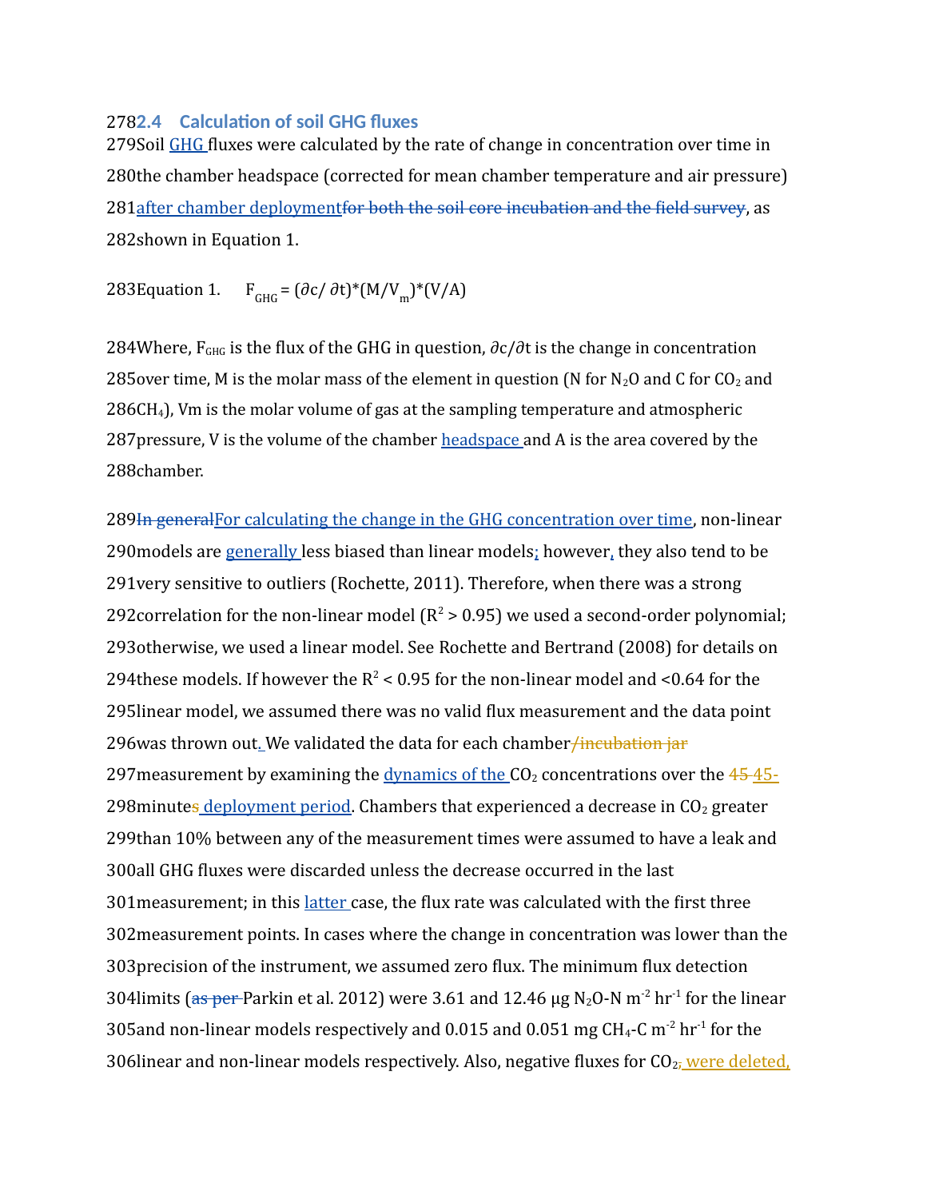### 2.4 Calculation of soil GHG fluxes

Soil GHG fluxes were calculated by the rate of change in concentration over time in the chamber headspace (corrected for mean chamber temperature and air pressure) after chamber deploymentfor both the soil core incubation and the field survey, as shown in Equation 1.

Equation 1. $F_{GHG} = (\partial c/ \partial t)*(M/V_m)*(V/A)$

Where, $F_{GHG}$ is the flux of the GHG in question, $\partial c/\partial t$ is the change in concentration over time, M is the molar mass of the element in question (N for $N_2O$ and C for $CO_2$ and $CH_4$), Vm is the molar volume of gas at the sampling temperature and atmospheric pressure, V is the volume of the chamber headspace and A is the area covered by the chamber.

In generalFor calculating the change in the GHG concentration over time, non-linear models are generally less biased than linear models; however, they also tend to be very sensitive to outliers (Rochette, 2011). Therefore, when there was a strong correlation for the non-linear model ($R^2 > 0.95$) we used a second-order polynomial; otherwise, we used a linear model. See Rochette and Bertrand (2008) for details on these models. If however the $R^2 < 0.95$ for the non-linear model and <0.64 for the linear model, we assumed there was no valid flux measurement and the data point was thrown out. We validated the data for each chamber/incubation jar measurement by examining the dynamics of the $CO_2$ concentrations over the 45 45-minutes deployment period. Chambers that experienced a decrease in $CO_2$ greater than 10% between any of the measurement times were assumed to have a leak and all GHG fluxes were discarded unless the decrease occurred in the last measurement; in this latter case, the flux rate was calculated with the first three measurement points. In cases where the change in concentration was lower than the precision of the instrument, we assumed zero flux. The minimum flux detection limits (as per Parkin et al. 2012) were 3.61 and 12.46 µg $N_2O$-N $m^{-2}$ $hr^{-1}$ for the linear and non-linear models respectively and 0.015 and 0.051 mg $CH_4$-C $m^{-2}$ $hr^{-1}$ for the linear and non-linear models respectively. Also, negative fluxes for $CO_2$, were deleted,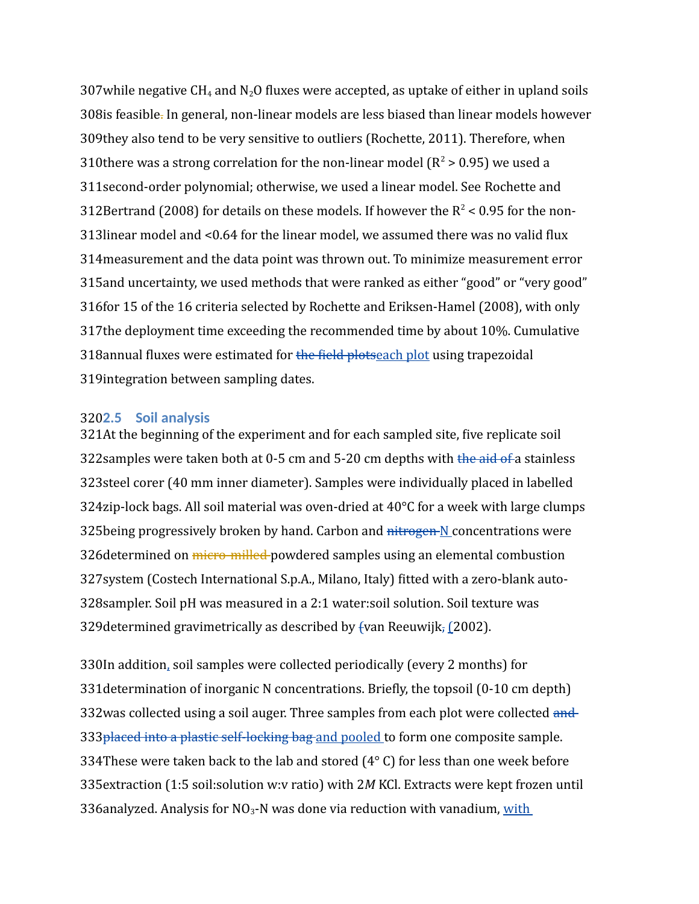while negative $CH_4$ and $N_2O$ fluxes were accepted, as uptake of either in upland soils is feasible. In general, non-linear models are less biased than linear models however they also tend to be very sensitive to outliers (Rochette, 2011). Therefore, when there was a strong correlation for the non-linear model ($R^2 > 0.95$) we used a second-order polynomial; otherwise, we used a linear model. See Rochette and Bertrand (2008) for details on these models. If however the $R^2 < 0.95$ for the non-linear model and <0.64 for the linear model, we assumed there was no valid flux measurement and the data point was thrown out. To minimize measurement error and uncertainty, we used methods that were ranked as either "good" or "very good" for 15 of the 16 criteria selected by Rochette and Eriksen-Hamel (2008), with only the deployment time exceeding the recommended time by about 10%. Cumulative annual fluxes were estimated for ~~the field plots~~each plot using trapezoidal integration between sampling dates.

## 2.5 Soil analysis

At the beginning of the experiment and for each sampled site, five replicate soil samples were taken both at 0-5 cm and 5-20 cm depths with ~~the aid of~~ a stainless steel corer (40 mm inner diameter). Samples were individually placed in labelled zip-lock bags. All soil material was oven-dried at 40°C for a week with large clumps being progressively broken by hand. Carbon and ~~nitrogen~~ N concentrations were determined on ~~micro-milled~~ powdered samples using an elemental combustion system (Costech International S.p.A., Milano, Italy) fitted with a zero-blank auto-sampler. Soil pH was measured in a 2:1 water:soil solution. Soil texture was determined gravimetrically as described by ~~(~~van Reeuwijk~~,~~ (2002).

In addition, soil samples were collected periodically (every 2 months) for determination of inorganic N concentrations. Briefly, the topsoil (0-10 cm depth) was collected using a soil auger. Three samples from each plot were collected ~~and placed into a plastic self-locking bag~~ and pooled to form one composite sample. These were taken back to the lab and stored (4° C) for less than one week before extraction (1:5 soil:solution w:v ratio) with 2*M* KCl. Extracts were kept frozen until analyzed. Analysis for $NO_3$-N was done via reduction with vanadium, with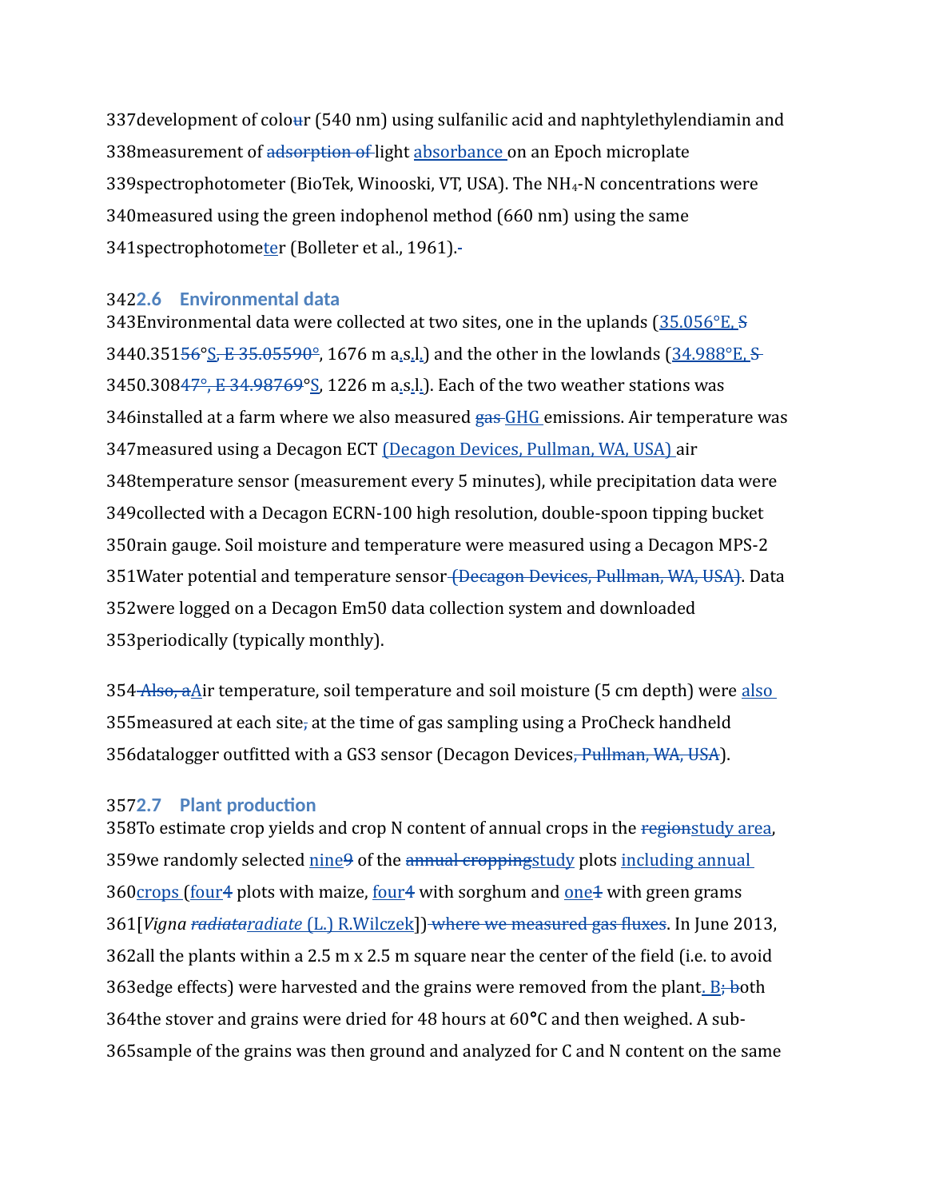development of color (540 nm) using sulfanilic acid and naphtylethylendiamin and measurement of light absorbance on an Epoch microplate spectrophotometer (BioTek, Winooski, VT, USA). The $NH_4$-N concentrations were measured using the green indophenol method (660 nm) using the same spectrophotometer (Bolleter et al., 1961).

## 2.6 Environmental data

Environmental data were collected at two sites, one in the uplands (35.056°E, 0.351°S, 1676 m a.s.l.) and the other in the lowlands (34.988°E, 0.308°S, 1226 m a.s.l.). Each of the two weather stations was installed at a farm where we also measured GHG emissions. Air temperature was measured using a Decagon ECT (Decagon Devices, Pullman, WA, USA) air temperature sensor (measurement every 5 minutes), while precipitation data were collected with a Decagon ECRN-100 high resolution, double-spoon tipping bucket rain gauge. Soil moisture and temperature were measured using a Decagon MPS-2 Water potential and temperature sensor. Data were logged on a Decagon Em50 data collection system and downloaded periodically (typically monthly).

Air temperature, soil temperature and soil moisture (5 cm depth) were also measured at each site at the time of gas sampling using a ProCheck handheld datalogger outfitted with a GS3 sensor (Decagon Devices).

## 2.7 Plant production

To estimate crop yields and crop N content of annual crops in the study area, we randomly selected nine of the study plots including annual crops (four plots with maize, four with sorghum and one with green grams [*Vigna radiate* (L.) R.Wilczek]). In June 2013, all the plants within a 2.5 m x 2.5 m square near the center of the field (i.e. to avoid edge effects) were harvested and the grains were removed from the plant. Both the stover and grains were dried for 48 hours at 60°C and then weighed. A sub-sample of the grains was then ground and analyzed for C and N content on the same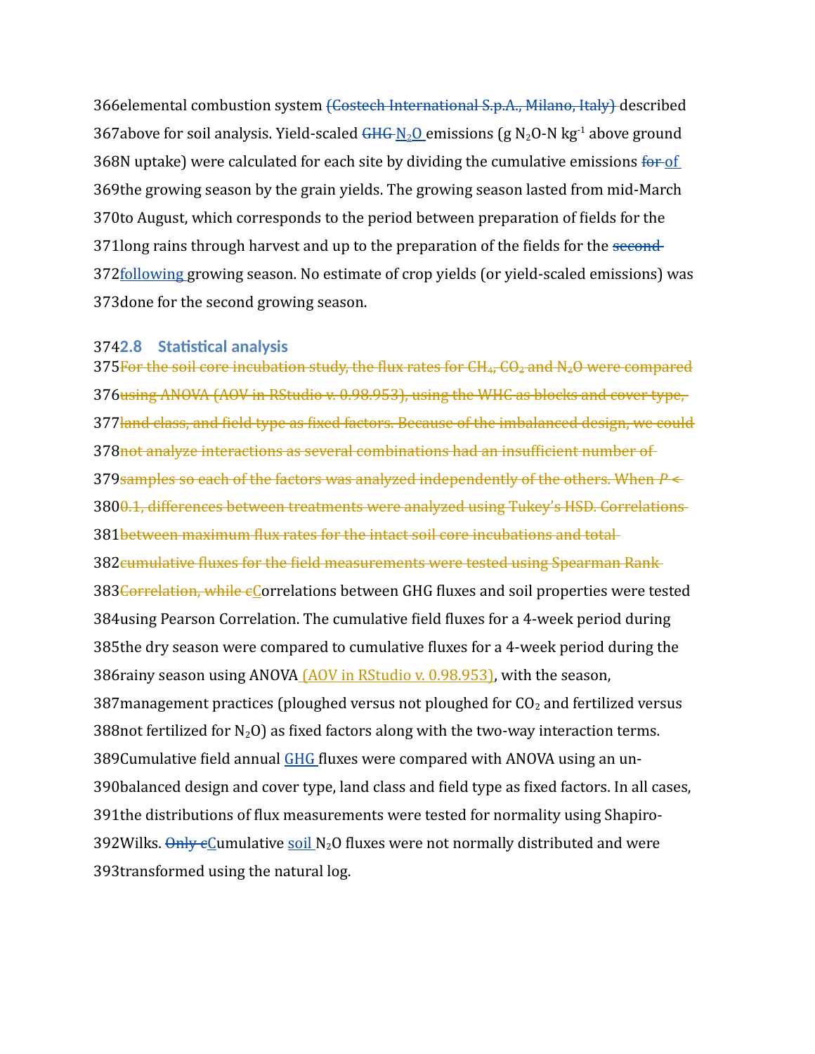elemental combustion system (Costech International S.p.A., Milano, Italy) described above for soil analysis. Yield-scaled GHG $N_2O$ emissions (g $N_2O$-N $kg^{-1}$ above ground N uptake) were calculated for each site by dividing the cumulative emissions for of the growing season by the grain yields. The growing season lasted from mid-March to August, which corresponds to the period between preparation of fields for the long rains through harvest and up to the preparation of the fields for the second following growing season. No estimate of crop yields (or yield-scaled emissions) was done for the second growing season.

## 2.8 Statistical analysis

For the soil core incubation study, the flux rates for $CH_4$, $CO_2$ and $N_2O$ were compared using ANOVA (AOV in RStudio v. 0.98.953), using the WHC as blocks and cover type, land class, and field type as fixed factors. Because of the imbalanced design, we could not analyze interactions as several combinations had an insufficient number of samples so each of the factors was analyzed independently of the others. When $P <$ 0.1, differences between treatments were analyzed using Tukey's HSD. Correlations between maximum flux rates for the intact soil core incubations and total cumulative fluxes for the field measurements were tested using Spearman Rank Correlation, while cCorrelations between GHG fluxes and soil properties were tested using Pearson Correlation. The cumulative field fluxes for a 4-week period during the dry season were compared to cumulative fluxes for a 4-week period during the rainy season using ANOVA (AOV in RStudio v. 0.98.953), with the season, management practices (ploughed versus not ploughed for $CO_2$ and fertilized versus not fertilized for $N_2O$) as fixed factors along with the two-way interaction terms. Cumulative field annual GHG fluxes were compared with ANOVA using an un-balanced design and cover type, land class and field type as fixed factors. In all cases, the distributions of flux measurements were tested for normality using Shapiro-Wilks. Only cCumulative soil $N_2O$ fluxes were not normally distributed and were transformed using the natural log.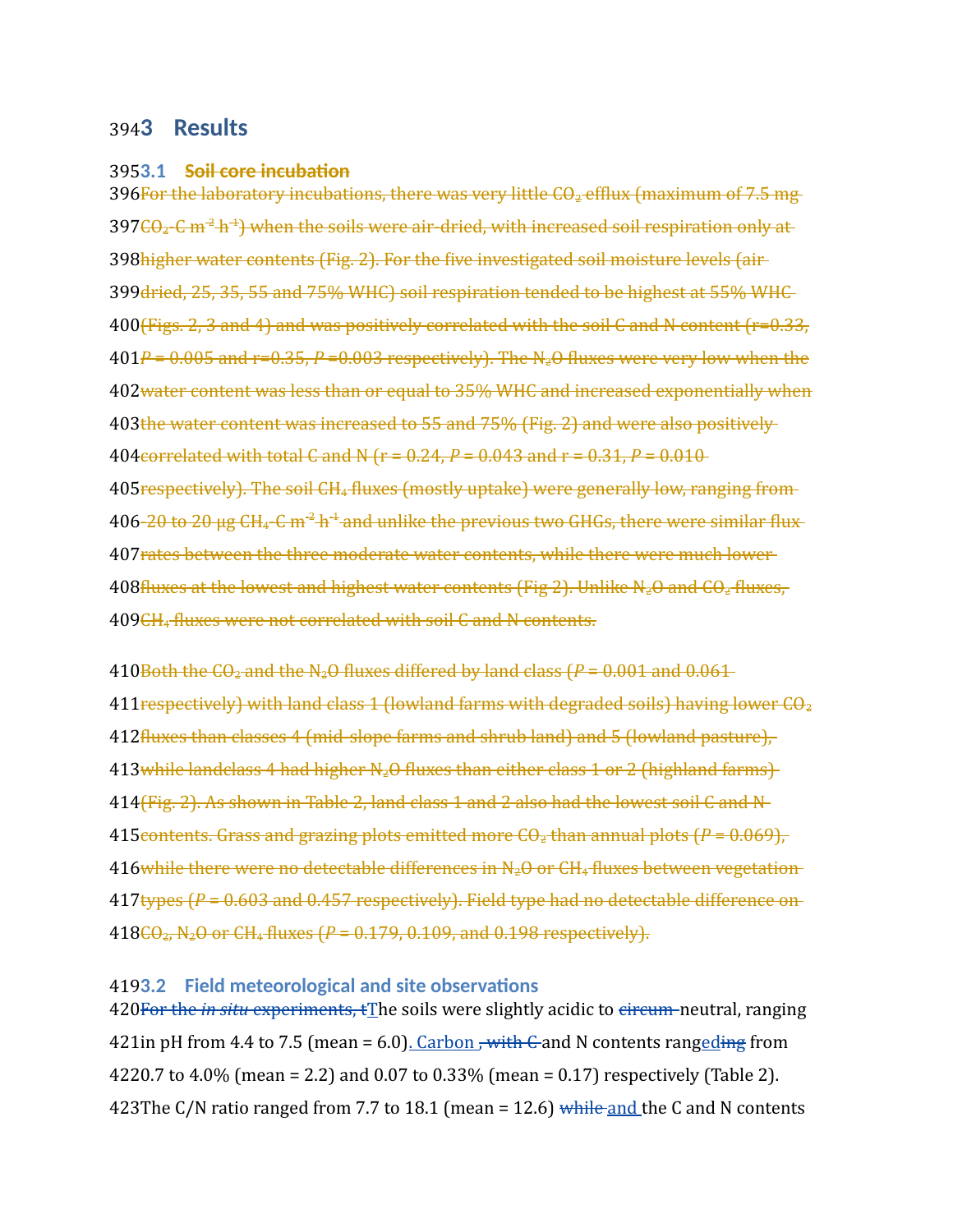# 3 Results

## 3.1 Soil core incubation

For the laboratory incubations, there was very little $CO_2$ efflux (maximum of 7.5 mg $CO_2$-C $m^{-2}$ $h^{-1}$) when the soils were air-dried, with increased soil respiration only at higher water contents (Fig. 2). For the five investigated soil moisture levels (air dried, 25, 35, 55 and 75% WHC) soil respiration tended to be highest at 55% WHC (Figs. 2, 3 and 4) and was positively correlated with the soil C and N content (r=0.33, $P$ = 0.005 and r=0.35, $P$ =0.003 respectively). The $N_2O$ fluxes were very low when the water content was less than or equal to 35% WHC and increased exponentially when the water content was increased to 55 and 75% (Fig. 2) and were also positively correlated with total C and N (r = 0.24, $P$ = 0.043 and r = 0.31, $P$ = 0.010 respectively). The soil $CH_4$ fluxes (mostly uptake) were generally low, ranging from -20 to 20 µg $CH_4$-C $m^{-2}$ $h^{-1}$ and unlike the previous two GHGs, there were similar flux rates between the three moderate water contents, while there were much lower fluxes at the lowest and highest water contents (Fig 2). Unlike $N_2O$ and $CO_2$ fluxes, $CH_4$ fluxes were not correlated with soil C and N contents.

Both the $CO_2$ and the $N_2O$ fluxes differed by land class ($P$ = 0.001 and 0.061 respectively) with land class 1 (lowland farms with degraded soils) having lower $CO_2$ fluxes than classes 4 (mid-slope farms and shrub land) and 5 (lowland pasture), while landclass 4 had higher $N_2O$ fluxes than either class 1 or 2 (highland farms) (Fig. 2). As shown in Table 2, land class 1 and 2 also had the lowest soil C and N contents. Grass and grazing plots emitted more $CO_2$ than annual plots ($P$ = 0.069), while there were no detectable differences in $N_2O$ or $CH_4$ fluxes between vegetation types ($P$ = 0.603 and 0.457 respectively). Field type had no detectable difference on $CO_2$, $N_2O$ or $CH_4$ fluxes ($P$ = 0.179, 0.109, and 0.198 respectively).

## 3.2 Field meteorological and site observations

~~For the *in situ* experiments, t~~The soils were slightly acidic to ~~circum-~~neutral, ranging in pH from 4.4 to 7.5 (mean = 6.0). Carbon ~~, with C~~ and N contents rang~~ing~~ed from 0.7 to 4.0% (mean = 2.2) and 0.07 to 0.33% (mean = 0.17) respectively (Table 2). The C/N ratio ranged from 7.7 to 18.1 (mean = 12.6) ~~while~~ and the C and N contents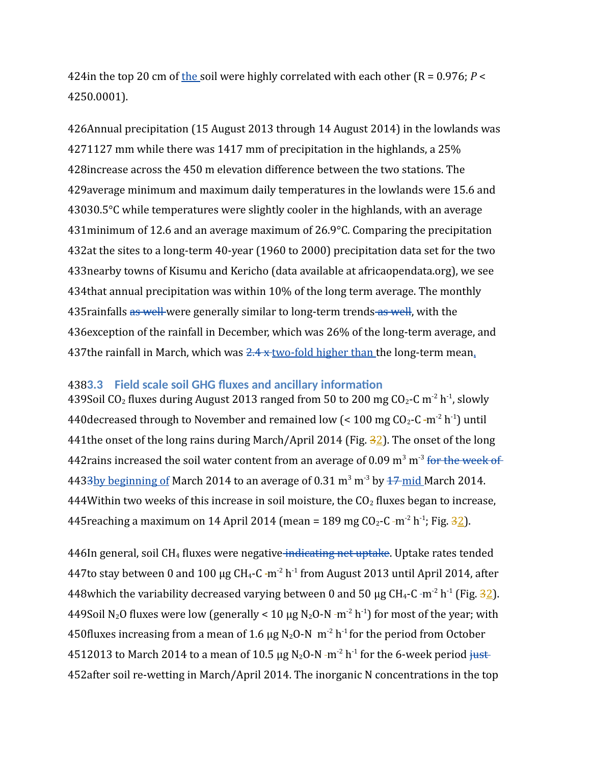in the top 20 cm of the soil were highly correlated with each other (R = 0.976; *P* < 0.0001).

Annual precipitation (15 August 2013 through 14 August 2014) in the lowlands was 1127 mm while there was 1417 mm of precipitation in the highlands, a 25% increase across the 450 m elevation difference between the two stations. The average minimum and maximum daily temperatures in the lowlands were 15.6 and 30.5°C while temperatures were slightly cooler in the highlands, with an average minimum of 12.6 and an average maximum of 26.9°C. Comparing the precipitation at the sites to a long-term 40-year (1960 to 2000) precipitation data set for the two nearby towns of Kisumu and Kericho (data available at africaopendata.org), we see that annual precipitation was within 10% of the long term average. The monthly rainfalls ~~as well~~ were generally similar to long-term trends ~~as well~~, with the exception of the rainfall in December, which was 26% of the long-term average, and the rainfall in March, which was ~~2.4 x~~ two-fold higher than the long-term mean.

## 3.3 Field scale soil GHG fluxes and ancillary information

Soil $CO_2$ fluxes during August 2013 ranged from 50 to 200 mg $CO_2$-C m$^{-2}$ h$^{-1}$, slowly decreased through to November and remained low (< 100 mg $CO_2$-C m$^{-2}$ h$^{-1}$) until the onset of the long rains during March/April 2014 (Fig. ~~3~~2). The onset of the long rains increased the soil water content from an average of 0.09 m$^3$ m$^{-3}$ ~~for the week of 3~~ by beginning of March 2014 to an average of 0.31 m$^3$ m$^{-3}$ by ~~17~~ mid March 2014. Within two weeks of this increase in soil moisture, the $CO_2$ fluxes began to increase, reaching a maximum on 14 April 2014 (mean = 189 mg $CO_2$-C m$^{-2}$ h$^{-1}$; Fig. ~~3~~2).

In general, soil $CH_4$ fluxes were negative ~~indicating net uptake~~. Uptake rates tended to stay between 0 and 100 µg $CH_4$-C m$^{-2}$ h$^{-1}$ from August 2013 until April 2014, after which the variability decreased varying between 0 and 50 µg $CH_4$-C m$^{-2}$ h$^{-1}$ (Fig. ~~3~~2). Soil $N_2O$ fluxes were low (generally < 10 µg $N_2O$-N m$^{-2}$ h$^{-1}$) for most of the year; with fluxes increasing from a mean of 1.6 µg $N_2O$-N m$^{-2}$ h$^{-1}$ for the period from October 2013 to March 2014 to a mean of 10.5 µg $N_2O$-N m$^{-2}$ h$^{-1}$ for the 6-week period ~~just~~ after soil re-wetting in March/April 2014. The inorganic N concentrations in the top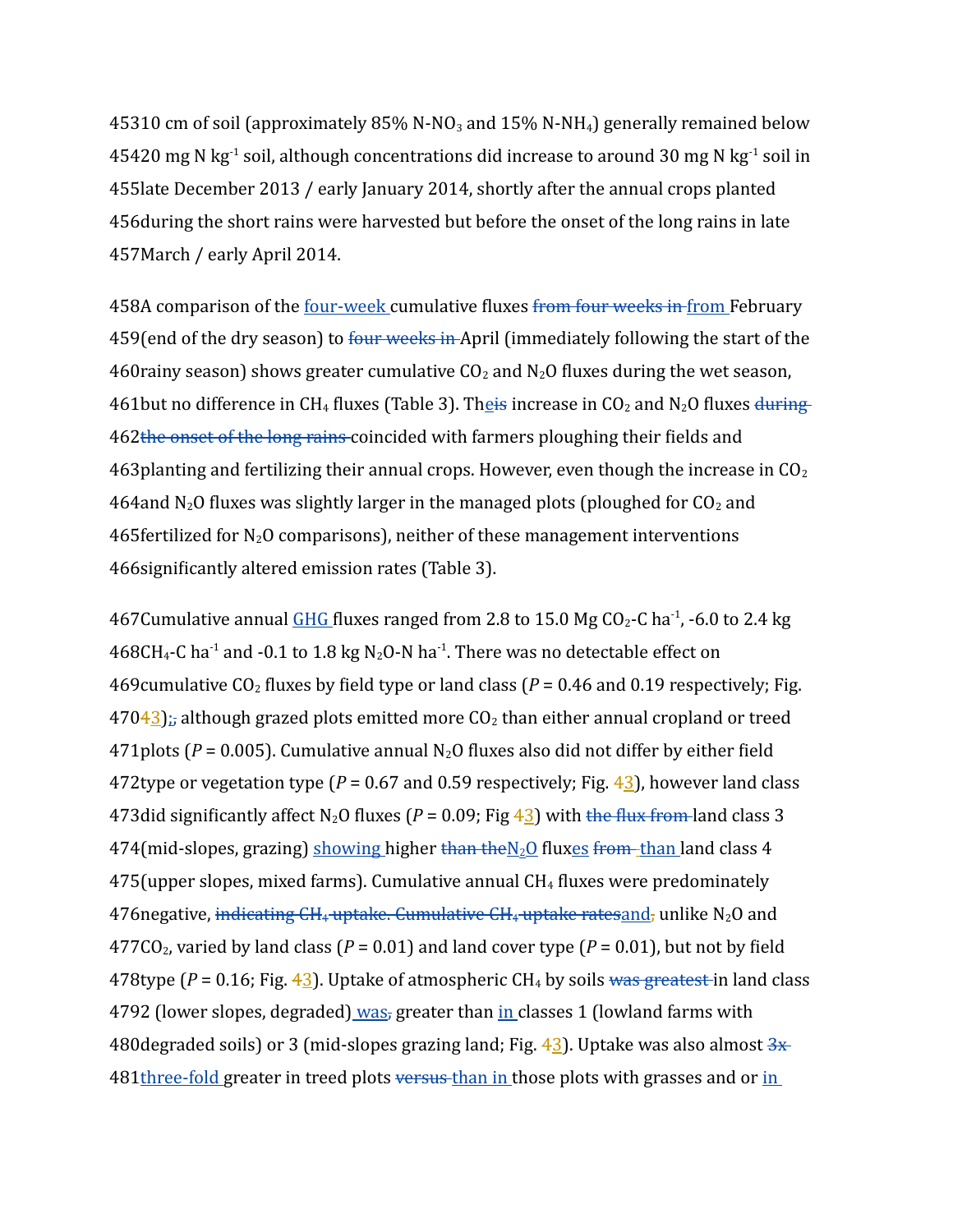10 cm of soil (approximately 85% N-$NO_3$ and 15% N-$NH_4$) generally remained below 20 mg N $kg^{-1}$ soil, although concentrations did increase to around 30 mg N $kg^{-1}$ soil in late December 2013 / early January 2014, shortly after the annual crops planted during the short rains were harvested but before the onset of the long rains in late March / early April 2014.

A comparison of the four-week cumulative fluxes ~~from four weeks in~~ from February (end of the dry season) to ~~four weeks in~~ April (immediately following the start of the rainy season) shows greater cumulative $CO_2$ and $N_2O$ fluxes during the wet season, but no difference in $CH_4$ fluxes (Table 3). The~~is~~ increase in $CO_2$ and $N_2O$ fluxes ~~during the onset of the long rains~~ coincided with farmers ploughing their fields and planting and fertilizing their annual crops. However, even though the increase in $CO_2$ and $N_2O$ fluxes was slightly larger in the managed plots (ploughed for $CO_2$ and fertilized for $N_2O$ comparisons), neither of these management interventions significantly altered emission rates (Table 3).

Cumulative annual GHG fluxes ranged from 2.8 to 15.0 Mg $CO_2$-C $ha^{-1}$, -6.0 to 2.4 kg $CH_4$-C $ha^{-1}$ and -0.1 to 1.8 kg $N_2O$-N $ha^{-1}$. There was no detectable effect on cumulative $CO_2$ fluxes by field type or land class ($P$ = 0.46 and 0.19 respectively; Fig. ~~4~~3);~~,~~ although grazed plots emitted more $CO_2$ than either annual cropland or treed plots ($P$ = 0.005). Cumulative annual $N_2O$ fluxes also did not differ by either field type or vegetation type ($P$ = 0.67 and 0.59 respectively; Fig. ~~4~~3), however land class did significantly affect $N_2O$ fluxes ($P$ = 0.09; Fig ~~4~~3) with ~~the flux from~~ land class 3 (mid-slopes, grazing) showing higher ~~than the~~ $N_2O$ fluxes ~~from~~ than land class 4 (upper slopes, mixed farms). Cumulative annual $CH_4$ fluxes were predominately negative, ~~indicating $CH_4$ uptake. Cumulative $CH_4$ uptake rates~~ and~~,~~ unlike $N_2O$ and $CO_2$, varied by land class ($P$ = 0.01) and land cover type ($P$ = 0.01), but not by field type ($P$ = 0.16; Fig. ~~4~~3). Uptake of atmospheric $CH_4$ by soils ~~was greatest~~ in land class 2 (lower slopes, degraded) was~~,~~ greater than in classes 1 (lowland farms with degraded soils) or 3 (mid-slopes grazing land; Fig. ~~4~~3). Uptake was also almost ~~3x~~ three-fold greater in treed plots ~~versus~~ than in those plots with grasses and or in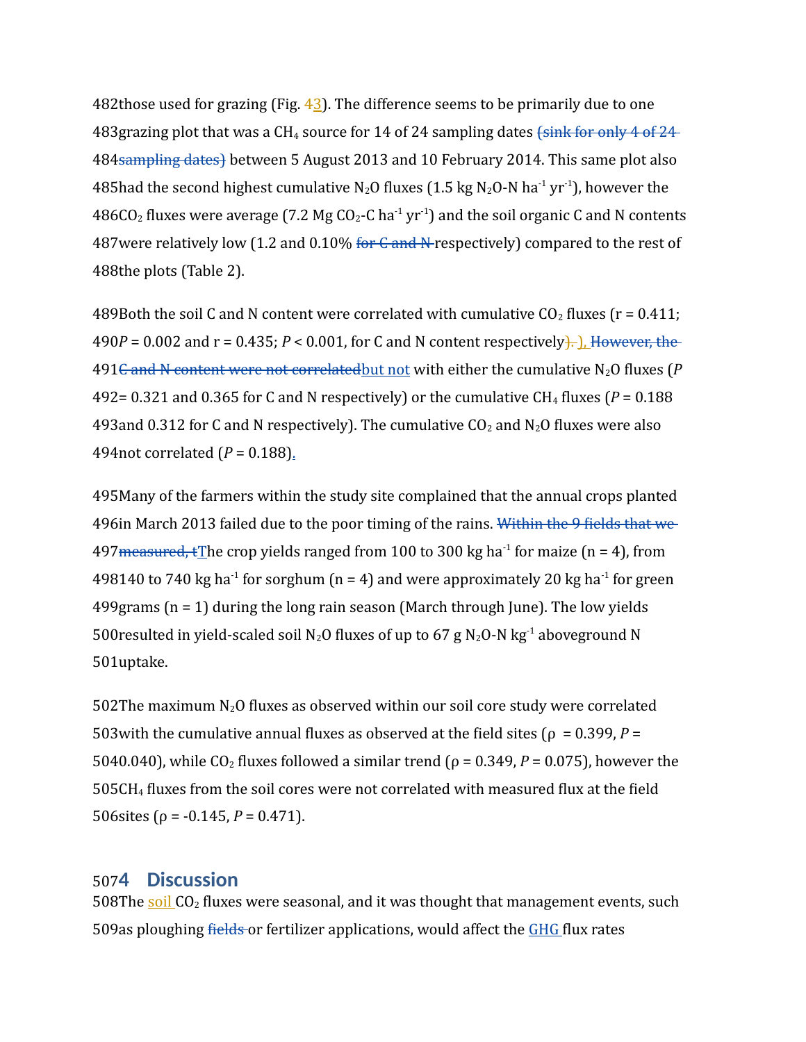those used for grazing (Fig. 43). The difference seems to be primarily due to one grazing plot that was a $CH_4$ source for 14 of 24 sampling dates ~~(sink for only 4 of 24 sampling dates)~~ between 5 August 2013 and 10 February 2014. This same plot also had the second highest cumulative $N_2O$ fluxes (1.5 kg $N_2O$-N $ha^{-1}$ $yr^{-1}$), however the $CO_2$ fluxes were average (7.2 Mg $CO_2$-C $ha^{-1}$ $yr^{-1}$) and the soil organic C and N contents were relatively low (1.2 and 0.10% ~~for C and N~~ respectively) compared to the rest of the plots (Table 2).

Both the soil C and N content were correlated with cumulative $CO_2$ fluxes (r = 0.411; *P* = 0.002 and r = 0.435; *P* < 0.001, for C and N content respectively~~).~~ ), ~~However, the C and N content were not correlated~~but not with either the cumulative $N_2O$ fluxes (*P* = 0.321 and 0.365 for C and N respectively) or the cumulative $CH_4$ fluxes (*P* = 0.188 and 0.312 for C and N respectively). The cumulative $CO_2$ and $N_2O$ fluxes were also not correlated (*P* = 0.188).

Many of the farmers within the study site complained that the annual crops planted in March 2013 failed due to the poor timing of the rains. ~~Within the 9 fields that we measured, t~~The crop yields ranged from 100 to 300 kg $ha^{-1}$ for maize (n = 4), from 140 to 740 kg $ha^{-1}$ for sorghum (n = 4) and were approximately 20 kg $ha^{-1}$ for green grams (n = 1) during the long rain season (March through June). The low yields resulted in yield-scaled soil $N_2O$ fluxes of up to 67 g $N_2O$-N $kg^{-1}$ aboveground N uptake.

The maximum $N_2O$ fluxes as observed within our soil core study were correlated with the cumulative annual fluxes as observed at the field sites (ρ = 0.399, *P* = 0.040), while $CO_2$ fluxes followed a similar trend (ρ = 0.349, *P* = 0.075), however the $CH_4$ fluxes from the soil cores were not correlated with measured flux at the field sites (ρ = -0.145, *P* = 0.471).

# 4 Discussion

The soil $CO_2$ fluxes were seasonal, and it was thought that management events, such as ploughing ~~fields~~ or fertilizer applications, would affect the GHG flux rates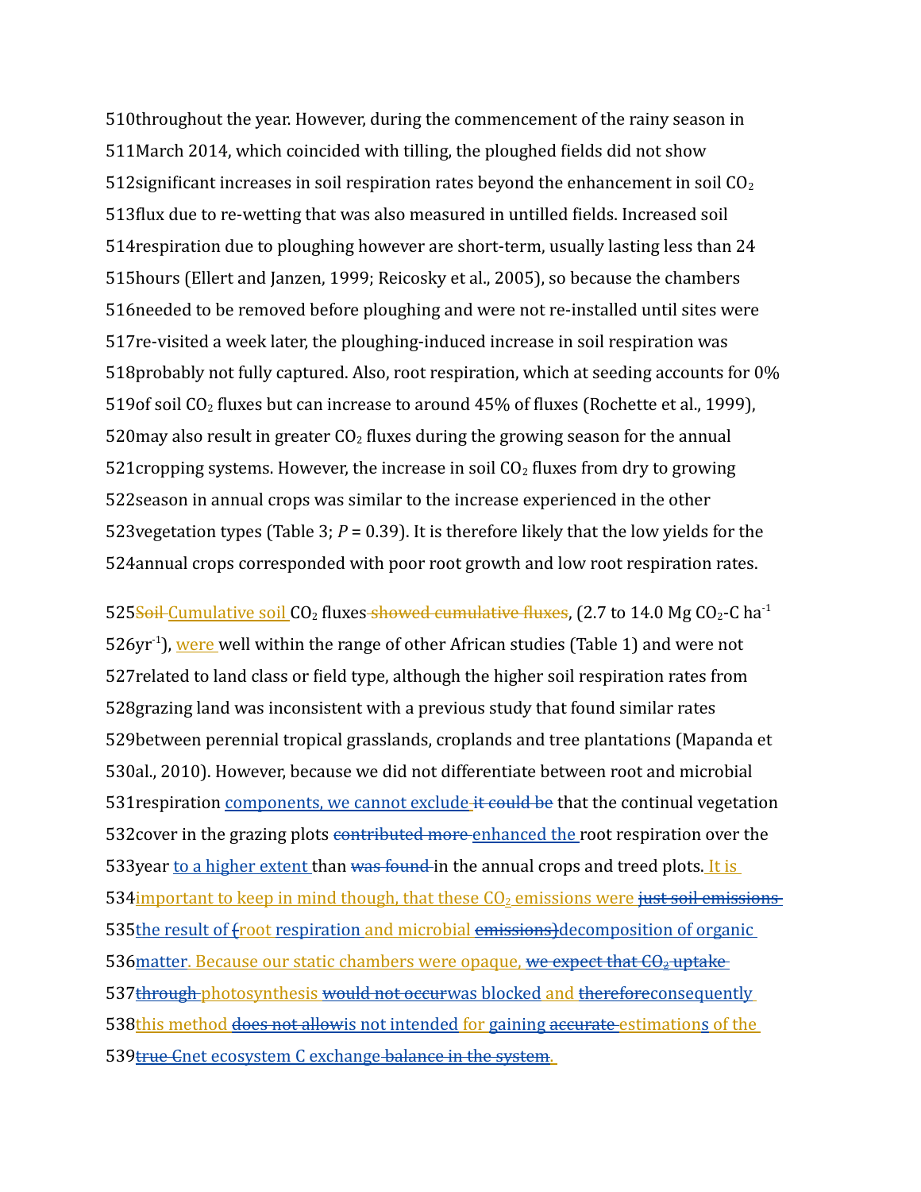throughout the year. However, during the commencement of the rainy season in March 2014, which coincided with tilling, the ploughed fields did not show significant increases in soil respiration rates beyond the enhancement in soil $CO_2$ flux due to re-wetting that was also measured in untilled fields. Increased soil respiration due to ploughing however are short-term, usually lasting less than 24 hours (Ellert and Janzen, 1999; Reicosky et al., 2005), so because the chambers needed to be removed before ploughing and were not re-installed until sites were re-visited a week later, the ploughing-induced increase in soil respiration was probably not fully captured. Also, root respiration, which at seeding accounts for 0% of soil $CO_2$ fluxes but can increase to around 45% of fluxes (Rochette et al., 1999), may also result in greater $CO_2$ fluxes during the growing season for the annual cropping systems. However, the increase in soil $CO_2$ fluxes from dry to growing season in annual crops was similar to the increase experienced in the other vegetation types (Table 3; $P = 0.39$). It is therefore likely that the low yields for the annual crops corresponded with poor root growth and low root respiration rates.

~~Soil~~ Cumulative soil $CO_2$ fluxes ~~showed cumulative fluxes~~, (2.7 to 14.0 Mg $CO_2$-C $ha^{-1}$ $yr^{-1}$), were well within the range of other African studies (Table 1) and were not related to land class or field type, although the higher soil respiration rates from grazing land was inconsistent with a previous study that found similar rates between perennial tropical grasslands, croplands and tree plantations (Mapanda et al., 2010). However, because we did not differentiate between root and microbial respiration components, we cannot exclude ~~it could be~~ that the continual vegetation cover in the grazing plots ~~contributed more~~ enhanced the root respiration over the year to a higher extent than ~~was found~~ in the annual crops and treed plots. It is important to keep in mind though, that these $CO_2$ emissions were ~~just soil emissions~~ the result of ~~(~~root respiration and microbial ~~emissions)~~decomposition of organic matter. Because our static chambers were opaque, ~~we expect that $CO_2$ uptake through~~ photosynthesis ~~would not occur~~was blocked and ~~therefore~~consequently this method ~~does not allow~~is not intended for gaining ~~accurate~~ estimations of the ~~true C~~net ecosystem C exchange ~~balance in the system~~.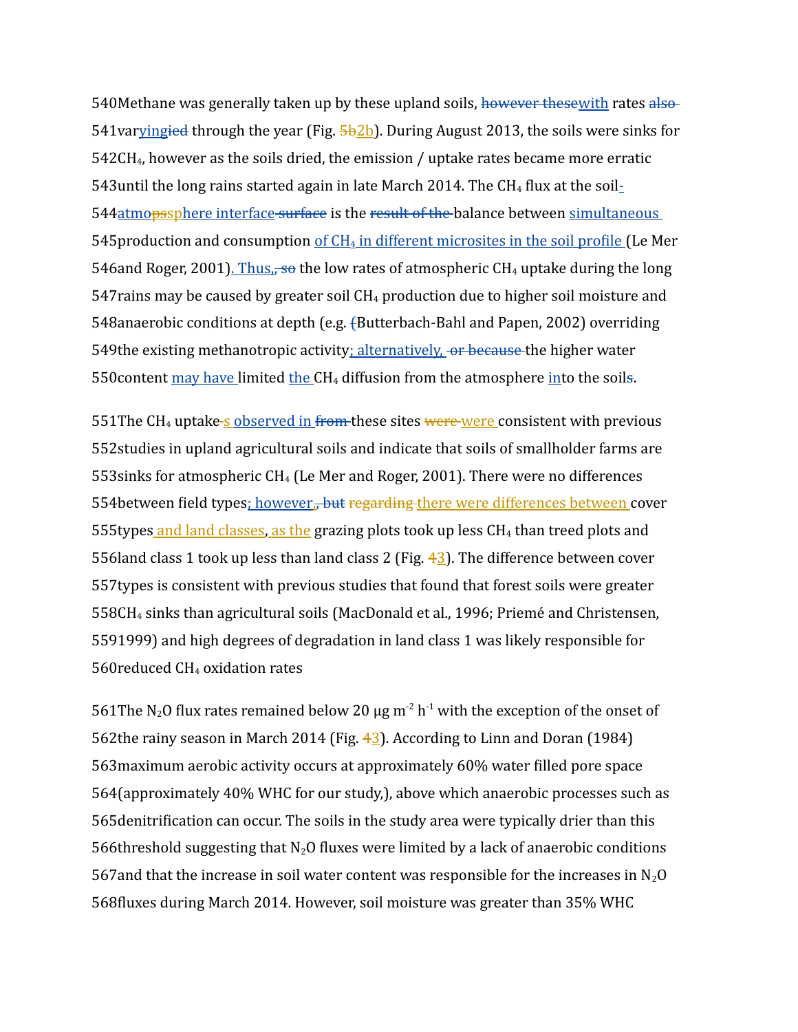Methane was generally taken up by these upland soils, ~~however these~~ with rates ~~also~~ varying~~ied~~ through the year (Fig. ~~5b~~2b). During August 2013, the soils were sinks for $CH_4$, however as the soils dried, the emission / uptake rates became more erratic until the long rains started again in late March 2014. The $CH_4$ flux at the soil-atmo~~ps~~sphere interface ~~surface~~ is the ~~result of the~~ balance between simultaneous production and consumption of $CH_4$ in different microsites in the soil profile (Le Mer and Roger, 2001). Thus,~~, so~~ the low rates of atmospheric $CH_4$ uptake during the long rains may be caused by greater soil $CH_4$ production due to higher soil moisture and anaerobic conditions at depth (e.g. ~~(~~Butterbach-Bahl and Papen, 2002) overriding the existing methanotropic activity; alternatively, ~~or because~~ the higher water content may have limited the $CH_4$ diffusion from the atmosphere into the soil~~s~~.

The $CH_4$ uptake~~-~~s observed in ~~from~~ these sites ~~were~~ were consistent with previous studies in upland agricultural soils and indicate that soils of smallholder farms are sinks for atmospheric $CH_4$ (Le Mer and Roger, 2001). There were no differences between field types; however,~~, but~~ ~~regarding~~ there were differences between cover types and land classes, as the grazing plots took up less $CH_4$ than treed plots and land class 1 took up less than land class 2 (Fig. ~~4~~3). The difference between cover types is consistent with previous studies that found that forest soils were greater $CH_4$ sinks than agricultural soils (MacDonald et al., 1996; Priemé and Christensen, 1999) and high degrees of degradation in land class 1 was likely responsible for reduced $CH_4$ oxidation rates

The $N_2O$ flux rates remained below 20 µg $m^{-2}$ $h^{-1}$ with the exception of the onset of the rainy season in March 2014 (Fig. ~~4~~3). According to Linn and Doran (1984) maximum aerobic activity occurs at approximately 60% water filled pore space (approximately 40% WHC for our study,), above which anaerobic processes such as denitrification can occur. The soils in the study area were typically drier than this threshold suggesting that $N_2O$ fluxes were limited by a lack of anaerobic conditions and that the increase in soil water content was responsible for the increases in $N_2O$ fluxes during March 2014. However, soil moisture was greater than 35% WHC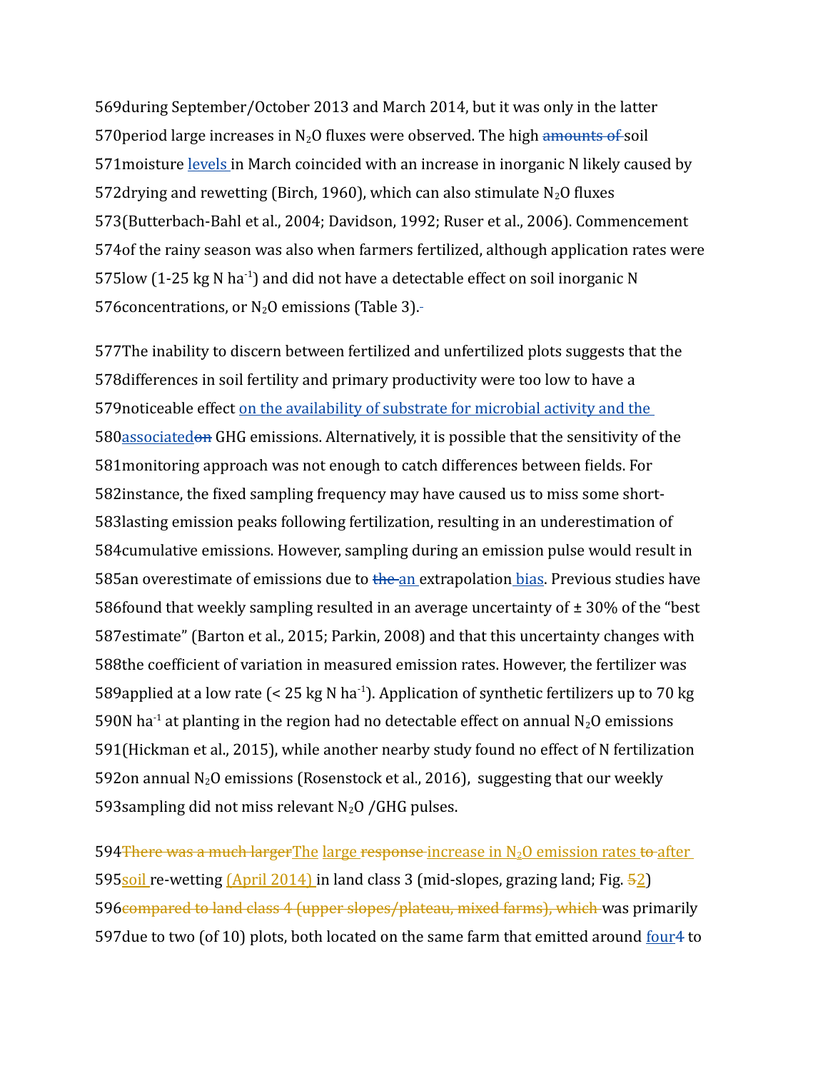569during September/October 2013 and March 2014, but it was only in the latter 570period large increases in $N_2O$ fluxes were observed. The high ~~amounts of~~ soil 571moisture levels in March coincided with an increase in inorganic N likely caused by 572drying and rewetting (Birch, 1960), which can also stimulate $N_2O$ fluxes 573(Butterbach-Bahl et al., 2004; Davidson, 1992; Ruser et al., 2006). Commencement 574of the rainy season was also when farmers fertilized, although application rates were 575low (1-25 kg N $ha^{-1}$) and did not have a detectable effect on soil inorganic N 576concentrations, or $N_2O$ emissions (Table 3).

577The inability to discern between fertilized and unfertilized plots suggests that the 578differences in soil fertility and primary productivity were too low to have a 579noticeable effect on the availability of substrate for microbial activity and the 580associated~~on~~ GHG emissions. Alternatively, it is possible that the sensitivity of the 581monitoring approach was not enough to catch differences between fields. For 582instance, the fixed sampling frequency may have caused us to miss some short-583lasting emission peaks following fertilization, resulting in an underestimation of 584cumulative emissions. However, sampling during an emission pulse would result in 585an overestimate of emissions due to ~~the~~ an extrapolation bias. Previous studies have 586found that weekly sampling resulted in an average uncertainty of ± 30% of the "best 587estimate" (Barton et al., 2015; Parkin, 2008) and that this uncertainty changes with 588the coefficient of variation in measured emission rates. However, the fertilizer was 589applied at a low rate (< 25 kg N $ha^{-1}$). Application of synthetic fertilizers up to 70 kg 590N $ha^{-1}$ at planting in the region had no detectable effect on annual $N_2O$ emissions 591(Hickman et al., 2015), while another nearby study found no effect of N fertilization 592on annual $N_2O$ emissions (Rosenstock et al., 2016), suggesting that our weekly 593sampling did not miss relevant $N_2O$ /GHG pulses.

594~~There was a much larger~~The large ~~response~~ increase in $N_2O$ emission rates ~~to~~ after 595soil re-wetting (April 2014) in land class 3 (mid-slopes, grazing land; Fig. ~~5~~2) 596~~compared to land class 4 (upper slopes/plateau, mixed farms), which~~ was primarily 597due to two (of 10) plots, both located on the same farm that emitted around four~~4~~ to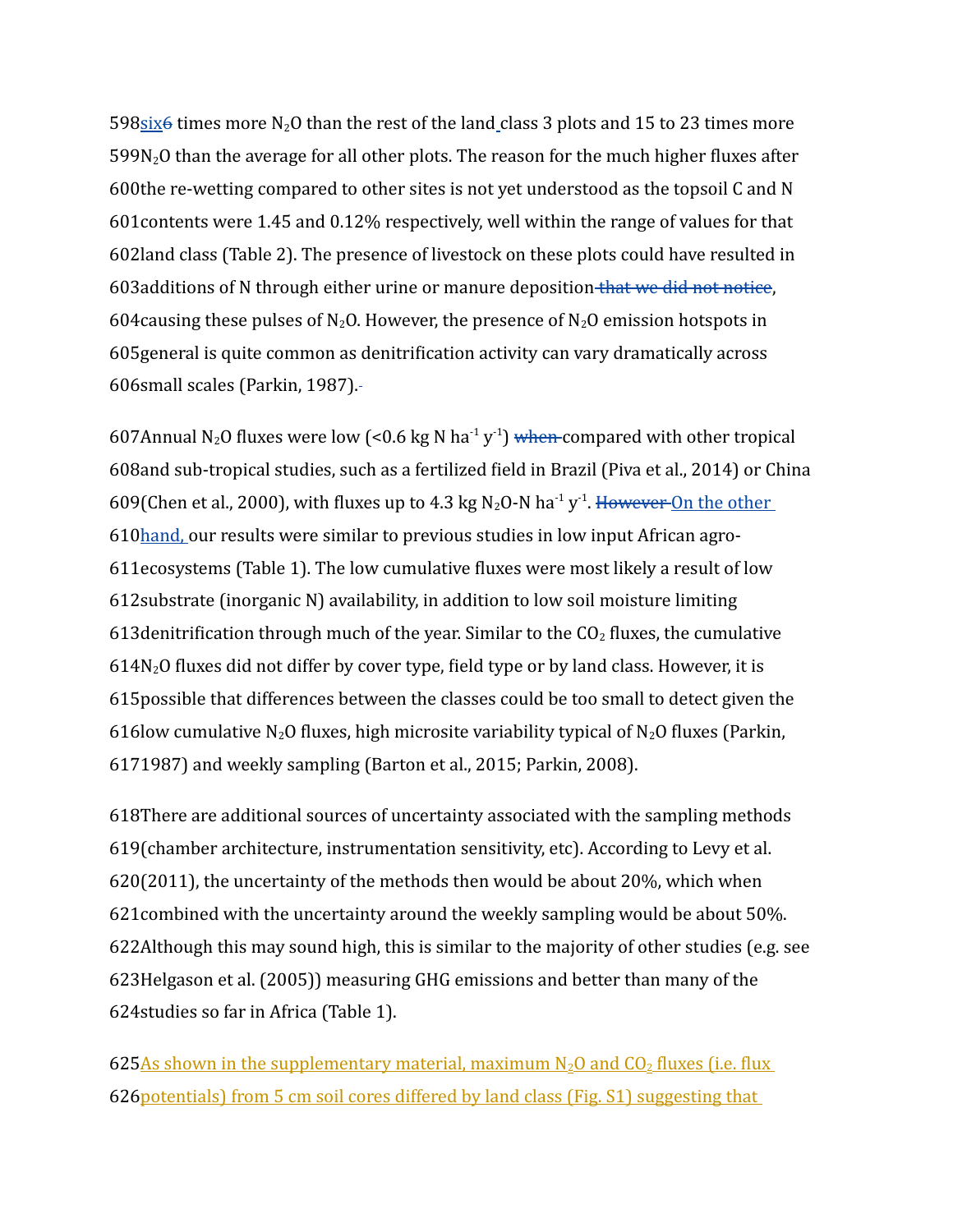598six6 times more $N_2O$ than the rest of the land class 3 plots and 15 to 23 times more
599$N_2O$ than the average for all other plots. The reason for the much higher fluxes after
600the re-wetting compared to other sites is not yet understood as the topsoil C and N
601contents were 1.45 and 0.12% respectively, well within the range of values for that
602land class (Table 2). The presence of livestock on these plots could have resulted in
603additions of N through either urine or manure deposition that we did not notice,
604causing these pulses of $N_2O$. However, the presence of $N_2O$ emission hotspots in
605general is quite common as denitrification activity can vary dramatically across
606small scales (Parkin, 1987).

607Annual $N_2O$ fluxes were low (<0.6 kg N $ha^{-1}$ $y^{-1}$) when compared with other tropical
608and sub-tropical studies, such as a fertilized field in Brazil (Piva et al., 2014) or China
609(Chen et al., 2000), with fluxes up to 4.3 kg $N_2O$-N $ha^{-1}$ $y^{-1}$. However On the other
610hand, our results were similar to previous studies in low input African agro-
611ecosystems (Table 1). The low cumulative fluxes were most likely a result of low
612substrate (inorganic N) availability, in addition to low soil moisture limiting
613denitrification through much of the year. Similar to the $CO_2$ fluxes, the cumulative
614$N_2O$ fluxes did not differ by cover type, field type or by land class. However, it is
615possible that differences between the classes could be too small to detect given the
616low cumulative $N_2O$ fluxes, high microsite variability typical of $N_2O$ fluxes (Parkin,
6171987) and weekly sampling (Barton et al., 2015; Parkin, 2008).

618There are additional sources of uncertainty associated with the sampling methods
619(chamber architecture, instrumentation sensitivity, etc). According to Levy et al.
620(2011), the uncertainty of the methods then would be about 20%, which when
621combined with the uncertainty around the weekly sampling would be about 50%.
622Although this may sound high, this is similar to the majority of other studies (e.g. see
623Helgason et al. (2005)) measuring GHG emissions and better than many of the
624studies so far in Africa (Table 1).

625As shown in the supplementary material, maximum $N_2O$ and $CO_2$ fluxes (i.e. flux
626potentials) from 5 cm soil cores differed by land class (Fig. S1) suggesting that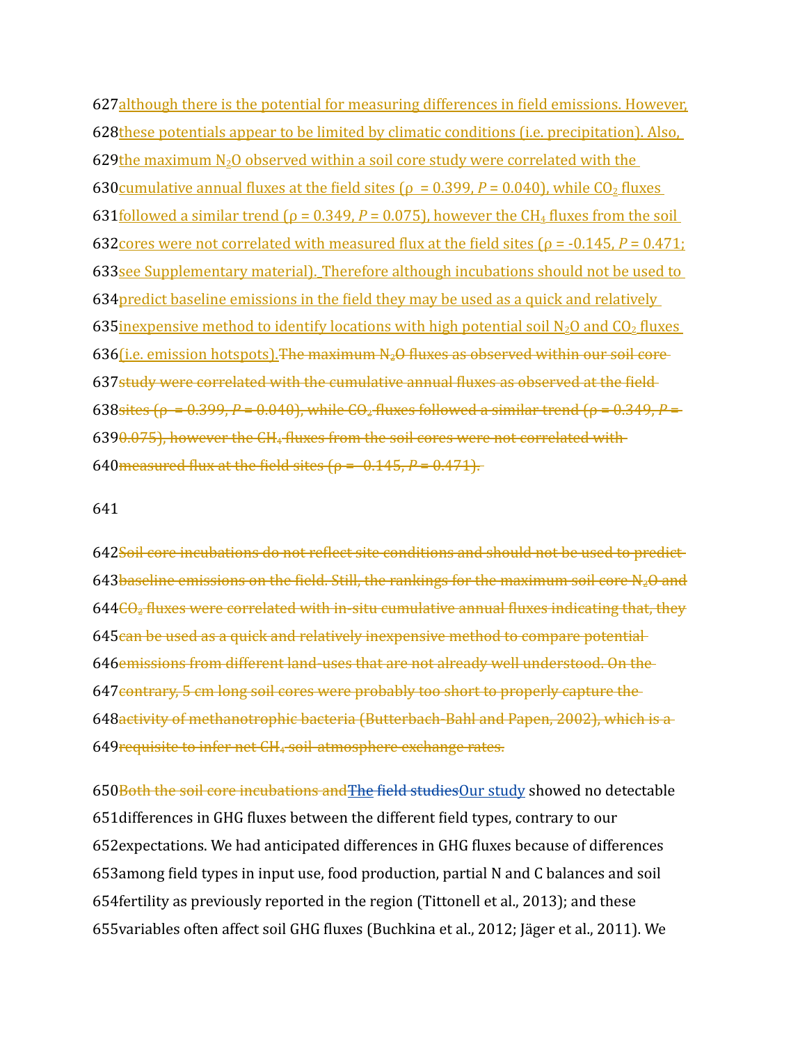627although there is the potential for measuring differences in field emissions. However,

628these potentials appear to be limited by climatic conditions (i.e. precipitation). Also,

629the maximum $N_2O$ observed within a soil core study were correlated with the

630cumulative annual fluxes at the field sites ($\rho = 0.399$, $P = 0.040$), while $CO_2$ fluxes

631followed a similar trend ($\rho = 0.349$, $P = 0.075$), however the $CH_4$ fluxes from the soil

632cores were not correlated with measured flux at the field sites ($\rho = -0.145$, $P = 0.471$;

633see Supplementary material). Therefore although incubations should not be used to

634predict baseline emissions in the field they may be used as a quick and relatively

635inexpensive method to identify locations with high potential soil $N_2O$ and $CO_2$ fluxes

636(i.e. emission hotspots).~~The maximum $N_2O$ fluxes as observed within our soil core~~

637~~study were correlated with the cumulative annual fluxes as observed at the field~~

638~~sites ($\rho = 0.399$, $P = 0.040$), while $CO_2$ fluxes followed a similar trend ($\rho = 0.349$, $P =$~~

639~~$0.075$), however the $CH_4$ fluxes from the soil cores were not correlated with~~

640~~measured flux at the field sites ($\rho = -0.145$, $P = 0.471$).~~

641

642~~Soil core incubations do not reflect site conditions and should not be used to predict~~

643~~baseline emissions on the field. Still, the rankings for the maximum soil core $N_2O$ and~~

644~~$CO_2$ fluxes were correlated with in-situ cumulative annual fluxes indicating that, they~~

645~~can be used as a quick and relatively inexpensive method to compare potential~~

646~~emissions from different land-uses that are not already well understood. On the~~

647~~contrary, 5 cm long soil cores were probably too short to properly capture the~~

648~~activity of methanotrophic bacteria (Butterbach-Bahl and Papen, 2002), which is a~~

649~~requisite to infer net $CH_4$ soil-atmosphere exchange rates.~~

650~~Both the soil core incubations and~~~~The field studies~~Our study showed no detectable

651differences in GHG fluxes between the different field types, contrary to our

652expectations. We had anticipated differences in GHG fluxes because of differences

653among field types in input use, food production, partial N and C balances and soil

654fertility as previously reported in the region (Tittonell et al., 2013); and these

655variables often affect soil GHG fluxes (Buchkina et al., 2012; Jäger et al., 2011). We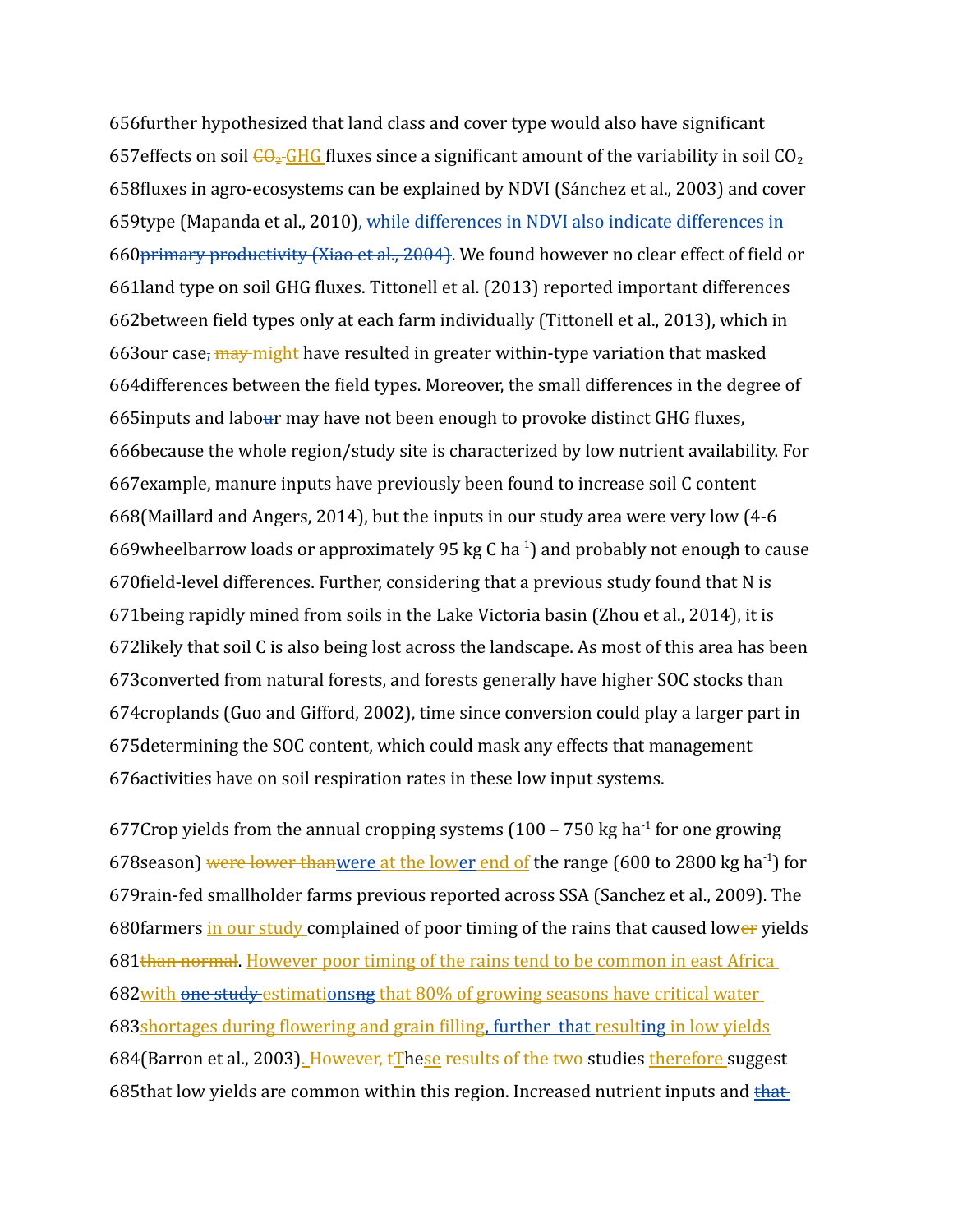further hypothesized that land class and cover type would also have significant effects on soil ~~$CO_2$~~ GHG fluxes since a significant amount of the variability in soil $CO_2$ fluxes in agro-ecosystems can be explained by NDVI (Sánchez et al., 2003) and cover type (Mapanda et al., 2010)~~, while differences in NDVI also indicate differences in primary productivity (Xiao et al., 2004)~~. We found however no clear effect of field or land type on soil GHG fluxes. Tittonell et al. (2013) reported important differences between field types only at each farm individually (Tittonell et al., 2013), which in our case~~,~~ ~~may~~ might have resulted in greater within-type variation that masked differences between the field types. Moreover, the small differences in the degree of inputs and labo~~u~~r may have not been enough to provoke distinct GHG fluxes, because the whole region/study site is characterized by low nutrient availability. For example, manure inputs have previously been found to increase soil C content (Maillard and Angers, 2014), but the inputs in our study area were very low (4-6 wheelbarrow loads or approximately 95 kg C ha$^{-1}$) and probably not enough to cause field-level differences. Further, considering that a previous study found that N is being rapidly mined from soils in the Lake Victoria basin (Zhou et al., 2014), it is likely that soil C is also being lost across the landscape. As most of this area has been converted from natural forests, and forests generally have higher SOC stocks than croplands (Guo and Gifford, 2002), time since conversion could play a larger part in determining the SOC content, which could mask any effects that management activities have on soil respiration rates in these low input systems.

Crop yields from the annual cropping systems (100 – 750 kg ha$^{-1}$ for one growing season) ~~were lower than~~ were at the lower end of the range (600 to 2800 kg ha$^{-1}$) for rain-fed smallholder farms previous reported across SSA (Sanchez et al., 2009). The farmers in our study complained of poor timing of the rains that caused low~~er~~ yields ~~than normal~~. However poor timing of the rains tend to be common in east Africa with ~~one study~~ estimati~~ng~~ons that 80% of growing seasons have critical water shortages during flowering and grain filling, further ~~that~~ resulting in low yields (Barron et al., 2003). ~~However, t~~These ~~results of the two~~ studies therefore suggest that low yields are common within this region. Increased nutrient inputs and ~~that~~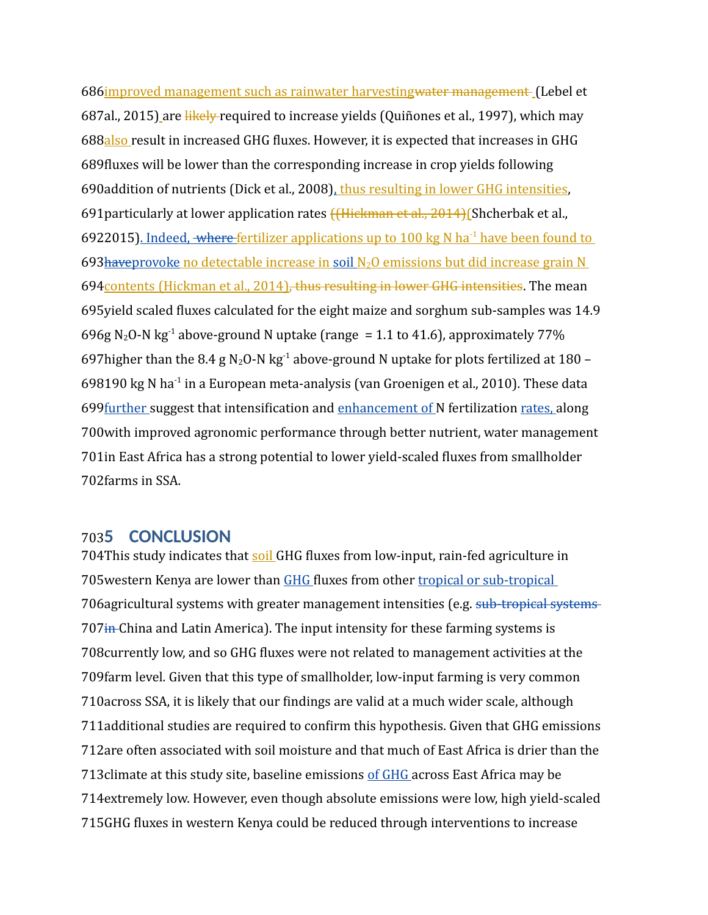686improved management such as rainwater harvestingwater management (Lebel et 687al., 2015) are likely required to increase yields (Quiñones et al., 1997), which may 688also result in increased GHG fluxes. However, it is expected that increases in GHG 689fluxes will be lower than the corresponding increase in crop yields following 690addition of nutrients (Dick et al., 2008), thus resulting in lower GHG intensities, 691particularly at lower application rates ((Hickman et al., 2014)(Shcherbak et al., 6922015). Indeed, where fertilizer applications up to 100 kg N ha$^{-1}$ have been found to 693haveprovoke no detectable increase in soil $N_2O$ emissions but did increase grain N 694contents (Hickman et al., 2014), thus resulting in lower GHG intensities. The mean 695yield scaled fluxes calculated for the eight maize and sorghum sub-samples was 14.9 696g $N_2O$-N kg$^{-1}$ above-ground N uptake (range = 1.1 to 41.6), approximately 77% 697higher than the 8.4 g $N_2O$-N kg$^{-1}$ above-ground N uptake for plots fertilized at 180 – 698190 kg N ha$^{-1}$ in a European meta-analysis (van Groenigen et al., 2010). These data 699further suggest that intensification and enhancement of N fertilization rates, along 700with improved agronomic performance through better nutrient, water management 701in East Africa has a strong potential to lower yield-scaled fluxes from smallholder 702farms in SSA.

## 7035 CONCLUSION

704This study indicates that soil GHG fluxes from low-input, rain-fed agriculture in 705western Kenya are lower than GHG fluxes from other tropical or sub-tropical 706agricultural systems with greater management intensities (e.g. sub-tropical systems 707in China and Latin America). The input intensity for these farming systems is 708currently low, and so GHG fluxes were not related to management activities at the 709farm level. Given that this type of smallholder, low-input farming is very common 710across SSA, it is likely that our findings are valid at a much wider scale, although 711additional studies are required to confirm this hypothesis. Given that GHG emissions 712are often associated with soil moisture and that much of East Africa is drier than the 713climate at this study site, baseline emissions of GHG across East Africa may be 714extremely low. However, even though absolute emissions were low, high yield-scaled 715GHG fluxes in western Kenya could be reduced through interventions to increase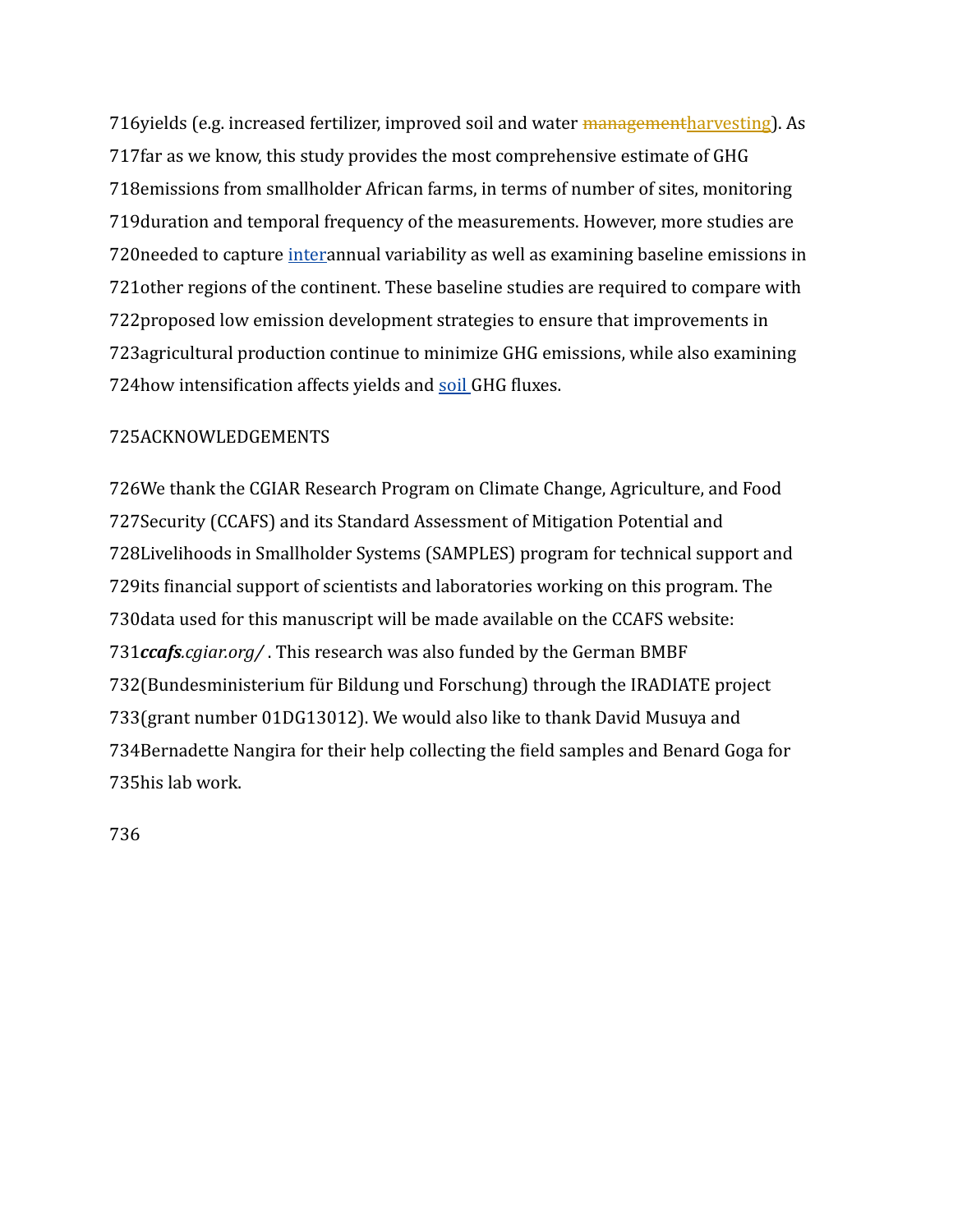yields (e.g. increased fertilizer, improved soil and water ~~management~~harvesting). As far as we know, this study provides the most comprehensive estimate of GHG emissions from smallholder African farms, in terms of number of sites, monitoring duration and temporal frequency of the measurements. However, more studies are needed to capture interannual variability as well as examining baseline emissions in other regions of the continent. These baseline studies are required to compare with proposed low emission development strategies to ensure that improvements in agricultural production continue to minimize GHG emissions, while also examining how intensification affects yields and soil GHG fluxes.

## ACKNOWLEDGEMENTS

We thank the CGIAR Research Program on Climate Change, Agriculture, and Food Security (CCAFS) and its Standard Assessment of Mitigation Potential and Livelihoods in Smallholder Systems (SAMPLES) program for technical support and its financial support of scientists and laboratories working on this program. The data used for this manuscript will be made available on the CCAFS website: ***ccafs****.cgiar.org/* . This research was also funded by the German BMBF (Bundesministerium für Bildung und Forschung) through the IRADIATE project (grant number 01DG13012). We would also like to thank David Musuya and Bernadette Nangira for their help collecting the field samples and Benard Goga for his lab work.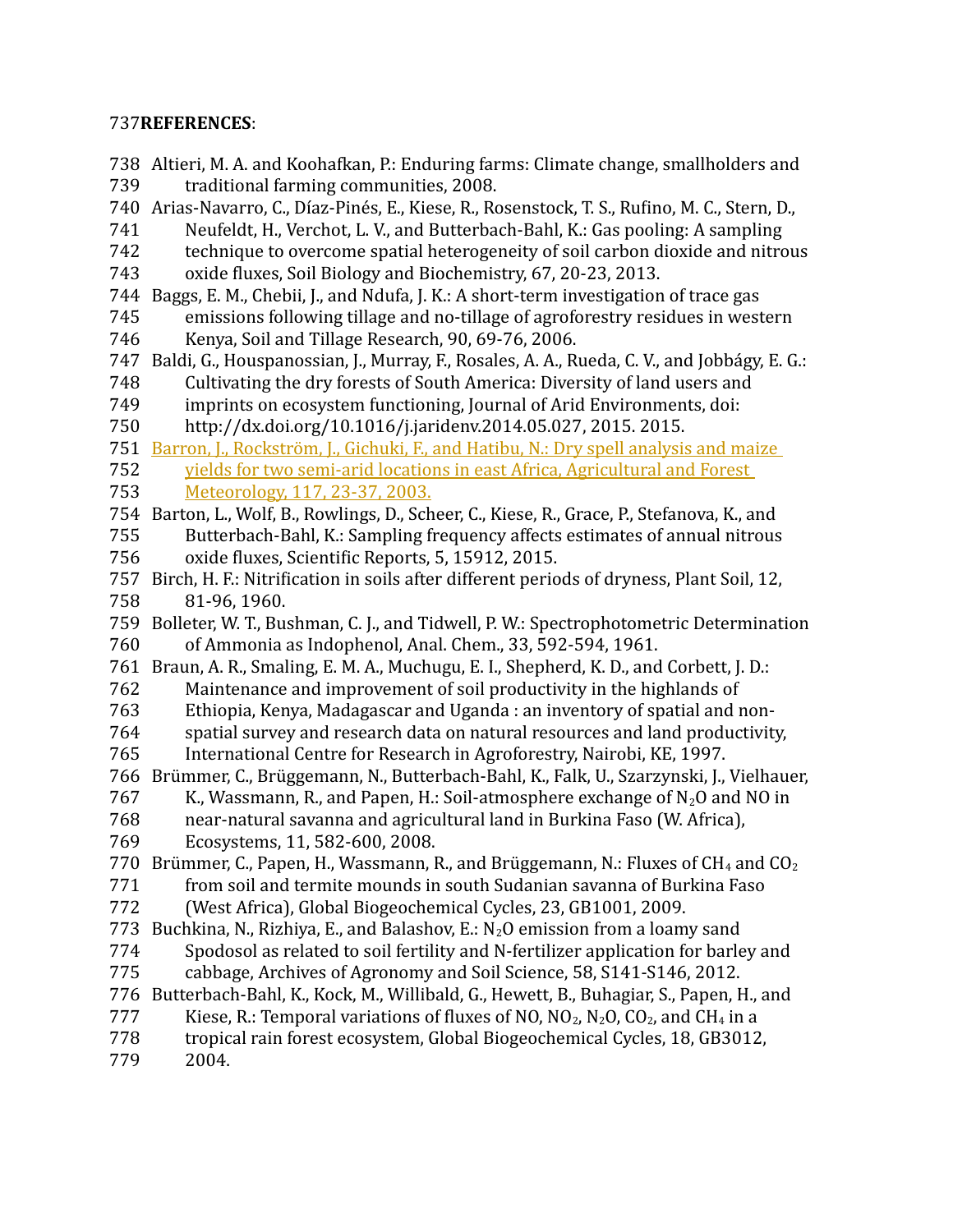**REFERENCES**:

Altieri, M. A. and Koohafkan, P.: Enduring farms: Climate change, smallholders and traditional farming communities, 2008.

Arias-Navarro, C., Díaz-Pinés, E., Kiese, R., Rosenstock, T. S., Rufino, M. C., Stern, D., Neufeldt, H., Verchot, L. V., and Butterbach-Bahl, K.: Gas pooling: A sampling technique to overcome spatial heterogeneity of soil carbon dioxide and nitrous oxide fluxes, Soil Biology and Biochemistry, 67, 20-23, 2013.

Baggs, E. M., Chebii, J., and Ndufa, J. K.: A short-term investigation of trace gas emissions following tillage and no-tillage of agroforestry residues in western Kenya, Soil and Tillage Research, 90, 69-76, 2006.

Baldi, G., Houspanossian, J., Murray, F., Rosales, A. A., Rueda, C. V., and Jobbágy, E. G.: Cultivating the dry forests of South America: Diversity of land users and imprints on ecosystem functioning, Journal of Arid Environments, doi: http://dx.doi.org/10.1016/j.jaridenv.2014.05.027, 2015. 2015.

Barron, J., Rockström, J., Gichuki, F., and Hatibu, N.: Dry spell analysis and maize yields for two semi-arid locations in east Africa, Agricultural and Forest Meteorology, 117, 23-37, 2003.

Barton, L., Wolf, B., Rowlings, D., Scheer, C., Kiese, R., Grace, P., Stefanova, K., and Butterbach-Bahl, K.: Sampling frequency affects estimates of annual nitrous oxide fluxes, Scientific Reports, 5, 15912, 2015.

Birch, H. F.: Nitrification in soils after different periods of dryness, Plant Soil, 12, 81-96, 1960.

Bolleter, W. T., Bushman, C. J., and Tidwell, P. W.: Spectrophotometric Determination of Ammonia as Indophenol, Anal. Chem., 33, 592-594, 1961.

Braun, A. R., Smaling, E. M. A., Muchugu, E. I., Shepherd, K. D., and Corbett, J. D.: Maintenance and improvement of soil productivity in the highlands of Ethiopia, Kenya, Madagascar and Uganda : an inventory of spatial and non-spatial survey and research data on natural resources and land productivity, International Centre for Research in Agroforestry, Nairobi, KE, 1997.

Brümmer, C., Brüggemann, N., Butterbach-Bahl, K., Falk, U., Szarzynski, J., Vielhauer, K., Wassmann, R., and Papen, H.: Soil-atmosphere exchange of $N_2O$ and NO in near-natural savanna and agricultural land in Burkina Faso (W. Africa), Ecosystems, 11, 582-600, 2008.

Brümmer, C., Papen, H., Wassmann, R., and Brüggemann, N.: Fluxes of $CH_4$ and $CO_2$ from soil and termite mounds in south Sudanian savanna of Burkina Faso (West Africa), Global Biogeochemical Cycles, 23, GB1001, 2009.

Buchkina, N., Rizhiya, E., and Balashov, E.: $N_2O$ emission from a loamy sand Spodosol as related to soil fertility and N-fertilizer application for barley and cabbage, Archives of Agronomy and Soil Science, 58, S141-S146, 2012.

Butterbach-Bahl, K., Kock, M., Willibald, G., Hewett, B., Buhagiar, S., Papen, H., and Kiese, R.: Temporal variations of fluxes of NO, $NO_2$, $N_2O$, $CO_2$, and $CH_4$ in a tropical rain forest ecosystem, Global Biogeochemical Cycles, 18, GB3012, 2004.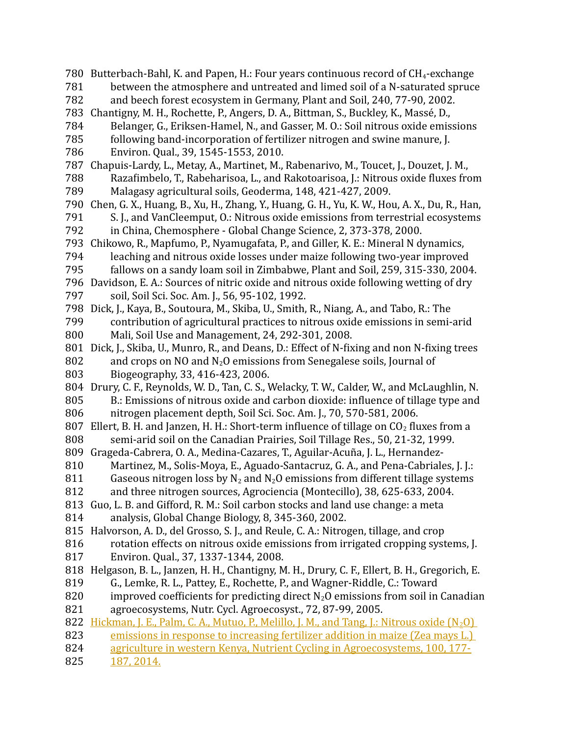Butterbach-Bahl, K. and Papen, H.: Four years continuous record of $CH_4$-exchange between the atmosphere and untreated and limed soil of a N-saturated spruce and beech forest ecosystem in Germany, Plant and Soil, 240, 77-90, 2002.

Chantigny, M. H., Rochette, P., Angers, D. A., Bittman, S., Buckley, K., Massé, D., Belanger, G., Eriksen-Hamel, N., and Gasser, M. O.: Soil nitrous oxide emissions following band-incorporation of fertilizer nitrogen and swine manure, J. Environ. Qual., 39, 1545-1553, 2010.

Chapuis-Lardy, L., Metay, A., Martinet, M., Rabenarivo, M., Toucet, J., Douzet, J. M., Razafimbelo, T., Rabeharisoa, L., and Rakotoarisoa, J.: Nitrous oxide fluxes from Malagasy agricultural soils, Geoderma, 148, 421-427, 2009.

Chen, G. X., Huang, B., Xu, H., Zhang, Y., Huang, G. H., Yu, K. W., Hou, A. X., Du, R., Han, S. J., and VanCleemput, O.: Nitrous oxide emissions from terrestrial ecosystems in China, Chemosphere - Global Change Science, 2, 373-378, 2000.

Chikowo, R., Mapfumo, P., Nyamugafata, P., and Giller, K. E.: Mineral N dynamics, leaching and nitrous oxide losses under maize following two-year improved fallows on a sandy loam soil in Zimbabwe, Plant and Soil, 259, 315-330, 2004.

Davidson, E. A.: Sources of nitric oxide and nitrous oxide following wetting of dry soil, Soil Sci. Soc. Am. J., 56, 95-102, 1992.

Dick, J., Kaya, B., Soutoura, M., Skiba, U., Smith, R., Niang, A., and Tabo, R.: The contribution of agricultural practices to nitrous oxide emissions in semi-arid Mali, Soil Use and Management, 24, 292-301, 2008.

Dick, J., Skiba, U., Munro, R., and Deans, D.: Effect of N-fixing and non N-fixing trees and crops on NO and $N_2O$ emissions from Senegalese soils, Journal of Biogeography, 33, 416-423, 2006.

Drury, C. F., Reynolds, W. D., Tan, C. S., Welacky, T. W., Calder, W., and McLaughlin, N. B.: Emissions of nitrous oxide and carbon dioxide: influence of tillage type and nitrogen placement depth, Soil Sci. Soc. Am. J., 70, 570-581, 2006.

Ellert, B. H. and Janzen, H. H.: Short-term influence of tillage on $CO_2$ fluxes from a semi-arid soil on the Canadian Prairies, Soil Tillage Res., 50, 21-32, 1999.

Grageda-Cabrera, O. A., Medina-Cazares, T., Aguilar-Acuña, J. L., Hernandez-Martinez, M., Solis-Moya, E., Aguado-Santacruz, G. A., and Pena-Cabriales, J. J.: Gaseous nitrogen loss by $N_2$ and $N_2O$ emissions from different tillage systems and three nitrogen sources, Agrociencia (Montecillo), 38, 625-633, 2004.

Guo, L. B. and Gifford, R. M.: Soil carbon stocks and land use change: a meta analysis, Global Change Biology, 8, 345-360, 2002.

Halvorson, A. D., del Grosso, S. J., and Reule, C. A.: Nitrogen, tillage, and crop rotation effects on nitrous oxide emissions from irrigated cropping systems, J. Environ. Qual., 37, 1337-1344, 2008.

Helgason, B. L., Janzen, H. H., Chantigny, M. H., Drury, C. F., Ellert, B. H., Gregorich, E. G., Lemke, R. L., Pattey, E., Rochette, P., and Wagner-Riddle, C.: Toward improved coefficients for predicting direct $N_2O$ emissions from soil in Canadian agroecosystems, Nutr. Cycl. Agroecosyst., 72, 87-99, 2005.

Hickman, J. E., Palm, C. A., Mutuo, P., Melillo, J. M., and Tang, J.: Nitrous oxide ($N_2O$) emissions in response to increasing fertilizer addition in maize (Zea mays L.) agriculture in western Kenya, Nutrient Cycling in Agroecosystems, 100, 177-187, 2014.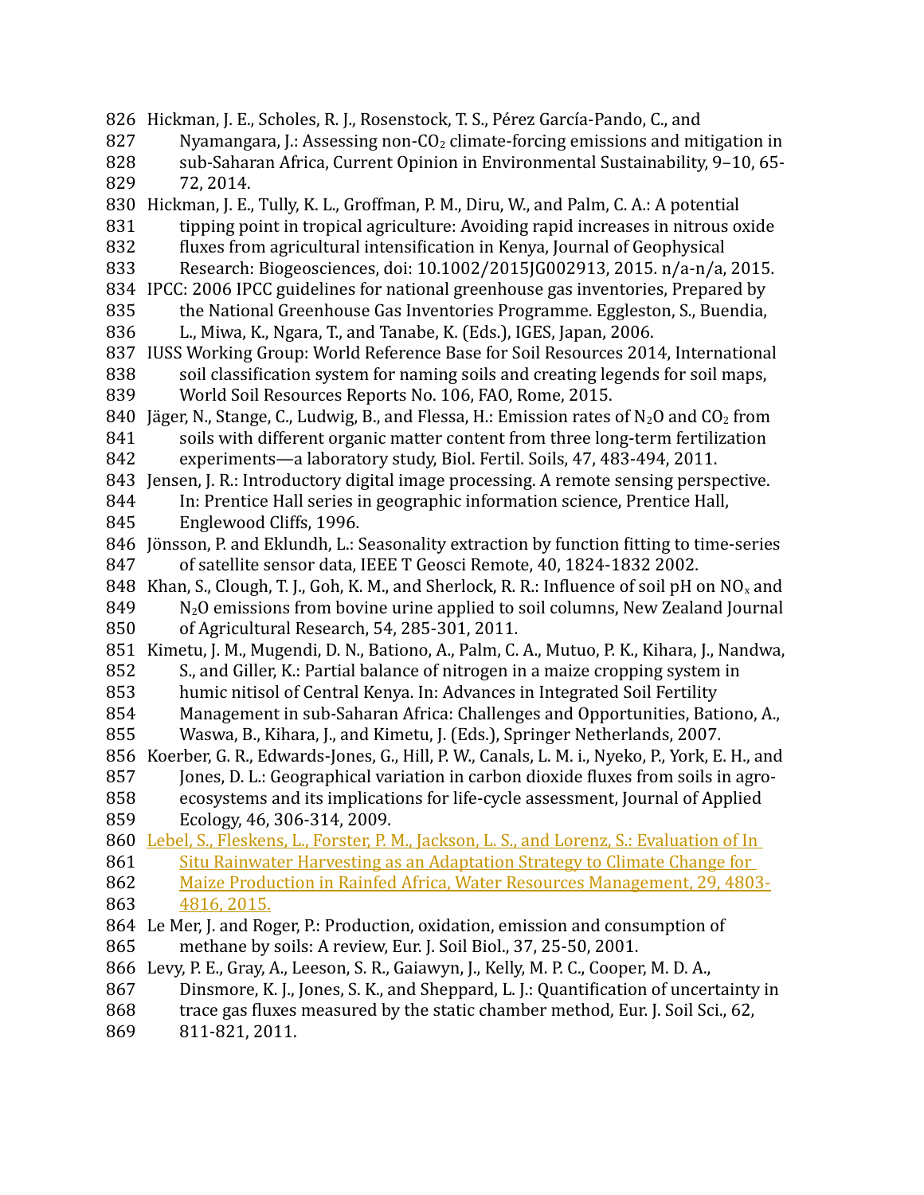Hickman, J. E., Scholes, R. J., Rosenstock, T. S., Pérez García-Pando, C., and Nyamangara, J.: Assessing non-$CO_2$ climate-forcing emissions and mitigation in sub-Saharan Africa, Current Opinion in Environmental Sustainability, 9–10, 65-72, 2014.

Hickman, J. E., Tully, K. L., Groffman, P. M., Diru, W., and Palm, C. A.: A potential tipping point in tropical agriculture: Avoiding rapid increases in nitrous oxide fluxes from agricultural intensification in Kenya, Journal of Geophysical Research: Biogeosciences, doi: 10.1002/2015JG002913, 2015. n/a-n/a, 2015.

IPCC: 2006 IPCC guidelines for national greenhouse gas inventories, Prepared by the National Greenhouse Gas Inventories Programme. Eggleston, S., Buendia, L., Miwa, K., Ngara, T., and Tanabe, K. (Eds.), IGES, Japan, 2006.

IUSS Working Group: World Reference Base for Soil Resources 2014, International soil classification system for naming soils and creating legends for soil maps, World Soil Resources Reports No. 106, FAO, Rome, 2015.

Jäger, N., Stange, C., Ludwig, B., and Flessa, H.: Emission rates of $N_2O$ and $CO_2$ from soils with different organic matter content from three long-term fertilization experiments—a laboratory study, Biol. Fertil. Soils, 47, 483-494, 2011.

Jensen, J. R.: Introductory digital image processing. A remote sensing perspective. In: Prentice Hall series in geographic information science, Prentice Hall, Englewood Cliffs, 1996.

Jönsson, P. and Eklundh, L.: Seasonality extraction by function fitting to time-series of satellite sensor data, IEEE T Geosci Remote, 40, 1824-1832 2002.

Khan, S., Clough, T. J., Goh, K. M., and Sherlock, R. R.: Influence of soil pH on $NO_x$ and $N_2O$ emissions from bovine urine applied to soil columns, New Zealand Journal of Agricultural Research, 54, 285-301, 2011.

Kimetu, J. M., Mugendi, D. N., Bationo, A., Palm, C. A., Mutuo, P. K., Kihara, J., Nandwa, S., and Giller, K.: Partial balance of nitrogen in a maize cropping system in humic nitisol of Central Kenya. In: Advances in Integrated Soil Fertility Management in sub-Saharan Africa: Challenges and Opportunities, Bationo, A., Waswa, B., Kihara, J., and Kimetu, J. (Eds.), Springer Netherlands, 2007.

Koerber, G. R., Edwards-Jones, G., Hill, P. W., Canals, L. M. i., Nyeko, P., York, E. H., and Jones, D. L.: Geographical variation in carbon dioxide fluxes from soils in agro-ecosystems and its implications for life-cycle assessment, Journal of Applied Ecology, 46, 306-314, 2009.

Lebel, S., Fleskens, L., Forster, P. M., Jackson, L. S., and Lorenz, S.: Evaluation of In Situ Rainwater Harvesting as an Adaptation Strategy to Climate Change for Maize Production in Rainfed Africa, Water Resources Management, 29, 4803-4816, 2015.

Le Mer, J. and Roger, P.: Production, oxidation, emission and consumption of methane by soils: A review, Eur. J. Soil Biol., 37, 25-50, 2001.

Levy, P. E., Gray, A., Leeson, S. R., Gaiawyn, J., Kelly, M. P. C., Cooper, M. D. A., Dinsmore, K. J., Jones, S. K., and Sheppard, L. J.: Quantification of uncertainty in trace gas fluxes measured by the static chamber method, Eur. J. Soil Sci., 62, 811-821, 2011.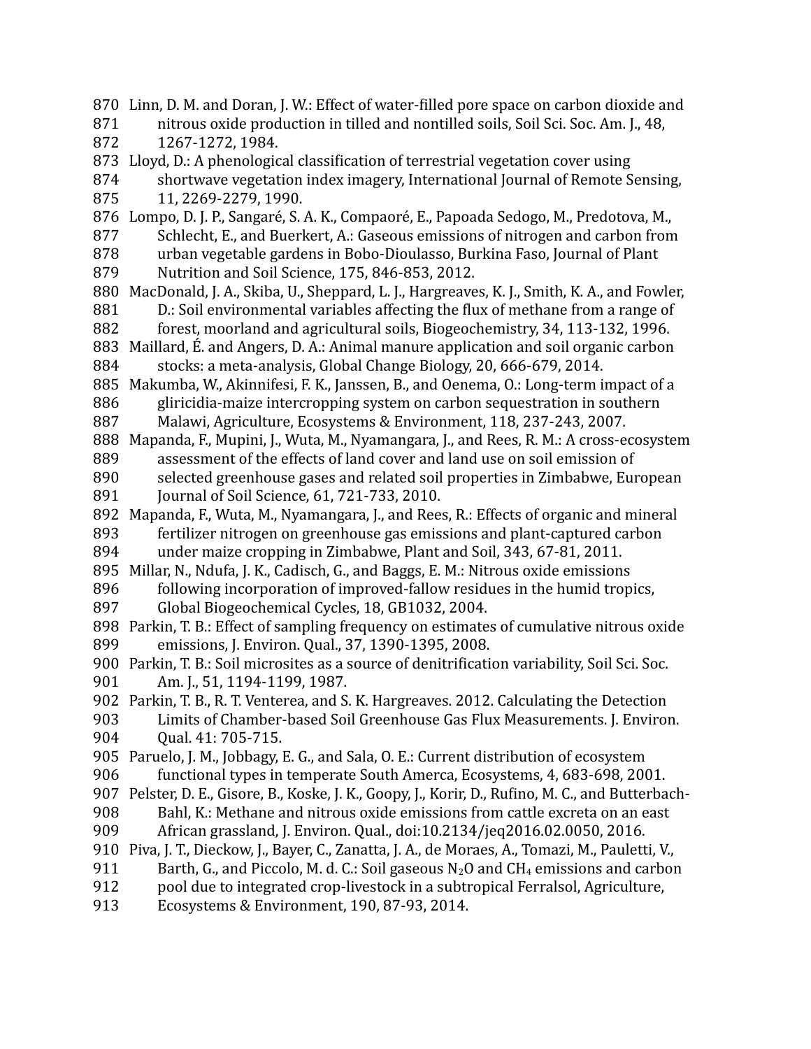Linn, D. M. and Doran, J. W.: Effect of water-filled pore space on carbon dioxide and nitrous oxide production in tilled and nontilled soils, Soil Sci. Soc. Am. J., 48, 1267-1272, 1984.

Lloyd, D.: A phenological classification of terrestrial vegetation cover using shortwave vegetation index imagery, International Journal of Remote Sensing, 11, 2269-2279, 1990.

Lompo, D. J. P., Sangaré, S. A. K., Compaoré, E., Papoada Sedogo, M., Predotova, M., Schlecht, E., and Buerkert, A.: Gaseous emissions of nitrogen and carbon from urban vegetable gardens in Bobo-Dioulasso, Burkina Faso, Journal of Plant Nutrition and Soil Science, 175, 846-853, 2012.

MacDonald, J. A., Skiba, U., Sheppard, L. J., Hargreaves, K. J., Smith, K. A., and Fowler, D.: Soil environmental variables affecting the flux of methane from a range of forest, moorland and agricultural soils, Biogeochemistry, 34, 113-132, 1996.

Maillard, É. and Angers, D. A.: Animal manure application and soil organic carbon stocks: a meta-analysis, Global Change Biology, 20, 666-679, 2014.

Makumba, W., Akinnifesi, F. K., Janssen, B., and Oenema, O.: Long-term impact of a gliricidia-maize intercropping system on carbon sequestration in southern Malawi, Agriculture, Ecosystems & Environment, 118, 237-243, 2007.

Mapanda, F., Mupini, J., Wuta, M., Nyamangara, J., and Rees, R. M.: A cross-ecosystem assessment of the effects of land cover and land use on soil emission of selected greenhouse gases and related soil properties in Zimbabwe, European Journal of Soil Science, 61, 721-733, 2010.

Mapanda, F., Wuta, M., Nyamangara, J., and Rees, R.: Effects of organic and mineral fertilizer nitrogen on greenhouse gas emissions and plant-captured carbon under maize cropping in Zimbabwe, Plant and Soil, 343, 67-81, 2011.

Millar, N., Ndufa, J. K., Cadisch, G., and Baggs, E. M.: Nitrous oxide emissions following incorporation of improved-fallow residues in the humid tropics, Global Biogeochemical Cycles, 18, GB1032, 2004.

Parkin, T. B.: Effect of sampling frequency on estimates of cumulative nitrous oxide emissions, J. Environ. Qual., 37, 1390-1395, 2008.

Parkin, T. B.: Soil microsites as a source of denitrification variability, Soil Sci. Soc. Am. J., 51, 1194-1199, 1987.

Parkin, T. B., R. T. Venterea, and S. K. Hargreaves. 2012. Calculating the Detection Limits of Chamber-based Soil Greenhouse Gas Flux Measurements. J. Environ. Qual. 41: 705-715.

Paruelo, J. M., Jobbagy, E. G., and Sala, O. E.: Current distribution of ecosystem functional types in temperate South Amerca, Ecosystems, 4, 683-698, 2001.

Pelster, D. E., Gisore, B., Koske, J. K., Goopy, J., Korir, D., Rufino, M. C., and Butterbach-Bahl, K.: Methane and nitrous oxide emissions from cattle excreta on an east African grassland, J. Environ. Qual., doi:10.2134/jeq2016.02.0050, 2016.

Piva, J. T., Dieckow, J., Bayer, C., Zanatta, J. A., de Moraes, A., Tomazi, M., Pauletti, V., Barth, G., and Piccolo, M. d. C.: Soil gaseous $N_2O$ and $CH_4$ emissions and carbon pool due to integrated crop-livestock in a subtropical Ferralsol, Agriculture, Ecosystems & Environment, 190, 87-93, 2014.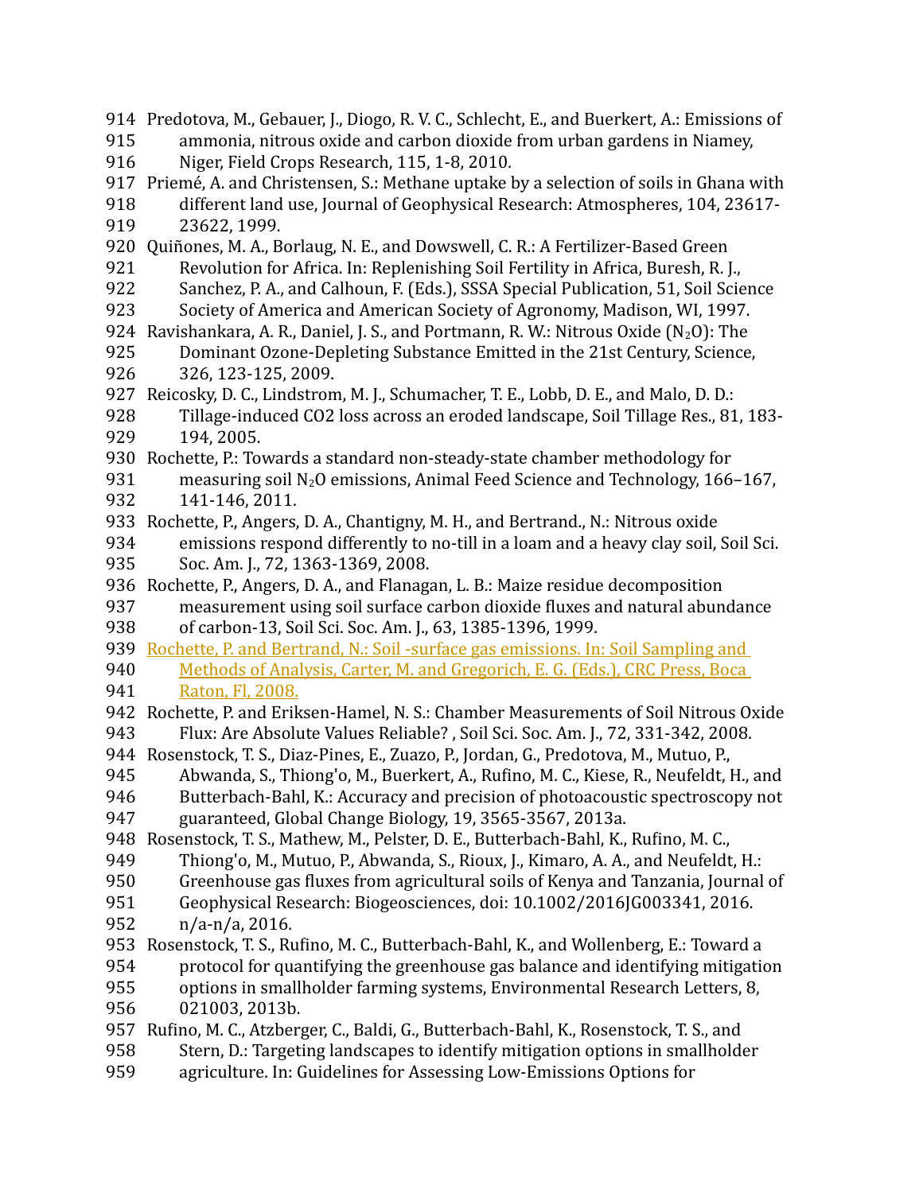Predotova, M., Gebauer, J., Diogo, R. V. C., Schlecht, E., and Buerkert, A.: Emissions of ammonia, nitrous oxide and carbon dioxide from urban gardens in Niamey, Niger, Field Crops Research, 115, 1-8, 2010.

Priemé, A. and Christensen, S.: Methane uptake by a selection of soils in Ghana with different land use, Journal of Geophysical Research: Atmospheres, 104, 23617-23622, 1999.

Quiñones, M. A., Borlaug, N. E., and Dowswell, C. R.: A Fertilizer-Based Green Revolution for Africa. In: Replenishing Soil Fertility in Africa, Buresh, R. J., Sanchez, P. A., and Calhoun, F. (Eds.), SSSA Special Publication, 51, Soil Science Society of America and American Society of Agronomy, Madison, WI, 1997.

Ravishankara, A. R., Daniel, J. S., and Portmann, R. W.: Nitrous Oxide ($N_2O$): The Dominant Ozone-Depleting Substance Emitted in the 21st Century, Science, 326, 123-125, 2009.

Reicosky, D. C., Lindstrom, M. J., Schumacher, T. E., Lobb, D. E., and Malo, D. D.: Tillage-induced CO2 loss across an eroded landscape, Soil Tillage Res., 81, 183-194, 2005.

Rochette, P.: Towards a standard non-steady-state chamber methodology for measuring soil $N_2O$ emissions, Animal Feed Science and Technology, 166–167, 141-146, 2011.

Rochette, P., Angers, D. A., Chantigny, M. H., and Bertrand., N.: Nitrous oxide emissions respond differently to no-till in a loam and a heavy clay soil, Soil Sci. Soc. Am. J., 72, 1363-1369, 2008.

Rochette, P., Angers, D. A., and Flanagan, L. B.: Maize residue decomposition measurement using soil surface carbon dioxide fluxes and natural abundance of carbon-13, Soil Sci. Soc. Am. J., 63, 1385-1396, 1999.

Rochette, P. and Bertrand, N.: Soil -surface gas emissions. In: Soil Sampling and Methods of Analysis, Carter, M. and Gregorich, E. G. (Eds.), CRC Press, Boca Raton, Fl, 2008.

Rochette, P. and Eriksen-Hamel, N. S.: Chamber Measurements of Soil Nitrous Oxide Flux: Are Absolute Values Reliable? , Soil Sci. Soc. Am. J., 72, 331-342, 2008.

Rosenstock, T. S., Diaz-Pines, E., Zuazo, P., Jordan, G., Predotova, M., Mutuo, P., Abwanda, S., Thiong'o, M., Buerkert, A., Rufino, M. C., Kiese, R., Neufeldt, H., and Butterbach-Bahl, K.: Accuracy and precision of photoacoustic spectroscopy not guaranteed, Global Change Biology, 19, 3565-3567, 2013a.

Rosenstock, T. S., Mathew, M., Pelster, D. E., Butterbach-Bahl, K., Rufino, M. C., Thiong'o, M., Mutuo, P., Abwanda, S., Rioux, J., Kimaro, A. A., and Neufeldt, H.: Greenhouse gas fluxes from agricultural soils of Kenya and Tanzania, Journal of Geophysical Research: Biogeosciences, doi: 10.1002/2016JG003341, 2016. n/a-n/a, 2016.

Rosenstock, T. S., Rufino, M. C., Butterbach-Bahl, K., and Wollenberg, E.: Toward a protocol for quantifying the greenhouse gas balance and identifying mitigation options in smallholder farming systems, Environmental Research Letters, 8, 021003, 2013b.

Rufino, M. C., Atzberger, C., Baldi, G., Butterbach-Bahl, K., Rosenstock, T. S., and Stern, D.: Targeting landscapes to identify mitigation options in smallholder agriculture. In: Guidelines for Assessing Low-Emissions Options for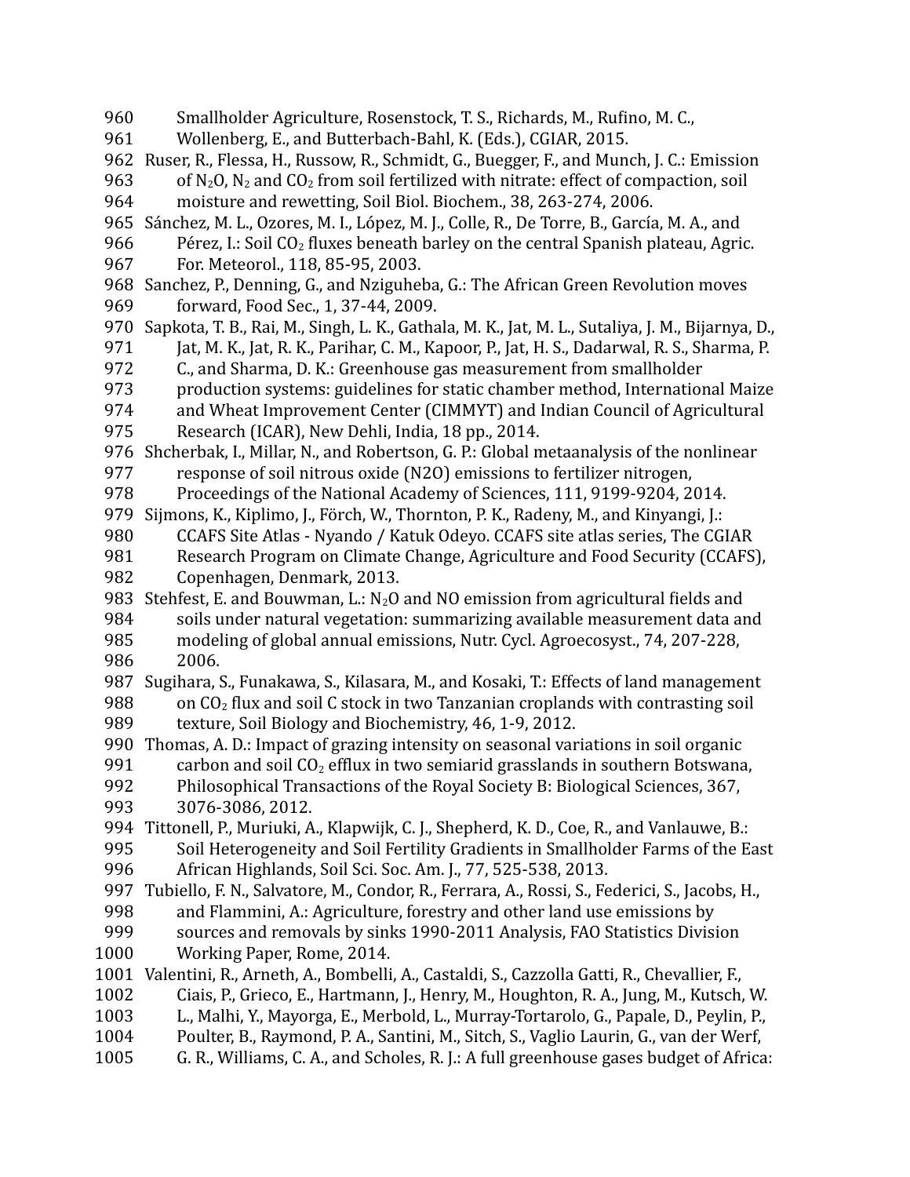Smallholder Agriculture, Rosenstock, T. S., Richards, M., Rufino, M. C., Wollenberg, E., and Butterbach-Bahl, K. (Eds.), CGIAR, 2015.

Ruser, R., Flessa, H., Russow, R., Schmidt, G., Buegger, F., and Munch, J. C.: Emission of $N_2O$, $N_2$ and $CO_2$ from soil fertilized with nitrate: effect of compaction, soil moisture and rewetting, Soil Biol. Biochem., 38, 263-274, 2006.

Sánchez, M. L., Ozores, M. I., López, M. J., Colle, R., De Torre, B., García, M. A., and Pérez, I.: Soil $CO_2$ fluxes beneath barley on the central Spanish plateau, Agric. For. Meteorol., 118, 85-95, 2003.

Sanchez, P., Denning, G., and Nziguheba, G.: The African Green Revolution moves forward, Food Sec., 1, 37-44, 2009.

Sapkota, T. B., Rai, M., Singh, L. K., Gathala, M. K., Jat, M. L., Sutaliya, J. M., Bijarnya, D., Jat, M. K., Jat, R. K., Parihar, C. M., Kapoor, P., Jat, H. S., Dadarwal, R. S., Sharma, P. C., and Sharma, D. K.: Greenhouse gas measurement from smallholder production systems: guidelines for static chamber method, International Maize and Wheat Improvement Center (CIMMYT) and Indian Council of Agricultural Research (ICAR), New Dehli, India, 18 pp., 2014.

Shcherbak, I., Millar, N., and Robertson, G. P.: Global metaanalysis of the nonlinear response of soil nitrous oxide (N2O) emissions to fertilizer nitrogen, Proceedings of the National Academy of Sciences, 111, 9199-9204, 2014.

Sijmons, K., Kiplimo, J., Förch, W., Thornton, P. K., Radeny, M., and Kinyangi, J.: CCAFS Site Atlas - Nyando / Katuk Odeyo. CCAFS site atlas series, The CGIAR Research Program on Climate Change, Agriculture and Food Security (CCAFS), Copenhagen, Denmark, 2013.

Stehfest, E. and Bouwman, L.: $N_2O$ and NO emission from agricultural fields and soils under natural vegetation: summarizing available measurement data and modeling of global annual emissions, Nutr. Cycl. Agroecosyst., 74, 207-228, 2006.

Sugihara, S., Funakawa, S., Kilasara, M., and Kosaki, T.: Effects of land management on $CO_2$ flux and soil C stock in two Tanzanian croplands with contrasting soil texture, Soil Biology and Biochemistry, 46, 1-9, 2012.

Thomas, A. D.: Impact of grazing intensity on seasonal variations in soil organic carbon and soil $CO_2$ efflux in two semiarid grasslands in southern Botswana, Philosophical Transactions of the Royal Society B: Biological Sciences, 367, 3076-3086, 2012.

Tittonell, P., Muriuki, A., Klapwijk, C. J., Shepherd, K. D., Coe, R., and Vanlauwe, B.: Soil Heterogeneity and Soil Fertility Gradients in Smallholder Farms of the East African Highlands, Soil Sci. Soc. Am. J., 77, 525-538, 2013.

Tubiello, F. N., Salvatore, M., Condor, R., Ferrara, A., Rossi, S., Federici, S., Jacobs, H., and Flammini, A.: Agriculture, forestry and other land use emissions by sources and removals by sinks 1990-2011 Analysis, FAO Statistics Division Working Paper, Rome, 2014.

Valentini, R., Arneth, A., Bombelli, A., Castaldi, S., Cazzolla Gatti, R., Chevallier, F., Ciais, P., Grieco, E., Hartmann, J., Henry, M., Houghton, R. A., Jung, M., Kutsch, W. L., Malhi, Y., Mayorga, E., Merbold, L., Murray-Tortarolo, G., Papale, D., Peylin, P., Poulter, B., Raymond, P. A., Santini, M., Sitch, S., Vaglio Laurin, G., van der Werf, G. R., Williams, C. A., and Scholes, R. J.: A full greenhouse gases budget of Africa: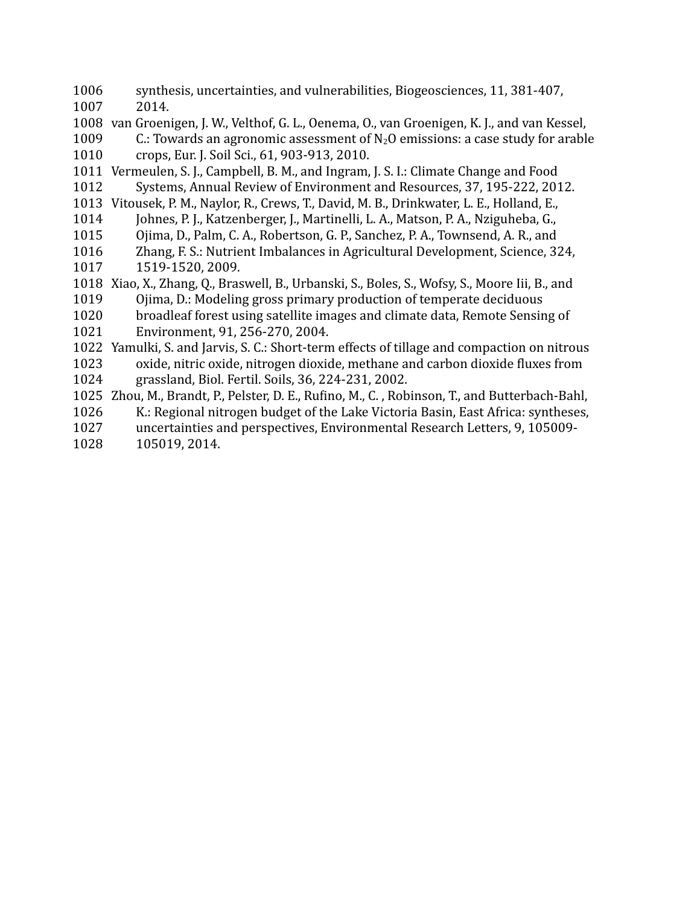synthesis, uncertainties, and vulnerabilities, Biogeosciences, 11, 381-407, 2014.

van Groenigen, J. W., Velthof, G. L., Oenema, O., van Groenigen, K. J., and van Kessel, C.: Towards an agronomic assessment of $N_2O$ emissions: a case study for arable crops, Eur. J. Soil Sci., 61, 903-913, 2010.

Vermeulen, S. J., Campbell, B. M., and Ingram, J. S. I.: Climate Change and Food Systems, Annual Review of Environment and Resources, 37, 195-222, 2012.

Vitousek, P. M., Naylor, R., Crews, T., David, M. B., Drinkwater, L. E., Holland, E., Johnes, P. J., Katzenberger, J., Martinelli, L. A., Matson, P. A., Nziguheba, G., Ojima, D., Palm, C. A., Robertson, G. P., Sanchez, P. A., Townsend, A. R., and Zhang, F. S.: Nutrient Imbalances in Agricultural Development, Science, 324, 1519-1520, 2009.

Xiao, X., Zhang, Q., Braswell, B., Urbanski, S., Boles, S., Wofsy, S., Moore Iii, B., and Ojima, D.: Modeling gross primary production of temperate deciduous broadleaf forest using satellite images and climate data, Remote Sensing of Environment, 91, 256-270, 2004.

Yamulki, S. and Jarvis, S. C.: Short-term effects of tillage and compaction on nitrous oxide, nitric oxide, nitrogen dioxide, methane and carbon dioxide fluxes from grassland, Biol. Fertil. Soils, 36, 224-231, 2002.

Zhou, M., Brandt, P., Pelster, D. E., Rufino, M., C. , Robinson, T., and Butterbach-Bahl, K.: Regional nitrogen budget of the Lake Victoria Basin, East Africa: syntheses, uncertainties and perspectives, Environmental Research Letters, 9, 105009-105019, 2014.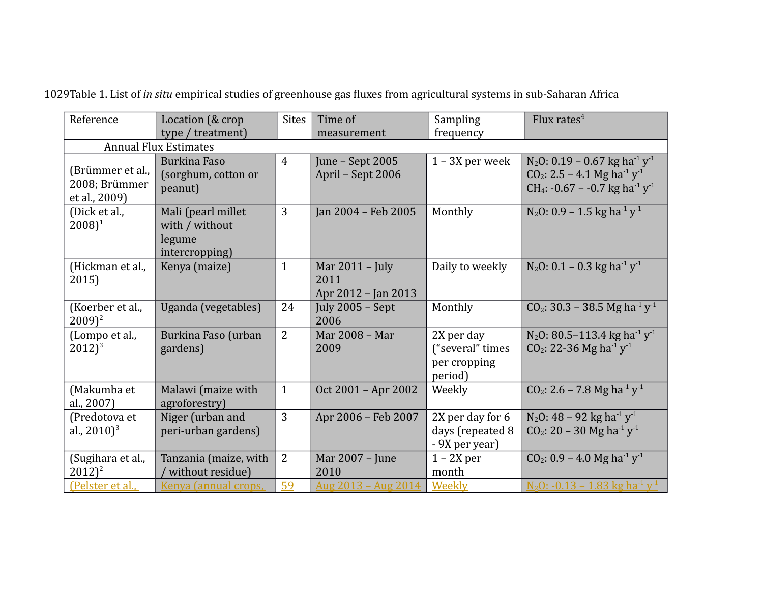1029Table 1. List of *in situ* empirical studies of greenhouse gas fluxes from agricultural systems in sub-Saharan Africa

| Reference | Location (& crop type / treatment) | Sites | Time of measurement | Sampling frequency | Flux rates[4] |
|---|---|---|---|---|---|
| Annual Flux Estimates | | | | | |
| (Brümmer et al., 2008; Brümmer et al., 2009) | Burkina Faso (sorghum, cotton or peanut) | 4 | June – Sept 2005<br>April – Sept 2006 | 1 – 3X per week | $N_2O$: 0.19 – 0.67 kg ha$^{-1}$ y$^{-1}$<br>$CO_2$: 2.5 – 4.1 Mg ha$^{-1}$ y$^{-1}$<br>$CH_4$: -0.67 – -0.7 kg ha$^{-1}$ y$^{-1}$ |
| (Dick et al., 2008)[1] | Mali (pearl millet with / without legume intercropping) | 3 | Jan 2004 – Feb 2005 | Monthly | $N_2O$: 0.9 – 1.5 kg ha$^{-1}$ y$^{-1}$ |
| (Hickman et al., 2015) | Kenya (maize) | 1 | Mar 2011 – July 2011<br>Apr 2012 – Jan 2013 | Daily to weekly | $N_2O$: 0.1 – 0.3 kg ha$^{-1}$ y$^{-1}$ |
| (Koerber et al., 2009)[2] | Uganda (vegetables) | 24 | July 2005 – Sept 2006 | Monthly | $CO_2$: 30.3 – 38.5 Mg ha$^{-1}$ y$^{-1}$ |
| (Lompo et al., 2012)[3] | Burkina Faso (urban gardens) | 2 | Mar 2008 – Mar 2009 | 2X per day ("several" times per cropping period) | $N_2O$: 80.5–113.4 kg ha$^{-1}$ y$^{-1}$<br>$CO_2$: 22-36 Mg ha$^{-1}$ y$^{-1}$ |
| (Makumba et al., 2007) | Malawi (maize with agroforestry) | 1 | Oct 2001 – Apr 2002 | Weekly | $CO_2$: 2.6 – 7.8 Mg ha$^{-1}$ y$^{-1}$ |
| (Predotova et al., 2010)[3] | Niger (urban and peri-urban gardens) | 3 | Apr 2006 – Feb 2007 | 2X per day for 6 days (repeated 8 - 9X per year) | $N_2O$: 48 – 92 kg ha$^{-1}$ y$^{-1}$<br>$CO_2$: 20 – 30 Mg ha$^{-1}$ y$^{-1}$ |
| (Sugihara et al., 2012)[2] | Tanzania (maize, with / without residue) | 2 | Mar 2007 – June 2010 | 1 – 2X per month | $CO_2$: 0.9 – 4.0 Mg ha$^{-1}$ y$^{-1}$ |
| (Pelster et al., | Kenya (annual crops, | 59 | Aug 2013 – Aug 2014 | Weekly | $N_2O$: -0.13 – 1.83 kg ha$^{-1}$ y$^{-1}$ |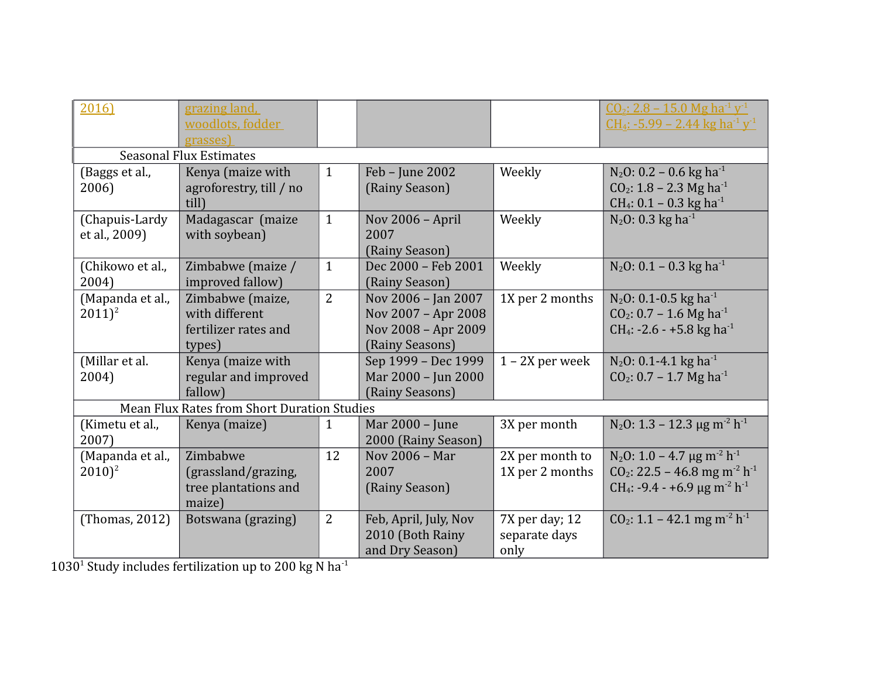| | | | | | |
|---|---|---|---|---|---|
| 2016) | grazing land, woodlots, fodder grasses) | | | | $CO_2$: 2.8 – 15.0 Mg ha$^{-1}$ y$^{-1}$<br>$CH_4$: -5.99 – 2.44 kg ha$^{-1}$ y$^{-1}$ |
| Seasonal Flux Estimates | | | | | |
| (Baggs et al., 2006) | Kenya (maize with agroforestry, till / no till) | 1 | Feb – June 2002 (Rainy Season) | Weekly | $N_2O$: 0.2 – 0.6 kg ha$^{-1}$<br>$CO_2$: 1.8 – 2.3 Mg ha$^{-1}$<br>$CH_4$: 0.1 – 0.3 kg ha$^{-1}$ |
| (Chapuis-Lardy et al., 2009) | Madagascar (maize with soybean) | 1 | Nov 2006 – April 2007 (Rainy Season) | Weekly | $N_2O$: 0.3 kg ha$^{-1}$ |
| (Chikowo et al., 2004) | Zimbabwe (maize / improved fallow) | 1 | Dec 2000 – Feb 2001 (Rainy Season) | Weekly | $N_2O$: 0.1 – 0.3 kg ha$^{-1}$ |
| (Mapanda et al., 2011)[2] | Zimbabwe (maize, with different fertilizer rates and types) | 2 | Nov 2006 – Jan 2007<br>Nov 2007 – Apr 2008<br>Nov 2008 – Apr 2009 (Rainy Seasons) | 1X per 2 months | $N_2O$: 0.1-0.5 kg ha$^{-1}$<br>$CO_2$: 0.7 – 1.6 Mg ha$^{-1}$<br>$CH_4$: -2.6 - +5.8 kg ha$^{-1}$ |
| (Millar et al. 2004) | Kenya (maize with regular and improved fallow) | | Sep 1999 – Dec 1999<br>Mar 2000 – Jun 2000 (Rainy Seasons) | 1 – 2X per week | $N_2O$: 0.1-4.1 kg ha$^{-1}$<br>$CO_2$: 0.7 – 1.7 Mg ha$^{-1}$ |
| Mean Flux Rates from Short Duration Studies | | | | | |
| (Kimetu et al., 2007) | Kenya (maize) | 1 | Mar 2000 – June 2000 (Rainy Season) | 3X per month | $N_2O$: 1.3 – 12.3 μg m$^{-2}$ h$^{-1}$ |
| (Mapanda et al., 2010)[2] | Zimbabwe (grassland/grazing, tree plantations and maize) | 12 | Nov 2006 – Mar 2007 (Rainy Season) | 2X per month to 1X per 2 months | $N_2O$: 1.0 – 4.7 μg m$^{-2}$ h$^{-1}$<br>$CO_2$: 22.5 – 46.8 mg m$^{-2}$ h$^{-1}$<br>$CH_4$: -9.4 - +6.9 μg m$^{-2}$ h$^{-1}$ |
| (Thomas, 2012) | Botswana (grazing) | 2 | Feb, April, July, Nov 2010 (Both Rainy and Dry Season) | 7X per day; 12 separate days only | $CO_2$: 1.1 – 42.1 mg m$^{-2}$ h$^{-1}$ |

1030 [1] Study includes fertilization up to 200 kg N ha$^{-1}$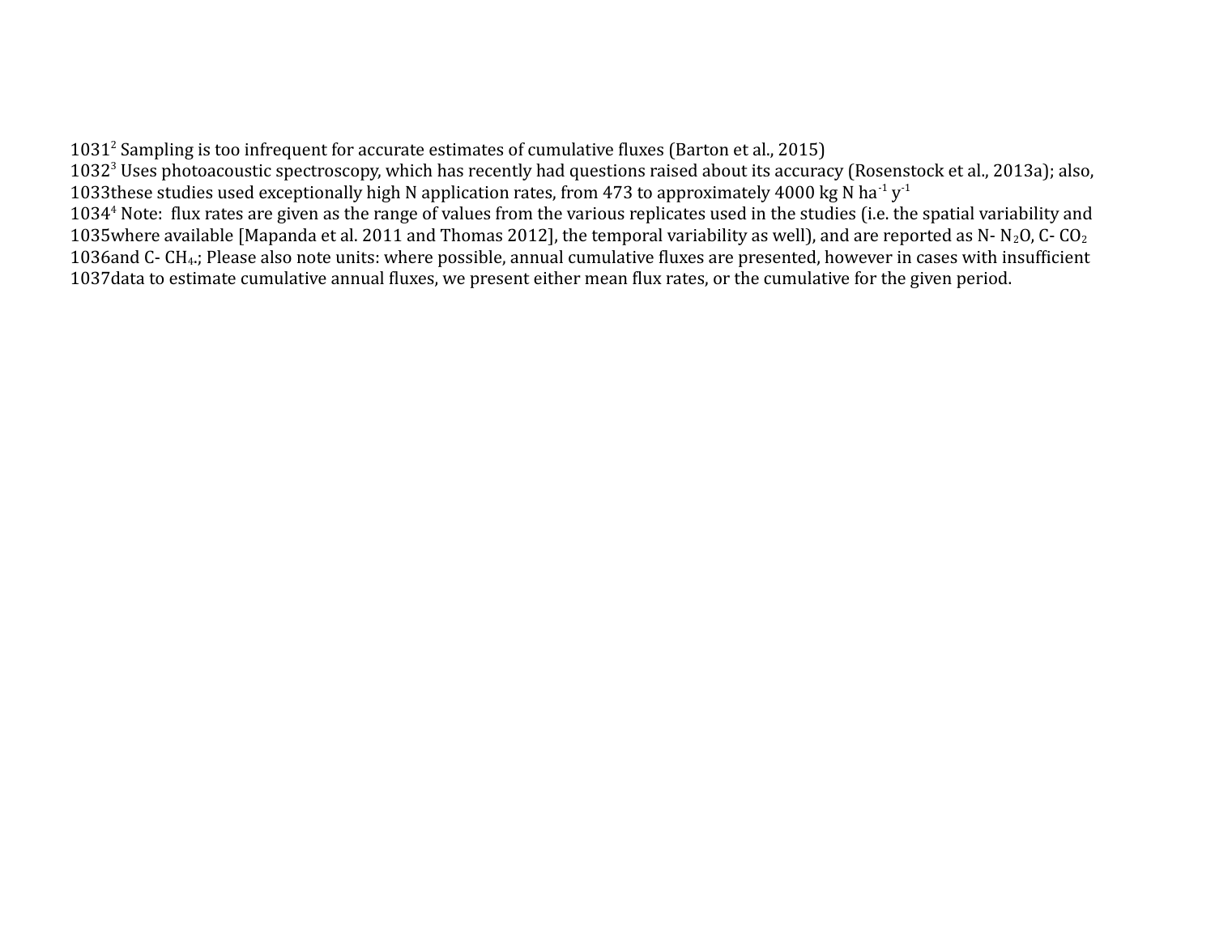1031[2] Sampling is too infrequent for accurate estimates of cumulative fluxes (Barton et al., 2015)
1032[3] Uses photoacoustic spectroscopy, which has recently had questions raised about its accuracy (Rosenstock et al., 2013a); also,
1033these studies used exceptionally high N application rates, from 473 to approximately 4000 kg N $ha^{-1}$ $y^{-1}$
1034[4] Note: flux rates are given as the range of values from the various replicates used in the studies (i.e. the spatial variability and
1035where available [Mapanda et al. 2011 and Thomas 2012], the temporal variability as well), and are reported as N- $N_2O$, C- $CO_2$
1036and C- $CH_4$.; Please also note units: where possible, annual cumulative fluxes are presented, however in cases with insufficient
1037data to estimate cumulative annual fluxes, we present either mean flux rates, or the cumulative for the given period.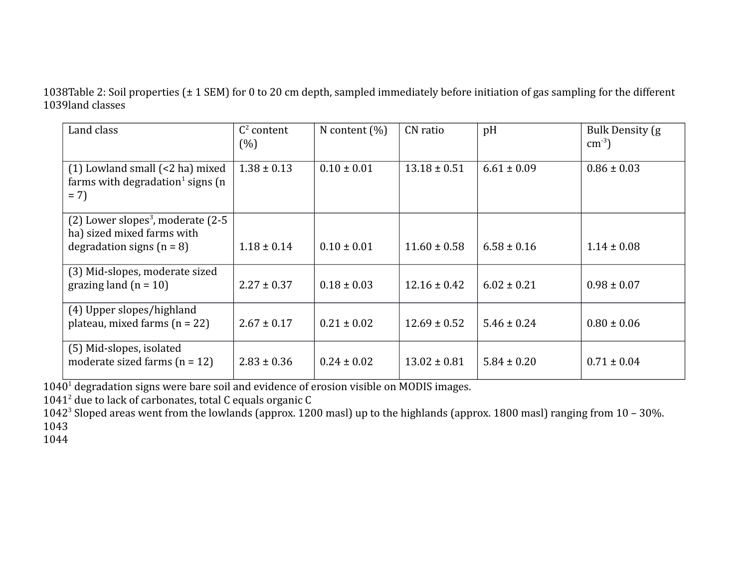Table 2: Soil properties (± 1 SEM) for 0 to 20 cm depth, sampled immediately before initiation of gas sampling for the different land classes

| Land class | C[2] content (%) | N content (%) | CN ratio | pH | Bulk Density (g $cm^{-3}$) |
| --- | --- | --- | --- | --- | --- |
| (1) Lowland small (<2 ha) mixed farms with degradation[1] signs (n = 7) | 1.38 ± 0.13 | 0.10 ± 0.01 | 13.18 ± 0.51 | 6.61 ± 0.09 | 0.86 ± 0.03 |
| (2) Lower slopes[3], moderate (2-5 ha) sized mixed farms with degradation signs (n = 8) | 1.18 ± 0.14 | 0.10 ± 0.01 | 11.60 ± 0.58 | 6.58 ± 0.16 | 1.14 ± 0.08 |
| (3) Mid-slopes, moderate sized grazing land (n = 10) | 2.27 ± 0.37 | 0.18 ± 0.03 | 12.16 ± 0.42 | 6.02 ± 0.21 | 0.98 ± 0.07 |
| (4) Upper slopes/highland plateau, mixed farms (n = 22) | 2.67 ± 0.17 | 0.21 ± 0.02 | 12.69 ± 0.52 | 5.46 ± 0.24 | 0.80 ± 0.06 |
| (5) Mid-slopes, isolated moderate sized farms (n = 12) | 2.83 ± 0.36 | 0.24 ± 0.02 | 13.02 ± 0.81 | 5.84 ± 0.20 | 0.71 ± 0.04 |

[1] degradation signs were bare soil and evidence of erosion visible on MODIS images.
[2] due to lack of carbonates, total C equals organic C
[3] Sloped areas went from the lowlands (approx. 1200 masl) up to the highlands (approx. 1800 masl) ranging from 10 – 30%.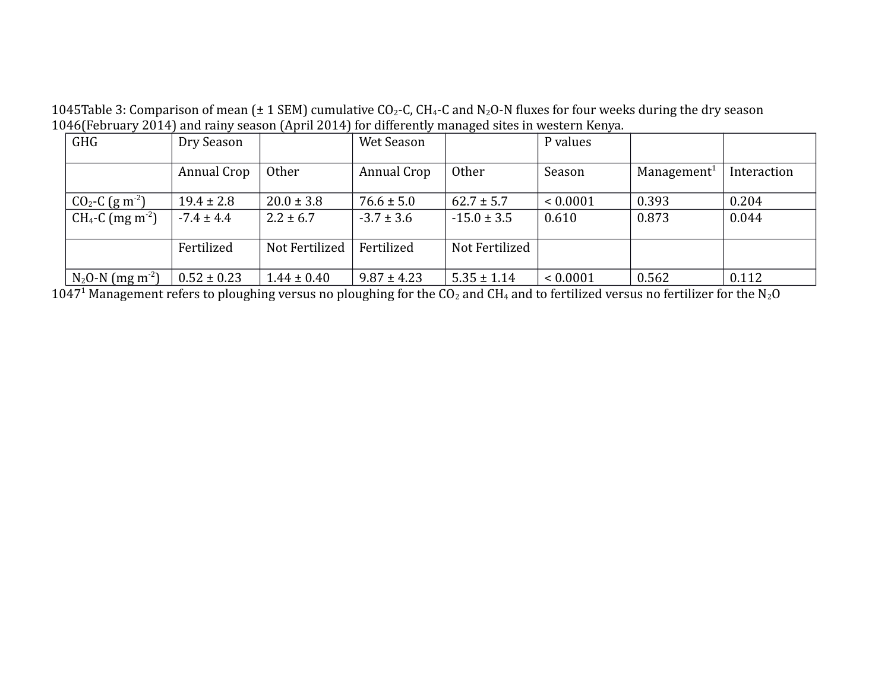1045Table 3: Comparison of mean (± 1 SEM) cumulative $CO_2$-C, $CH_4$-C and $N_2O$-N fluxes for four weeks during the dry season 1046(February 2014) and rainy season (April 2014) for differently managed sites in western Kenya.

| GHG | Dry Season | | Wet Season | | P values | | |
|---|---|---|---|---|---|---|---|
| | Annual Crop | Other | Annual Crop | Other | Season | Management[1] | Interaction |
| $CO_2$-C (g $m^{-2}$) | 19.4 ± 2.8 | 20.0 ± 3.8 | 76.6 ± 5.0 | 62.7 ± 5.7 | < 0.0001 | 0.393 | 0.204 |
| $CH_4$-C (mg $m^{-2}$) | -7.4 ± 4.4 | 2.2 ± 6.7 | -3.7 ± 3.6 | -15.0 ± 3.5 | 0.610 | 0.873 | 0.044 |
| | Fertilized | Not Fertilized | Fertilized | Not Fertilized | | | |
| $N_2O$-N (mg $m^{-2}$) | 0.52 ± 0.23 | 1.44 ± 0.40 | 9.87 ± 4.23 | 5.35 ± 1.14 | < 0.0001 | 0.562 | 0.112 |

1047[1] Management refers to ploughing versus no ploughing for the $CO_2$ and $CH_4$ and to fertilized versus no fertilizer for the $N_2O$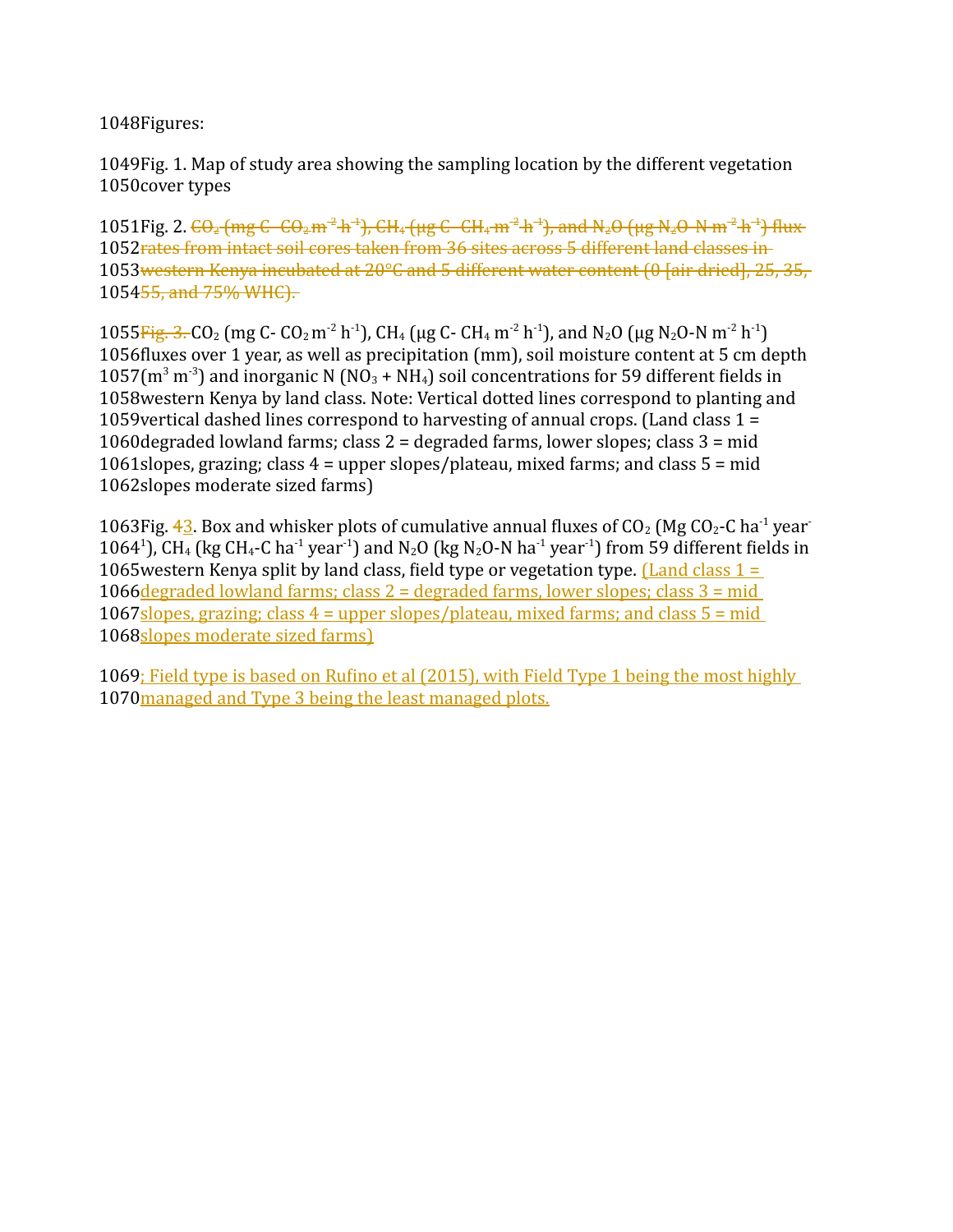1048 Figures:

1049 Fig. 1. Map of study area showing the sampling location by the different vegetation
1050 cover types

1051 Fig. 2. ~~$CO_2$ (mg C- $CO_2$ $m^{-2}$ $h^{-1}$), $CH_4$ (µg C- $CH_4$ $m^{-2}$ $h^{-1}$), and $N_2O$ (µg $N_2O$-N $m^{-2}$ $h^{-1}$) flux~~
1052 ~~rates from intact soil cores taken from 36 sites across 5 different land classes in~~
1053 ~~western Kenya incubated at 20°C and 5 different water content (0 [air dried], 25, 35,~~
1054 ~~55, and 75% WHC).~~

1055 ~~Fig. 3.~~ $CO_2$ (mg C- $CO_2$ $m^{-2}$ $h^{-1}$), $CH_4$ (µg C- $CH_4$ $m^{-2}$ $h^{-1}$), and $N_2O$ (µg $N_2O$-N $m^{-2}$ $h^{-1}$)
1056 fluxes over 1 year, as well as precipitation (mm), soil moisture content at 5 cm depth
1057 ($m^3$ $m^{-3}$) and inorganic N ($NO_3$ + $NH_4$) soil concentrations for 59 different fields in
1058 western Kenya by land class. Note: Vertical dotted lines correspond to planting and
1059 vertical dashed lines correspond to harvesting of annual crops. (Land class 1 =
1060 degraded lowland farms; class 2 = degraded farms, lower slopes; class 3 = mid
1061 slopes, grazing; class 4 = upper slopes/plateau, mixed farms; and class 5 = mid
1062 slopes moderate sized farms)

1063 Fig. ~~4~~3. Box and whisker plots of cumulative annual fluxes of $CO_2$ (Mg $CO_2$-C $ha^{-1}$ $year^{-1}$), $CH_4$ (kg $CH_4$-C $ha^{-1}$ $year^{-1}$) and $N_2O$ (kg $N_2O$-N $ha^{-1}$ $year^{-1}$) from 59 different fields in
1065 western Kenya split by land class, field type or vegetation type. (Land class 1 =
1066 degraded lowland farms; class 2 = degraded farms, lower slopes; class 3 = mid
1067 slopes, grazing; class 4 = upper slopes/plateau, mixed farms; and class 5 = mid
1068 slopes moderate sized farms)

1069 ; Field type is based on Rufino et al (2015), with Field Type 1 being the most highly
1070 managed and Type 3 being the least managed plots.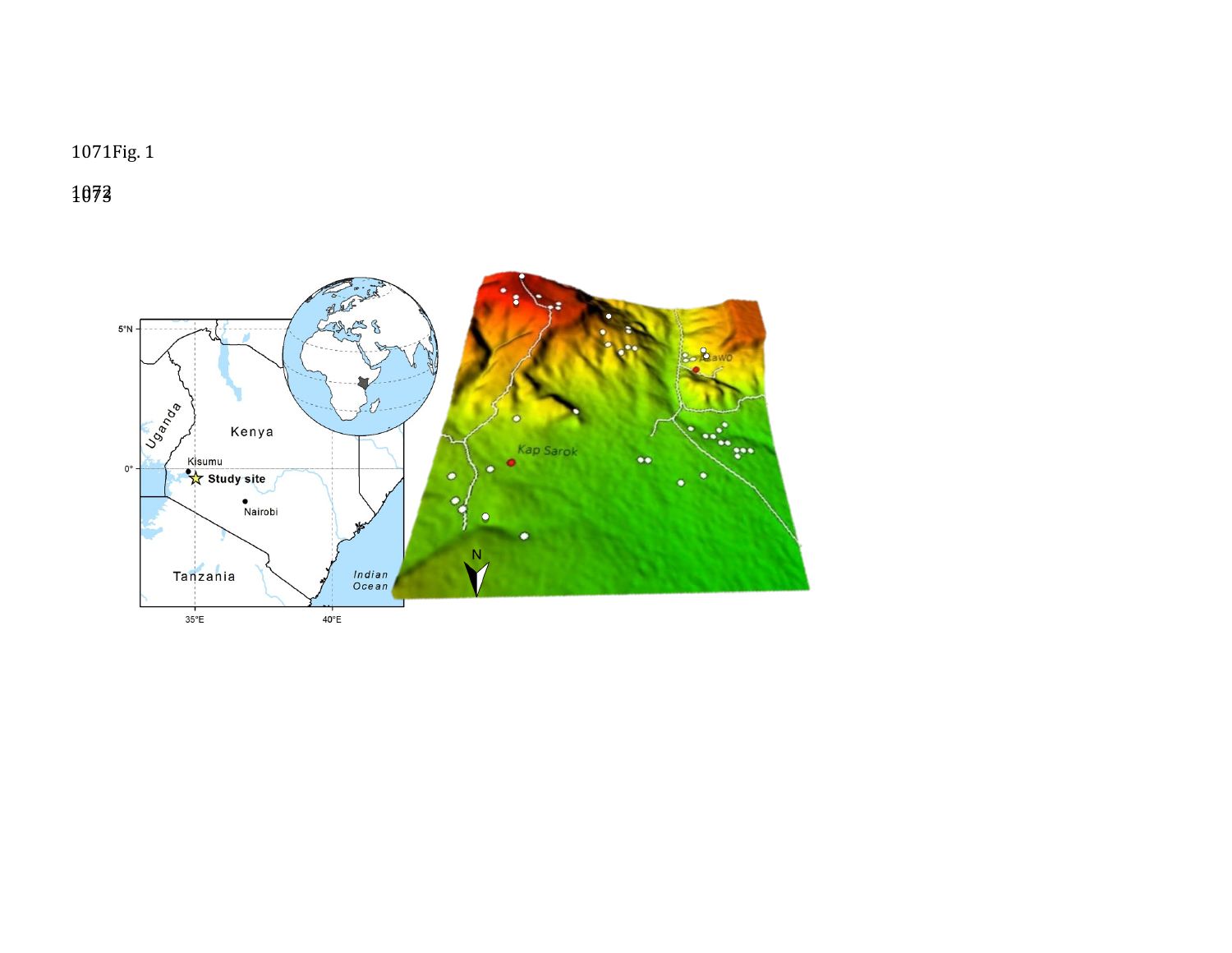Fig. 1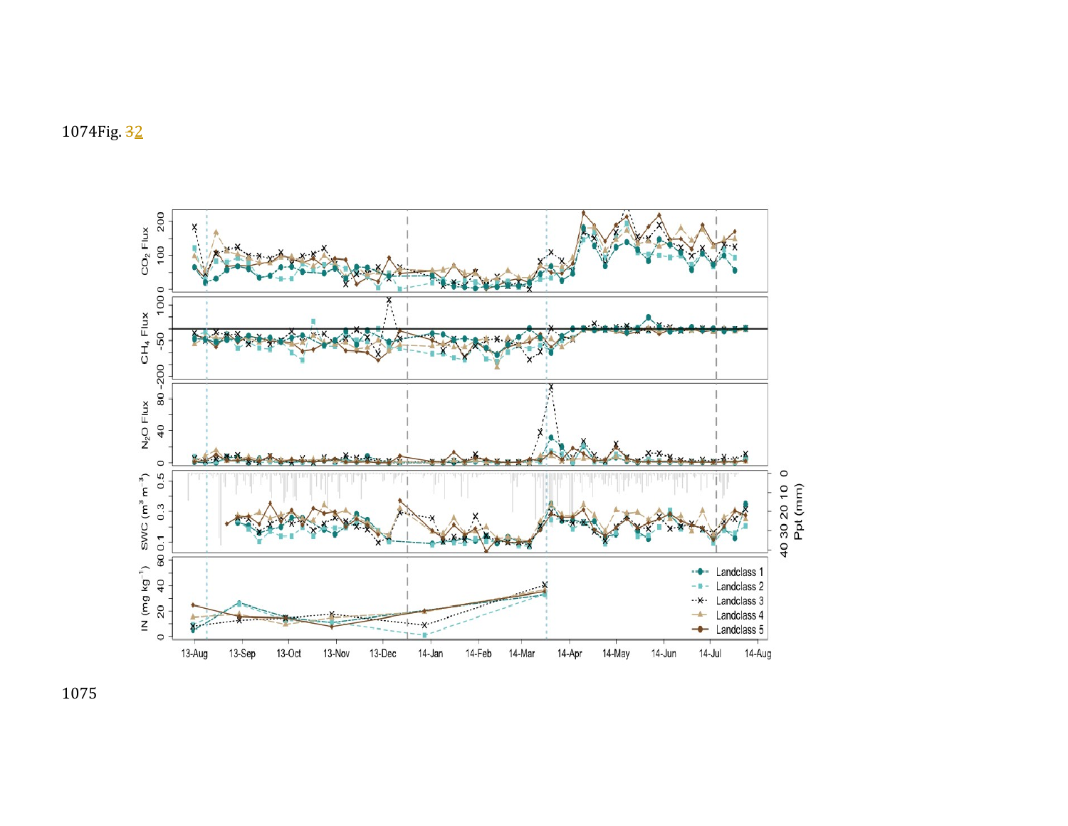Fig. 32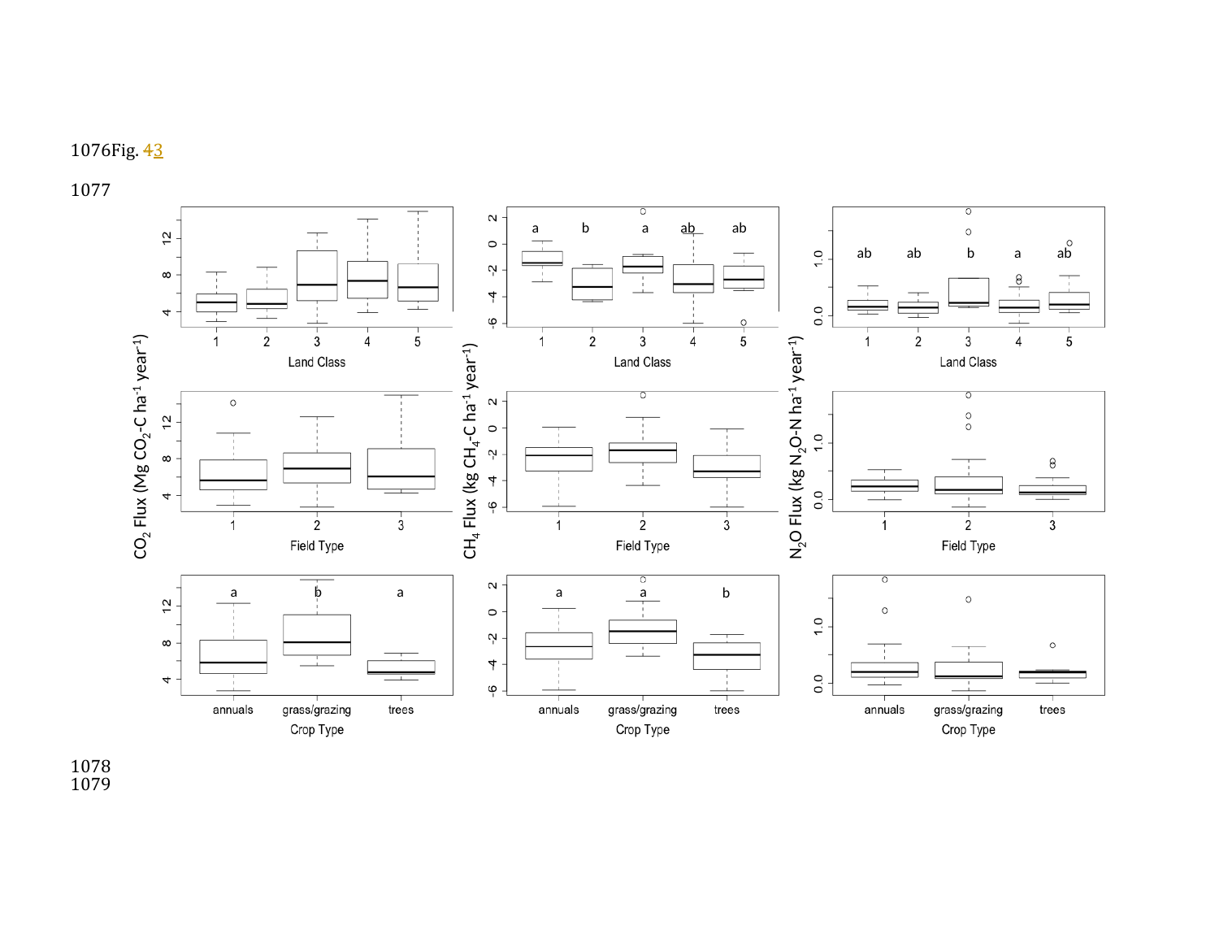1076Fig. 43

1077

$CO_2$ Flux (Mg $CO_2$-C $ha^{-1}$ $year^{-1}$)

$CH_4$ Flux (kg $CH_4$-C $ha^{-1}$ $year^{-1}$)

$N_2O$ Flux (kg $N_2O$-N $ha^{-1}$ $year^{-1}$)

12
8
4

1 2 3 4 5
Land Class

2
0
-2
-4
-6

a b a ab ab

1 2 3 4 5
Land Class

1.0
0.0

ab ab b a ab

1 2 3 4 5
Land Class

12
8
4

1 2 3
Field Type

2
0
-2
-4
-6

1 2 3
Field Type

1.0
0.0

1 2 3
Field Type

12
8
4

a b a

annuals grass/grazing trees
Crop Type

2
0
-2
-4
-6

a a b

annuals grass/grazing trees
Crop Type

1.0
0.0

annuals grass/grazing trees
Crop Type

1078
1079